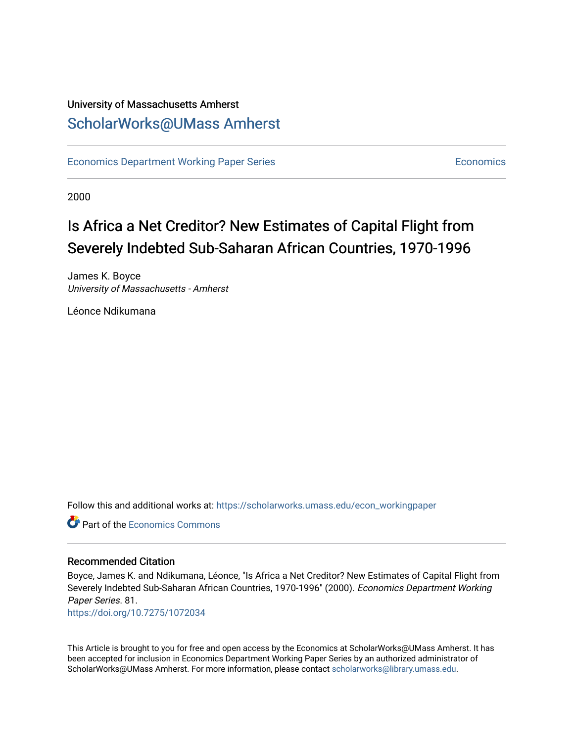University of Massachusetts Amherst

## ScholarWorks@UMass Amherst

Economics Department Working Paper Series | Economics

2000

# Is Africa a Net Creditor? New Estimates of Capital Flight from Severely Indebted Sub-Saharan African Countries, 1970-1996

James K. Boyce
*University of Massachusetts - Amherst*

Léonce Ndikumana

Follow this and additional works at: https://scholarworks.umass.edu/econ_workingpaper

Part of the Economics Commons

### Recommended Citation

Boyce, James K. and Ndikumana, Léonce, "Is Africa a Net Creditor? New Estimates of Capital Flight from Severely Indebted Sub-Saharan African Countries, 1970-1996" (2000). *Economics Department Working Paper Series*. 81.
https://doi.org/10.7275/1072034

This Article is brought to you for free and open access by the Economics at ScholarWorks@UMass Amherst. It has been accepted for inclusion in Economics Department Working Paper Series by an authorized administrator of ScholarWorks@UMass Amherst. For more information, please contact scholarworks@library.umass.edu.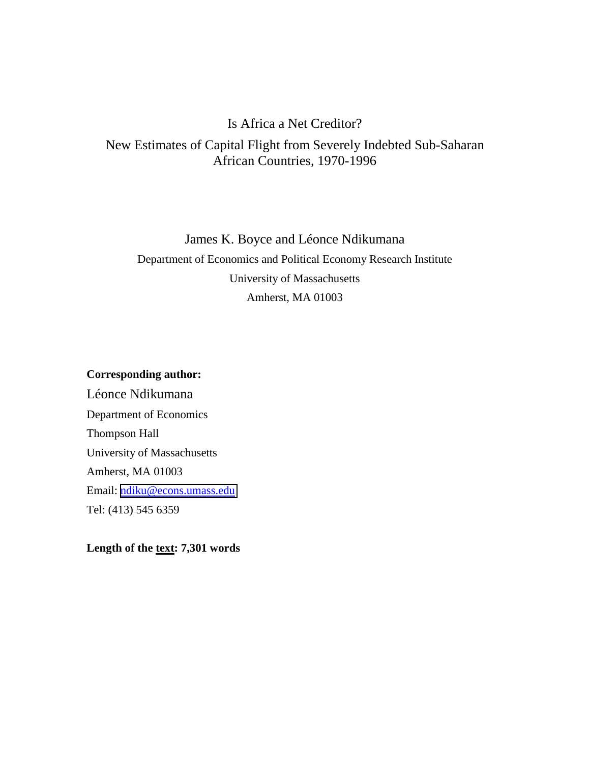# Is Africa a Net Creditor?

## New Estimates of Capital Flight from Severely Indebted Sub-Saharan African Countries, 1970-1996

James K. Boyce and Léonce Ndikumana

Department of Economics and Political Economy Research Institute

University of Massachusetts

Amherst, MA 01003

**Corresponding author:**

Léonce Ndikumana

Department of Economics

Thompson Hall

University of Massachusetts

Amherst, MA 01003

Email: ndiku@econs.umass.edu

Tel: (413) 545 6359

**Length of the text: 7,301 words**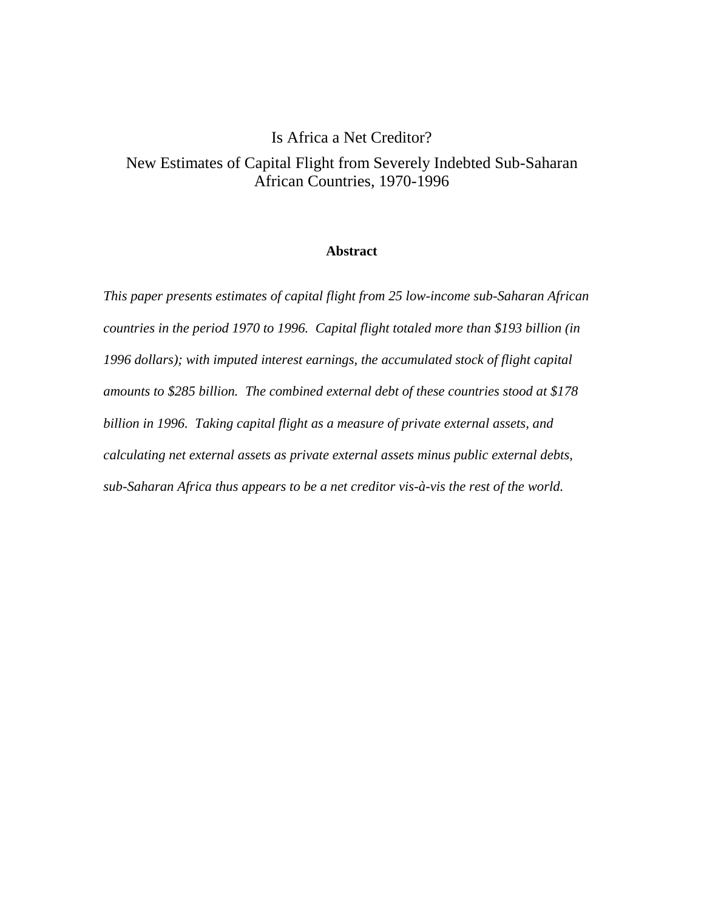# Is Africa a Net Creditor?

## New Estimates of Capital Flight from Severely Indebted Sub-Saharan African Countries, 1970-1996

### Abstract

*This paper presents estimates of capital flight from 25 low-income sub-Saharan African countries in the period 1970 to 1996. Capital flight totaled more than $193 billion (in 1996 dollars); with imputed interest earnings, the accumulated stock of flight capital amounts to $285 billion. The combined external debt of these countries stood at $178 billion in 1996. Taking capital flight as a measure of private external assets, and calculating net external assets as private external assets minus public external debts, sub-Saharan Africa thus appears to be a net creditor vis-à-vis the rest of the world.*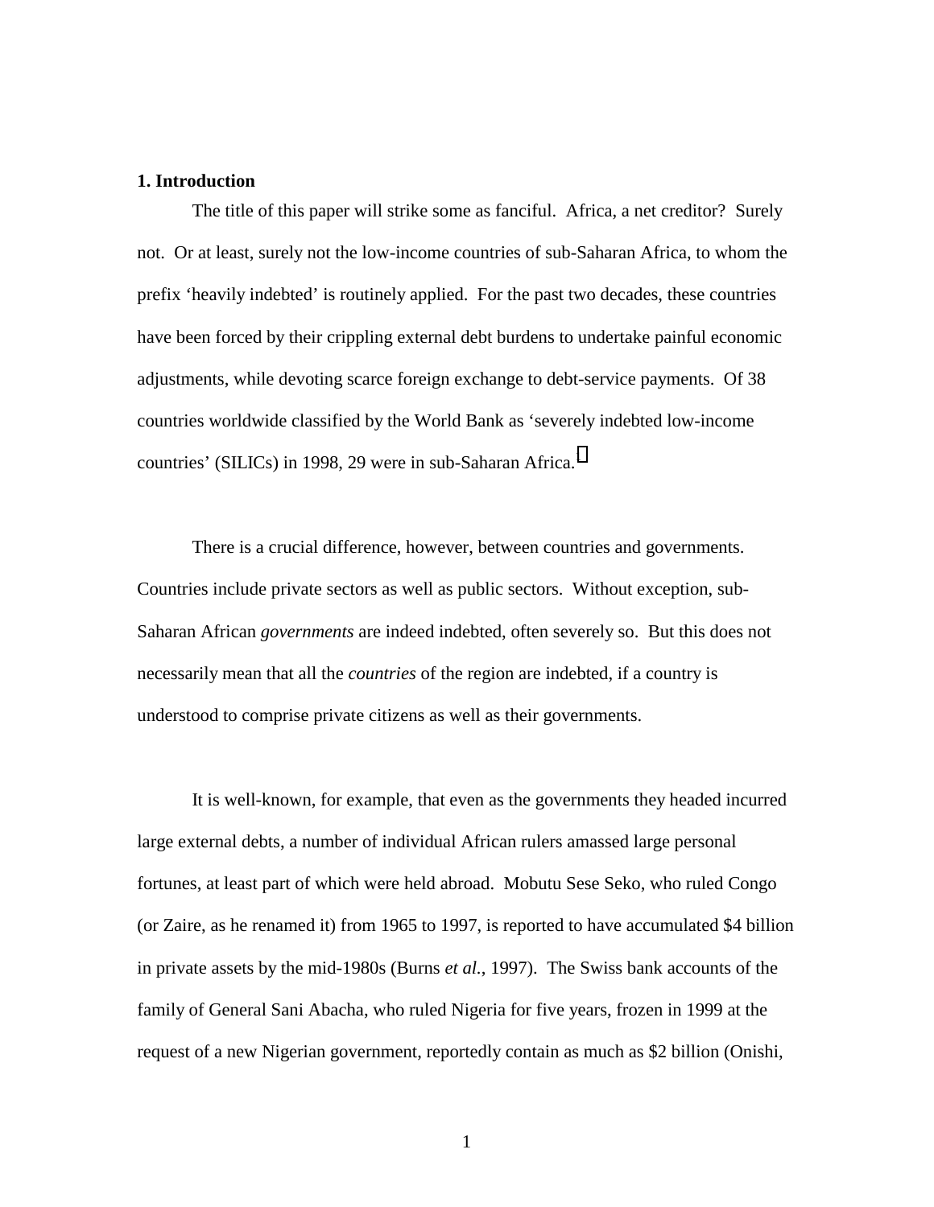## 1. Introduction

The title of this paper will strike some as fanciful. Africa, a net creditor? Surely not. Or at least, surely not the low-income countries of sub-Saharan Africa, to whom the prefix 'heavily indebted' is routinely applied. For the past two decades, these countries have been forced by their crippling external debt burdens to undertake painful economic adjustments, while devoting scarce foreign exchange to debt-service payments. Of 38 countries worldwide classified by the World Bank as 'severely indebted low-income countries' (SILICs) in 1998, 29 were in sub-Saharan Africa.[1]

There is a crucial difference, however, between countries and governments. Countries include private sectors as well as public sectors. Without exception, sub-Saharan African *governments* are indeed indebted, often severely so. But this does not necessarily mean that all the *countries* of the region are indebted, if a country is understood to comprise private citizens as well as their governments.

It is well-known, for example, that even as the governments they headed incurred large external debts, a number of individual African rulers amassed large personal fortunes, at least part of which were held abroad. Mobutu Sese Seko, who ruled Congo (or Zaire, as he renamed it) from 1965 to 1997, is reported to have accumulated $4 billion in private assets by the mid-1980s (Burns *et al.*, 1997). The Swiss bank accounts of the family of General Sani Abacha, who ruled Nigeria for five years, frozen in 1999 at the request of a new Nigerian government, reportedly contain as much as $2 billion (Onishi,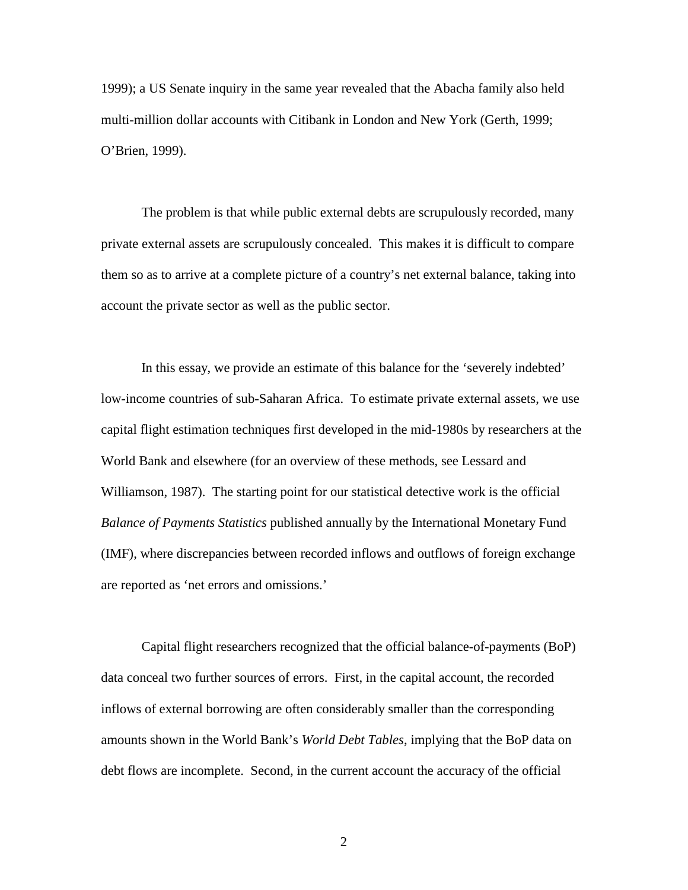1999); a US Senate inquiry in the same year revealed that the Abacha family also held multi-million dollar accounts with Citibank in London and New York (Gerth, 1999; O'Brien, 1999).

The problem is that while public external debts are scrupulously recorded, many private external assets are scrupulously concealed. This makes it is difficult to compare them so as to arrive at a complete picture of a country's net external balance, taking into account the private sector as well as the public sector.

In this essay, we provide an estimate of this balance for the 'severely indebted' low-income countries of sub-Saharan Africa. To estimate private external assets, we use capital flight estimation techniques first developed in the mid-1980s by researchers at the World Bank and elsewhere (for an overview of these methods, see Lessard and Williamson, 1987). The starting point for our statistical detective work is the official *Balance of Payments Statistics* published annually by the International Monetary Fund (IMF), where discrepancies between recorded inflows and outflows of foreign exchange are reported as 'net errors and omissions.'

Capital flight researchers recognized that the official balance-of-payments (BoP) data conceal two further sources of errors. First, in the capital account, the recorded inflows of external borrowing are often considerably smaller than the corresponding amounts shown in the World Bank's *World Debt Tables*, implying that the BoP data on debt flows are incomplete. Second, in the current account the accuracy of the official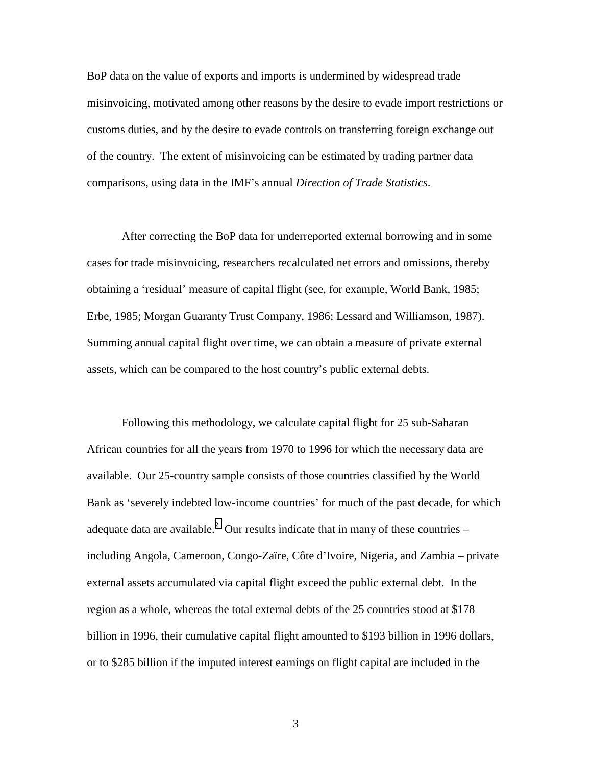BoP data on the value of exports and imports is undermined by widespread trade misinvoicing, motivated among other reasons by the desire to evade import restrictions or customs duties, and by the desire to evade controls on transferring foreign exchange out of the country. The extent of misinvoicing can be estimated by trading partner data comparisons, using data in the IMF's annual *Direction of Trade Statistics*.

After correcting the BoP data for underreported external borrowing and in some cases for trade misinvoicing, researchers recalculated net errors and omissions, thereby obtaining a 'residual' measure of capital flight (see, for example, World Bank, 1985; Erbe, 1985; Morgan Guaranty Trust Company, 1986; Lessard and Williamson, 1987). Summing annual capital flight over time, we can obtain a measure of private external assets, which can be compared to the host country's public external debts.

Following this methodology, we calculate capital flight for 25 sub-Saharan African countries for all the years from 1970 to 1996 for which the necessary data are available. Our 25-country sample consists of those countries classified by the World Bank as 'severely indebted low-income countries' for much of the past decade, for which adequate data are available.[2] Our results indicate that in many of these countries – including Angola, Cameroon, Congo-Zaïre, Côte d'Ivoire, Nigeria, and Zambia – private external assets accumulated via capital flight exceed the public external debt. In the region as a whole, whereas the total external debts of the 25 countries stood at $178 billion in 1996, their cumulative capital flight amounted to $193 billion in 1996 dollars, or to $285 billion if the imputed interest earnings on flight capital are included in the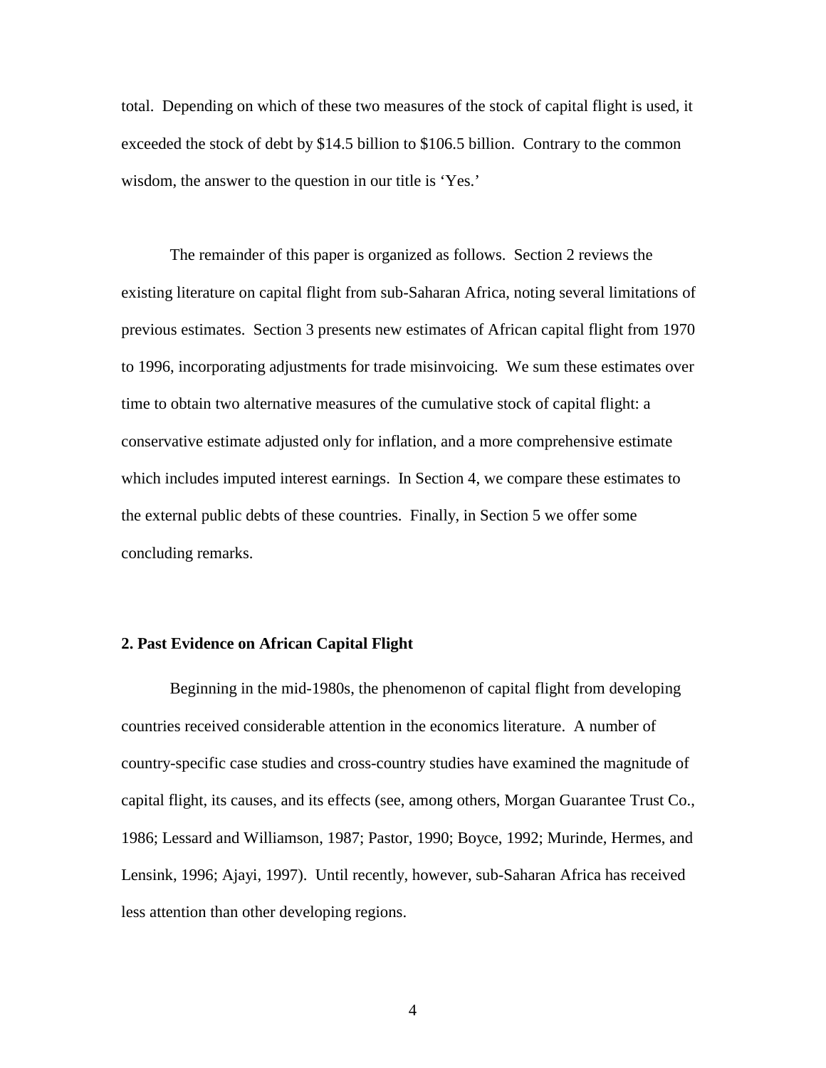total. Depending on which of these two measures of the stock of capital flight is used, it exceeded the stock of debt by $14.5 billion to $106.5 billion. Contrary to the common wisdom, the answer to the question in our title is 'Yes.'

The remainder of this paper is organized as follows. Section 2 reviews the existing literature on capital flight from sub-Saharan Africa, noting several limitations of previous estimates. Section 3 presents new estimates of African capital flight from 1970 to 1996, incorporating adjustments for trade misinvoicing. We sum these estimates over time to obtain two alternative measures of the cumulative stock of capital flight: a conservative estimate adjusted only for inflation, and a more comprehensive estimate which includes imputed interest earnings. In Section 4, we compare these estimates to the external public debts of these countries. Finally, in Section 5 we offer some concluding remarks.

## 2. Past Evidence on African Capital Flight

Beginning in the mid-1980s, the phenomenon of capital flight from developing countries received considerable attention in the economics literature. A number of country-specific case studies and cross-country studies have examined the magnitude of capital flight, its causes, and its effects (see, among others, Morgan Guarantee Trust Co., 1986; Lessard and Williamson, 1987; Pastor, 1990; Boyce, 1992; Murinde, Hermes, and Lensink, 1996; Ajayi, 1997). Until recently, however, sub-Saharan Africa has received less attention than other developing regions.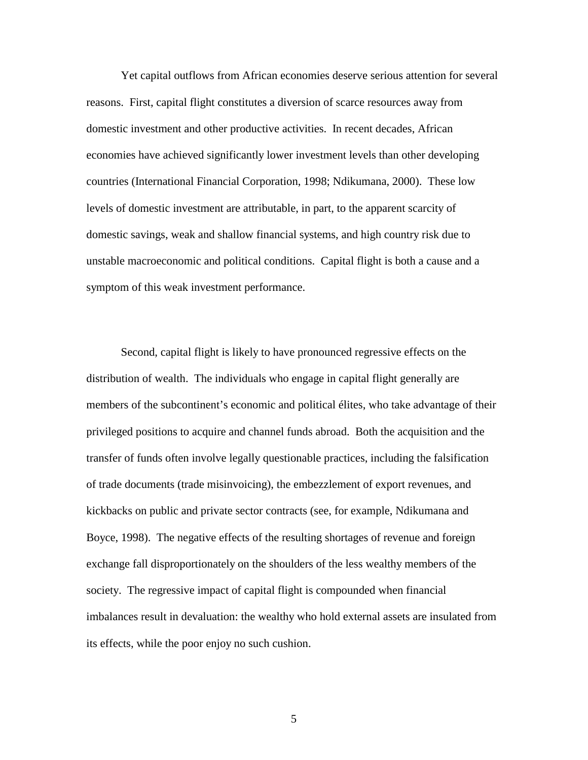Yet capital outflows from African economies deserve serious attention for several reasons. First, capital flight constitutes a diversion of scarce resources away from domestic investment and other productive activities. In recent decades, African economies have achieved significantly lower investment levels than other developing countries (International Financial Corporation, 1998; Ndikumana, 2000). These low levels of domestic investment are attributable, in part, to the apparent scarcity of domestic savings, weak and shallow financial systems, and high country risk due to unstable macroeconomic and political conditions. Capital flight is both a cause and a symptom of this weak investment performance.

Second, capital flight is likely to have pronounced regressive effects on the distribution of wealth. The individuals who engage in capital flight generally are members of the subcontinent's economic and political élites, who take advantage of their privileged positions to acquire and channel funds abroad. Both the acquisition and the transfer of funds often involve legally questionable practices, including the falsification of trade documents (trade misinvoicing), the embezzlement of export revenues, and kickbacks on public and private sector contracts (see, for example, Ndikumana and Boyce, 1998). The negative effects of the resulting shortages of revenue and foreign exchange fall disproportionately on the shoulders of the less wealthy members of the society. The regressive impact of capital flight is compounded when financial imbalances result in devaluation: the wealthy who hold external assets are insulated from its effects, while the poor enjoy no such cushion.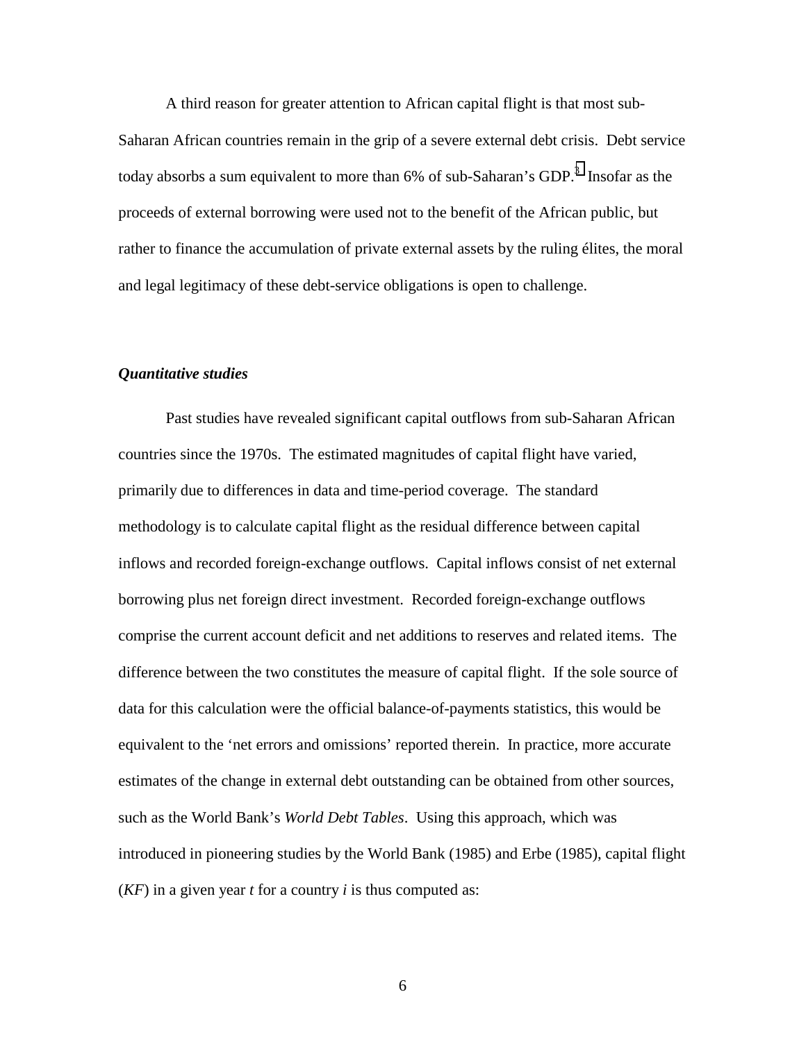A third reason for greater attention to African capital flight is that most sub-Saharan African countries remain in the grip of a severe external debt crisis. Debt service today absorbs a sum equivalent to more than 6% of sub-Saharan's GDP.[3] Insofar as the proceeds of external borrowing were used not to the benefit of the African public, but rather to finance the accumulation of private external assets by the ruling élites, the moral and legal legitimacy of these debt-service obligations is open to challenge.

***Quantitative studies***

Past studies have revealed significant capital outflows from sub-Saharan African countries since the 1970s. The estimated magnitudes of capital flight have varied, primarily due to differences in data and time-period coverage. The standard methodology is to calculate capital flight as the residual difference between capital inflows and recorded foreign-exchange outflows. Capital inflows consist of net external borrowing plus net foreign direct investment. Recorded foreign-exchange outflows comprise the current account deficit and net additions to reserves and related items. The difference between the two constitutes the measure of capital flight. If the sole source of data for this calculation were the official balance-of-payments statistics, this would be equivalent to the 'net errors and omissions' reported therein. In practice, more accurate estimates of the change in external debt outstanding can be obtained from other sources, such as the World Bank's *World Debt Tables*. Using this approach, which was introduced in pioneering studies by the World Bank (1985) and Erbe (1985), capital flight ($KF$) in a given year $t$ for a country $i$ is thus computed as: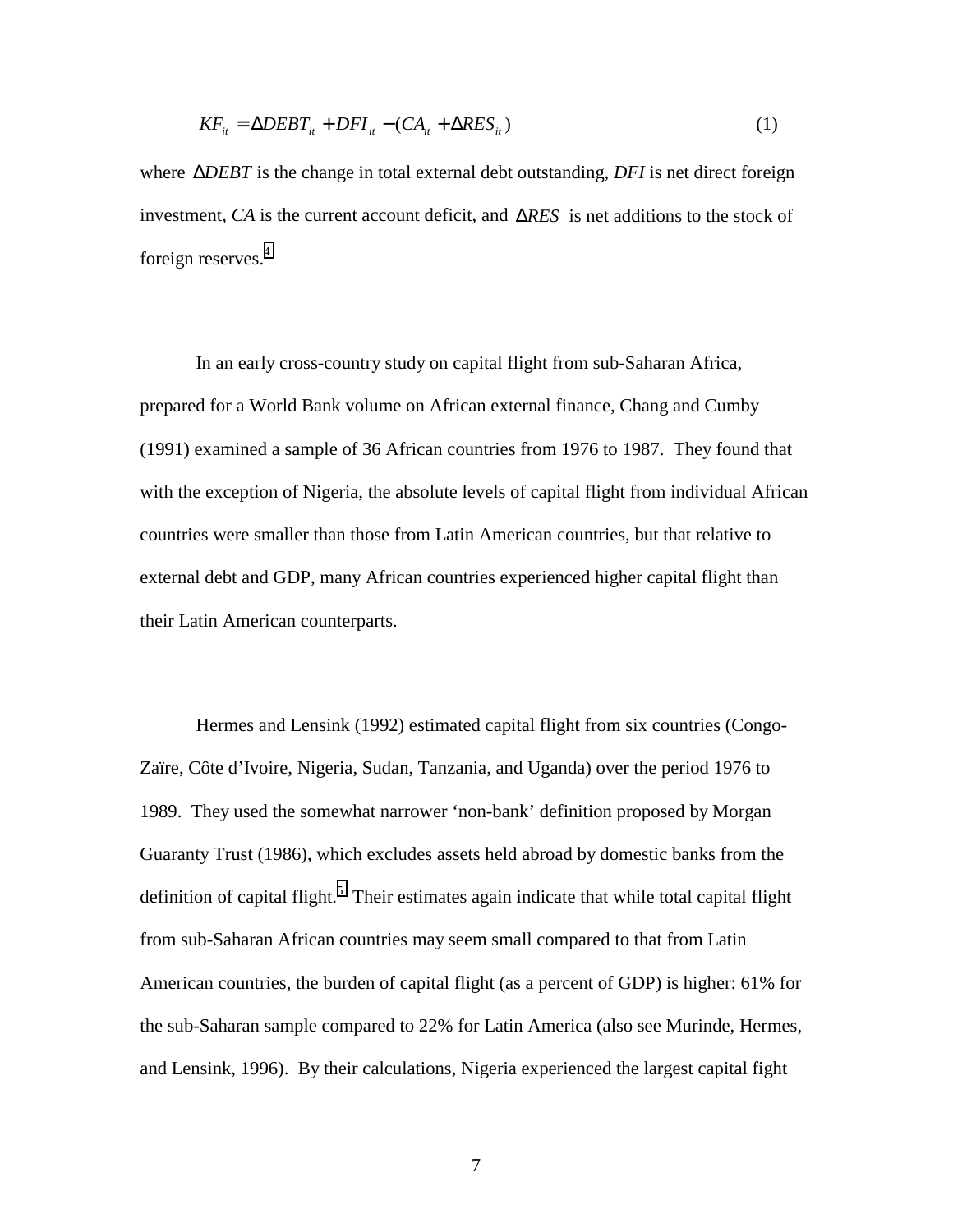$$KF_{it} = \Delta DEBT_{it} + DFI_{it} - (CA_{it} + \Delta RES_{it}) \tag{1}$$

where $\Delta DEBT$ is the change in total external debt outstanding, *DFI* is net direct foreign investment, *CA* is the current account deficit, and $\Delta RES$ is net additions to the stock of foreign reserves.[4]

In an early cross-country study on capital flight from sub-Saharan Africa, prepared for a World Bank volume on African external finance, Chang and Cumby (1991) examined a sample of 36 African countries from 1976 to 1987. They found that with the exception of Nigeria, the absolute levels of capital flight from individual African countries were smaller than those from Latin American countries, but that relative to external debt and GDP, many African countries experienced higher capital flight than their Latin American counterparts.

Hermes and Lensink (1992) estimated capital flight from six countries (Congo-Zaïre, Côte d'Ivoire, Nigeria, Sudan, Tanzania, and Uganda) over the period 1976 to 1989. They used the somewhat narrower 'non-bank' definition proposed by Morgan Guaranty Trust (1986), which excludes assets held abroad by domestic banks from the definition of capital flight.[5] Their estimates again indicate that while total capital flight from sub-Saharan African countries may seem small compared to that from Latin American countries, the burden of capital flight (as a percent of GDP) is higher: 61% for the sub-Saharan sample compared to 22% for Latin America (also see Murinde, Hermes, and Lensink, 1996). By their calculations, Nigeria experienced the largest capital fight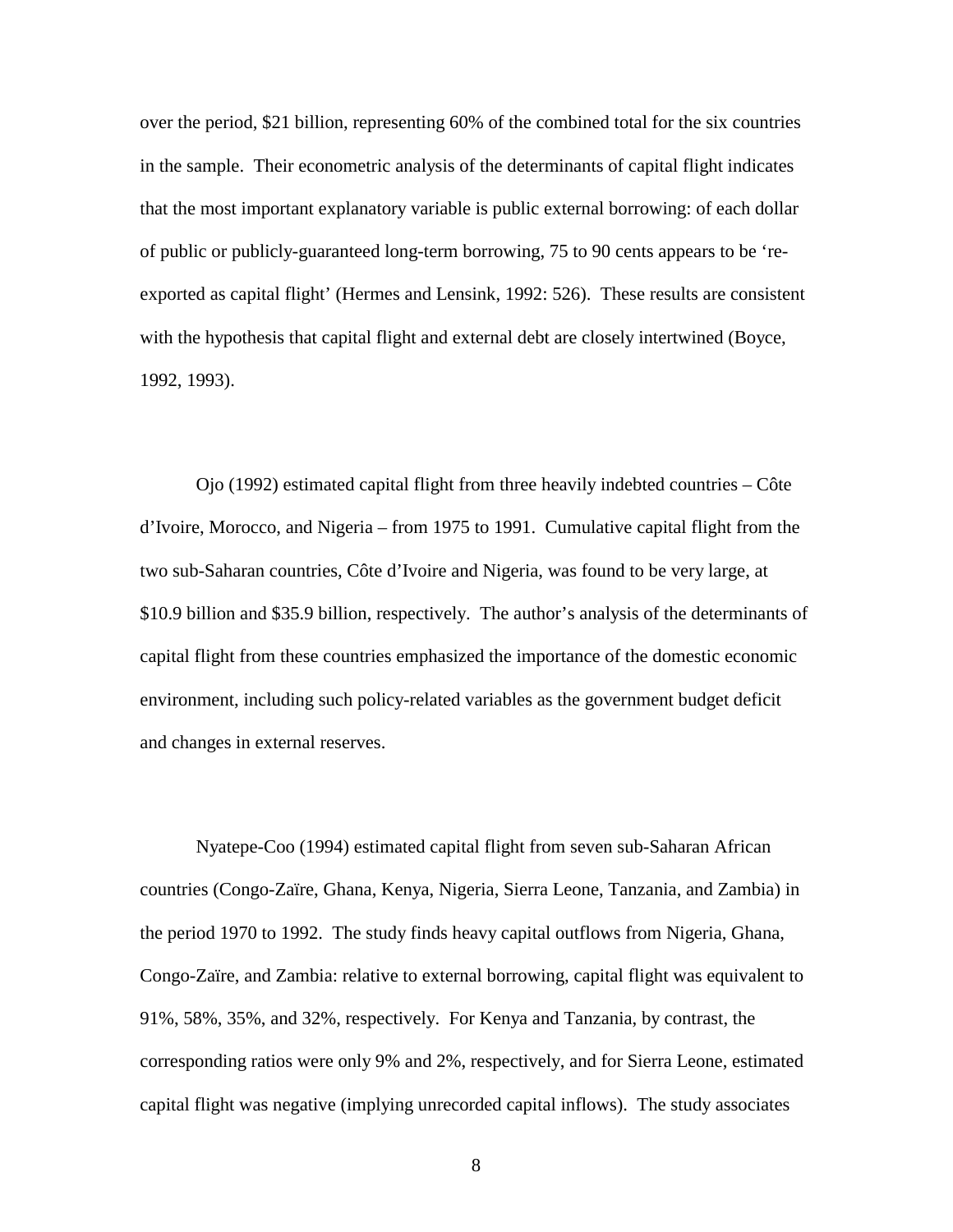over the period, $21 billion, representing 60% of the combined total for the six countries in the sample. Their econometric analysis of the determinants of capital flight indicates that the most important explanatory variable is public external borrowing: of each dollar of public or publicly-guaranteed long-term borrowing, 75 to 90 cents appears to be 're-exported as capital flight' (Hermes and Lensink, 1992: 526). These results are consistent with the hypothesis that capital flight and external debt are closely intertwined (Boyce, 1992, 1993).

Ojo (1992) estimated capital flight from three heavily indebted countries – Côte d'Ivoire, Morocco, and Nigeria – from 1975 to 1991. Cumulative capital flight from the two sub-Saharan countries, Côte d'Ivoire and Nigeria, was found to be very large, at $10.9 billion and $35.9 billion, respectively. The author's analysis of the determinants of capital flight from these countries emphasized the importance of the domestic economic environment, including such policy-related variables as the government budget deficit and changes in external reserves.

Nyatepe-Coo (1994) estimated capital flight from seven sub-Saharan African countries (Congo-Zaïre, Ghana, Kenya, Nigeria, Sierra Leone, Tanzania, and Zambia) in the period 1970 to 1992. The study finds heavy capital outflows from Nigeria, Ghana, Congo-Zaïre, and Zambia: relative to external borrowing, capital flight was equivalent to 91%, 58%, 35%, and 32%, respectively. For Kenya and Tanzania, by contrast, the corresponding ratios were only 9% and 2%, respectively, and for Sierra Leone, estimated capital flight was negative (implying unrecorded capital inflows). The study associates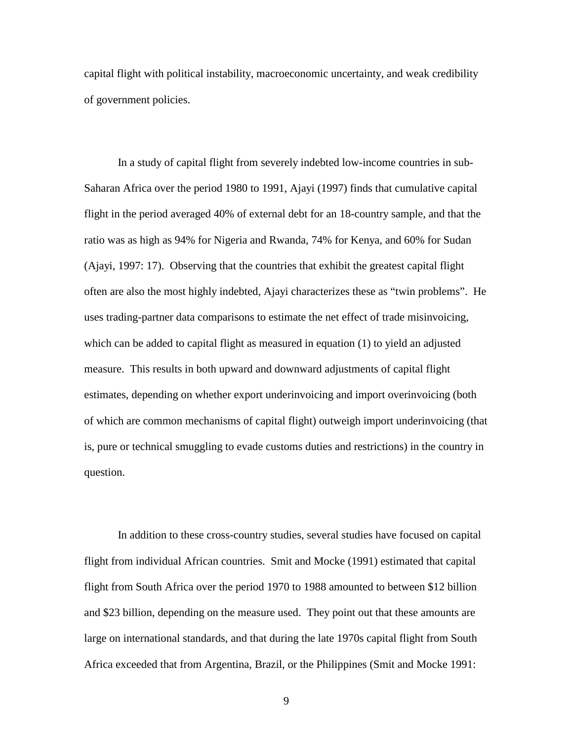capital flight with political instability, macroeconomic uncertainty, and weak credibility of government policies.

In a study of capital flight from severely indebted low-income countries in sub-Saharan Africa over the period 1980 to 1991, Ajayi (1997) finds that cumulative capital flight in the period averaged 40% of external debt for an 18-country sample, and that the ratio was as high as 94% for Nigeria and Rwanda, 74% for Kenya, and 60% for Sudan (Ajayi, 1997: 17). Observing that the countries that exhibit the greatest capital flight often are also the most highly indebted, Ajayi characterizes these as "twin problems". He uses trading-partner data comparisons to estimate the net effect of trade misinvoicing, which can be added to capital flight as measured in equation (1) to yield an adjusted measure. This results in both upward and downward adjustments of capital flight estimates, depending on whether export underinvoicing and import overinvoicing (both of which are common mechanisms of capital flight) outweigh import underinvoicing (that is, pure or technical smuggling to evade customs duties and restrictions) in the country in question.

In addition to these cross-country studies, several studies have focused on capital flight from individual African countries. Smit and Mocke (1991) estimated that capital flight from South Africa over the period 1970 to 1988 amounted to between \$12 billion and \$23 billion, depending on the measure used. They point out that these amounts are large on international standards, and that during the late 1970s capital flight from South Africa exceeded that from Argentina, Brazil, or the Philippines (Smit and Mocke 1991: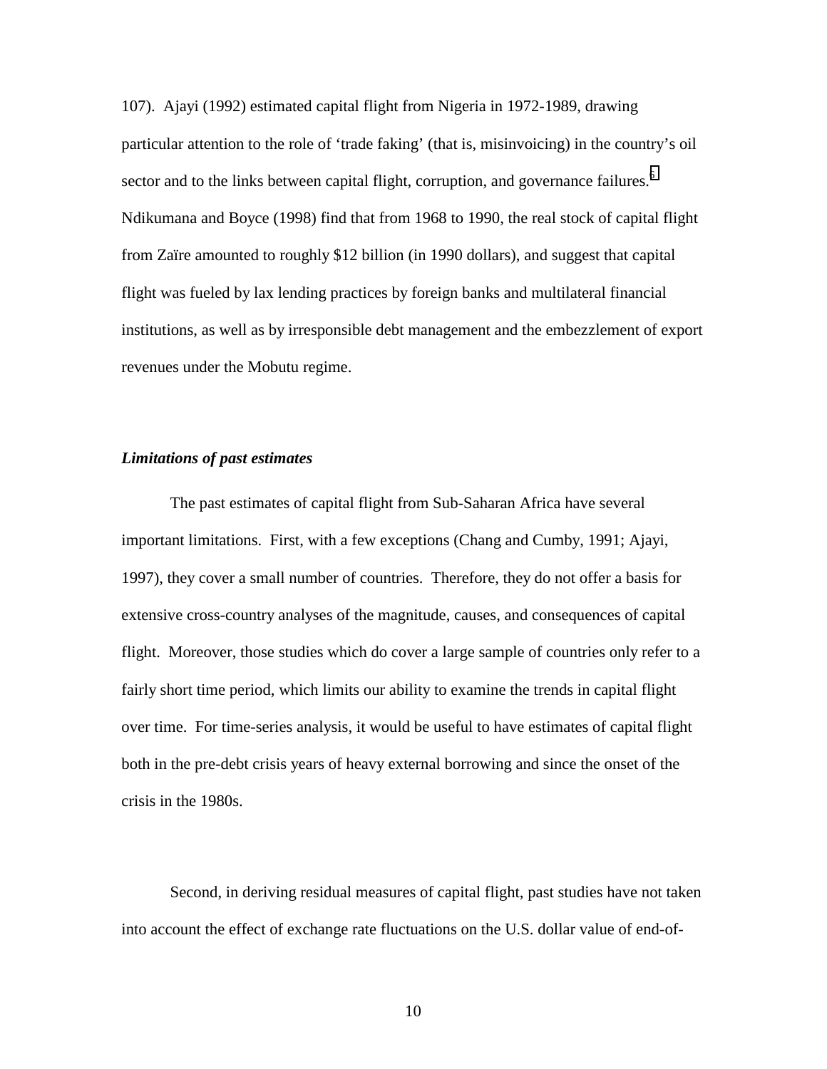107). Ajayi (1992) estimated capital flight from Nigeria in 1972-1989, drawing particular attention to the role of 'trade faking' (that is, misinvoicing) in the country's oil sector and to the links between capital flight, corruption, and governance failures.[6] Ndikumana and Boyce (1998) find that from 1968 to 1990, the real stock of capital flight from Zaïre amounted to roughly $12 billion (in 1990 dollars), and suggest that capital flight was fueled by lax lending practices by foreign banks and multilateral financial institutions, as well as by irresponsible debt management and the embezzlement of export revenues under the Mobutu regime.

***Limitations of past estimates***

The past estimates of capital flight from Sub-Saharan Africa have several important limitations. First, with a few exceptions (Chang and Cumby, 1991; Ajayi, 1997), they cover a small number of countries. Therefore, they do not offer a basis for extensive cross-country analyses of the magnitude, causes, and consequences of capital flight. Moreover, those studies which do cover a large sample of countries only refer to a fairly short time period, which limits our ability to examine the trends in capital flight over time. For time-series analysis, it would be useful to have estimates of capital flight both in the pre-debt crisis years of heavy external borrowing and since the onset of the crisis in the 1980s.

Second, in deriving residual measures of capital flight, past studies have not taken into account the effect of exchange rate fluctuations on the U.S. dollar value of end-of-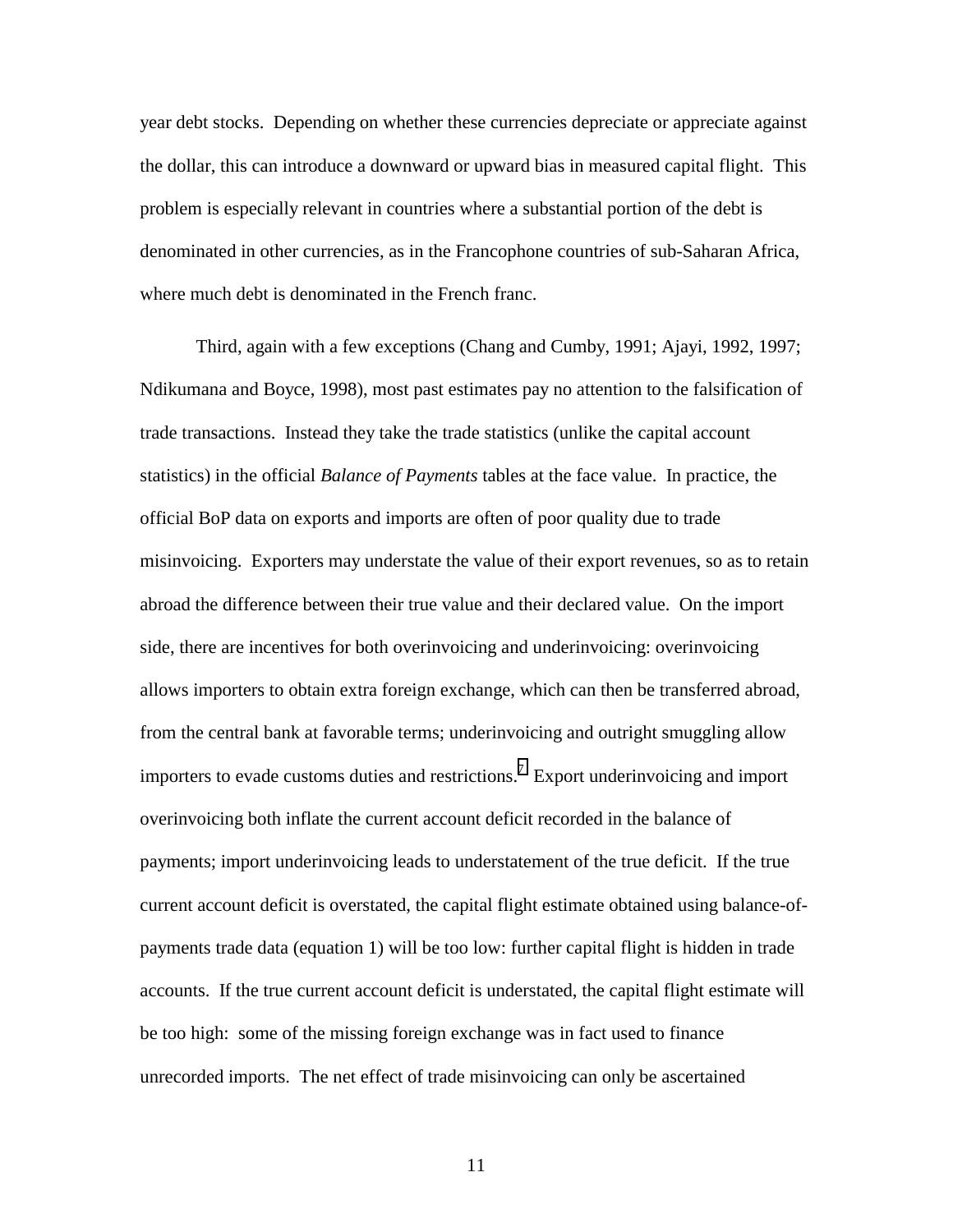year debt stocks. Depending on whether these currencies depreciate or appreciate against the dollar, this can introduce a downward or upward bias in measured capital flight. This problem is especially relevant in countries where a substantial portion of the debt is denominated in other currencies, as in the Francophone countries of sub-Saharan Africa, where much debt is denominated in the French franc.

Third, again with a few exceptions (Chang and Cumby, 1991; Ajayi, 1992, 1997; Ndikumana and Boyce, 1998), most past estimates pay no attention to the falsification of trade transactions. Instead they take the trade statistics (unlike the capital account statistics) in the official *Balance of Payments* tables at the face value. In practice, the official BoP data on exports and imports are often of poor quality due to trade misinvoicing. Exporters may understate the value of their export revenues, so as to retain abroad the difference between their true value and their declared value. On the import side, there are incentives for both overinvoicing and underinvoicing: overinvoicing allows importers to obtain extra foreign exchange, which can then be transferred abroad, from the central bank at favorable terms; underinvoicing and outright smuggling allow importers to evade customs duties and restrictions.[7] Export underinvoicing and import overinvoicing both inflate the current account deficit recorded in the balance of payments; import underinvoicing leads to understatement of the true deficit. If the true current account deficit is overstated, the capital flight estimate obtained using balance-of-payments trade data (equation 1) will be too low: further capital flight is hidden in trade accounts. If the true current account deficit is understated, the capital flight estimate will be too high: some of the missing foreign exchange was in fact used to finance unrecorded imports. The net effect of trade misinvoicing can only be ascertained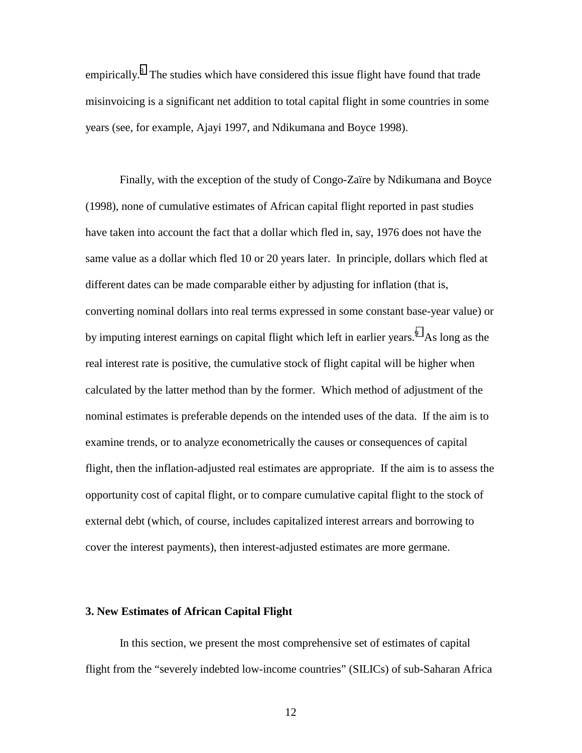empirically.[8] The studies which have considered this issue flight have found that trade misinvoicing is a significant net addition to total capital flight in some countries in some years (see, for example, Ajayi 1997, and Ndikumana and Boyce 1998).

Finally, with the exception of the study of Congo-Zaïre by Ndikumana and Boyce (1998), none of cumulative estimates of African capital flight reported in past studies have taken into account the fact that a dollar which fled in, say, 1976 does not have the same value as a dollar which fled 10 or 20 years later. In principle, dollars which fled at different dates can be made comparable either by adjusting for inflation (that is, converting nominal dollars into real terms expressed in some constant base-year value) or by imputing interest earnings on capital flight which left in earlier years.[9] As long as the real interest rate is positive, the cumulative stock of flight capital will be higher when calculated by the latter method than by the former. Which method of adjustment of the nominal estimates is preferable depends on the intended uses of the data. If the aim is to examine trends, or to analyze econometrically the causes or consequences of capital flight, then the inflation-adjusted real estimates are appropriate. If the aim is to assess the opportunity cost of capital flight, or to compare cumulative capital flight to the stock of external debt (which, of course, includes capitalized interest arrears and borrowing to cover the interest payments), then interest-adjusted estimates are more germane.

## 3. New Estimates of African Capital Flight

In this section, we present the most comprehensive set of estimates of capital flight from the "severely indebted low-income countries" (SILICs) of sub-Saharan Africa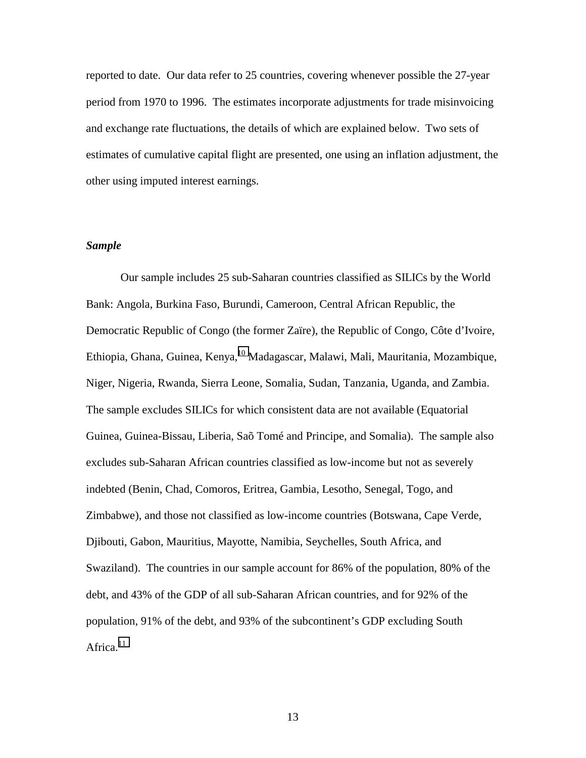reported to date. Our data refer to 25 countries, covering whenever possible the 27-year period from 1970 to 1996. The estimates incorporate adjustments for trade misinvoicing and exchange rate fluctuations, the details of which are explained below. Two sets of estimates of cumulative capital flight are presented, one using an inflation adjustment, the other using imputed interest earnings.

***Sample***

Our sample includes 25 sub-Saharan countries classified as SILICs by the World Bank: Angola, Burkina Faso, Burundi, Cameroon, Central African Republic, the Democratic Republic of Congo (the former Zaïre), the Republic of Congo, Côte d'Ivoire, Ethiopia, Ghana, Guinea, Kenya,[10] Madagascar, Malawi, Mali, Mauritania, Mozambique, Niger, Nigeria, Rwanda, Sierra Leone, Somalia, Sudan, Tanzania, Uganda, and Zambia. The sample excludes SILICs for which consistent data are not available (Equatorial Guinea, Guinea-Bissau, Liberia, Saõ Tomé and Principe, and Somalia). The sample also excludes sub-Saharan African countries classified as low-income but not as severely indebted (Benin, Chad, Comoros, Eritrea, Gambia, Lesotho, Senegal, Togo, and Zimbabwe), and those not classified as low-income countries (Botswana, Cape Verde, Djibouti, Gabon, Mauritius, Mayotte, Namibia, Seychelles, South Africa, and Swaziland). The countries in our sample account for 86% of the population, 80% of the debt, and 43% of the GDP of all sub-Saharan African countries, and for 92% of the population, 91% of the debt, and 93% of the subcontinent's GDP excluding South Africa.[11]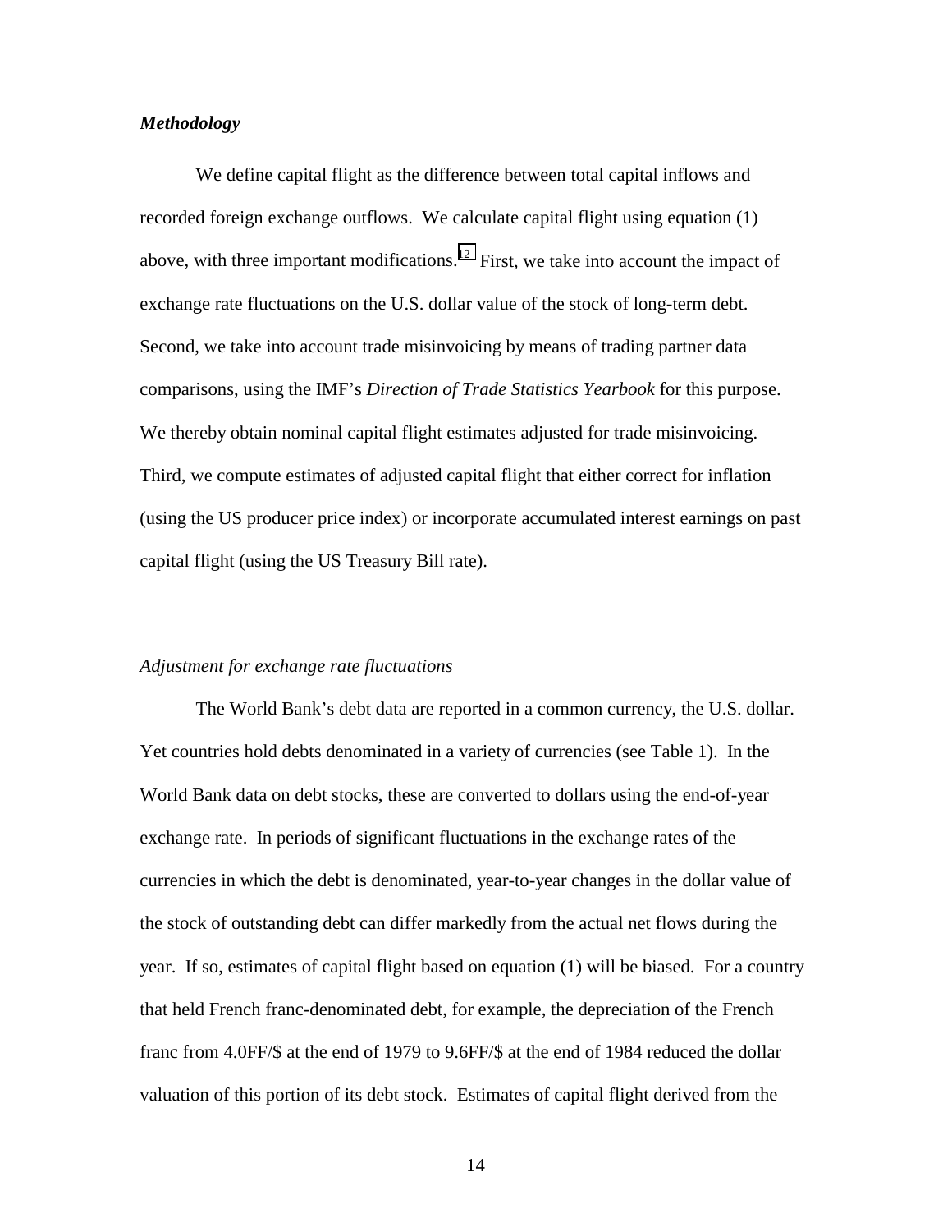***Methodology***

We define capital flight as the difference between total capital inflows and recorded foreign exchange outflows. We calculate capital flight using equation (1) above, with three important modifications.[12] First, we take into account the impact of exchange rate fluctuations on the U.S. dollar value of the stock of long-term debt. Second, we take into account trade misinvoicing by means of trading partner data comparisons, using the IMF's *Direction of Trade Statistics Yearbook* for this purpose. We thereby obtain nominal capital flight estimates adjusted for trade misinvoicing. Third, we compute estimates of adjusted capital flight that either correct for inflation (using the US producer price index) or incorporate accumulated interest earnings on past capital flight (using the US Treasury Bill rate).

*Adjustment for exchange rate fluctuations*

The World Bank's debt data are reported in a common currency, the U.S. dollar. Yet countries hold debts denominated in a variety of currencies (see Table 1). In the World Bank data on debt stocks, these are converted to dollars using the end-of-year exchange rate. In periods of significant fluctuations in the exchange rates of the currencies in which the debt is denominated, year-to-year changes in the dollar value of the stock of outstanding debt can differ markedly from the actual net flows during the year. If so, estimates of capital flight based on equation (1) will be biased. For a country that held French franc-denominated debt, for example, the depreciation of the French franc from 4.0FF/$ at the end of 1979 to 9.6FF/$ at the end of 1984 reduced the dollar valuation of this portion of its debt stock. Estimates of capital flight derived from the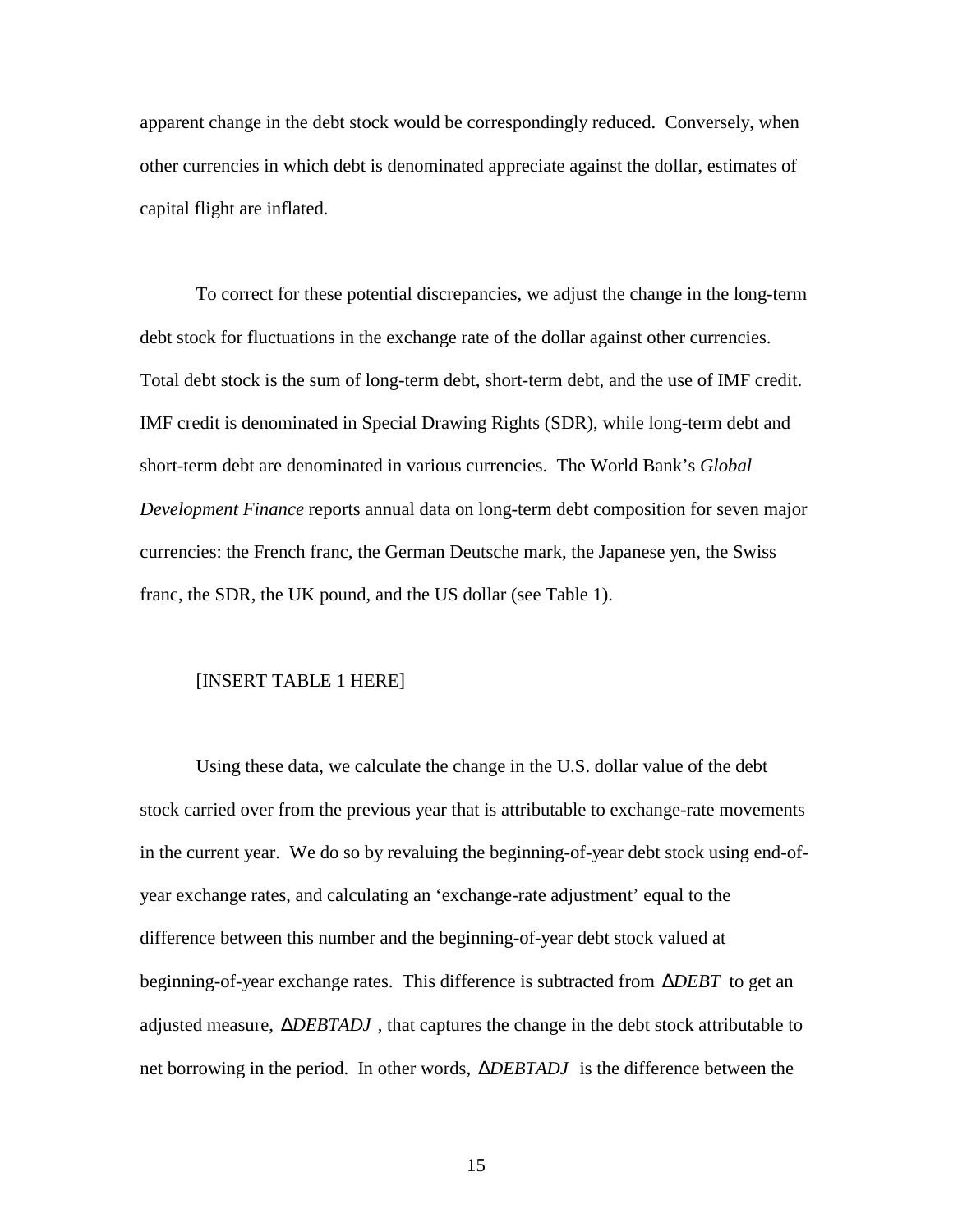apparent change in the debt stock would be correspondingly reduced. Conversely, when other currencies in which debt is denominated appreciate against the dollar, estimates of capital flight are inflated.

To correct for these potential discrepancies, we adjust the change in the long-term debt stock for fluctuations in the exchange rate of the dollar against other currencies. Total debt stock is the sum of long-term debt, short-term debt, and the use of IMF credit. IMF credit is denominated in Special Drawing Rights (SDR), while long-term debt and short-term debt are denominated in various currencies. The World Bank's *Global Development Finance* reports annual data on long-term debt composition for seven major currencies: the French franc, the German Deutsche mark, the Japanese yen, the Swiss franc, the SDR, the UK pound, and the US dollar (see Table 1).

[INSERT TABLE 1 HERE]

Using these data, we calculate the change in the U.S. dollar value of the debt stock carried over from the previous year that is attributable to exchange-rate movements in the current year. We do so by revaluing the beginning-of-year debt stock using end-of-year exchange rates, and calculating an 'exchange-rate adjustment' equal to the difference between this number and the beginning-of-year debt stock valued at beginning-of-year exchange rates. This difference is subtracted from $\Delta DEBT$ to get an adjusted measure, $\Delta DEBTADJ$, that captures the change in the debt stock attributable to net borrowing in the period. In other words, $\Delta DEBTADJ$ is the difference between the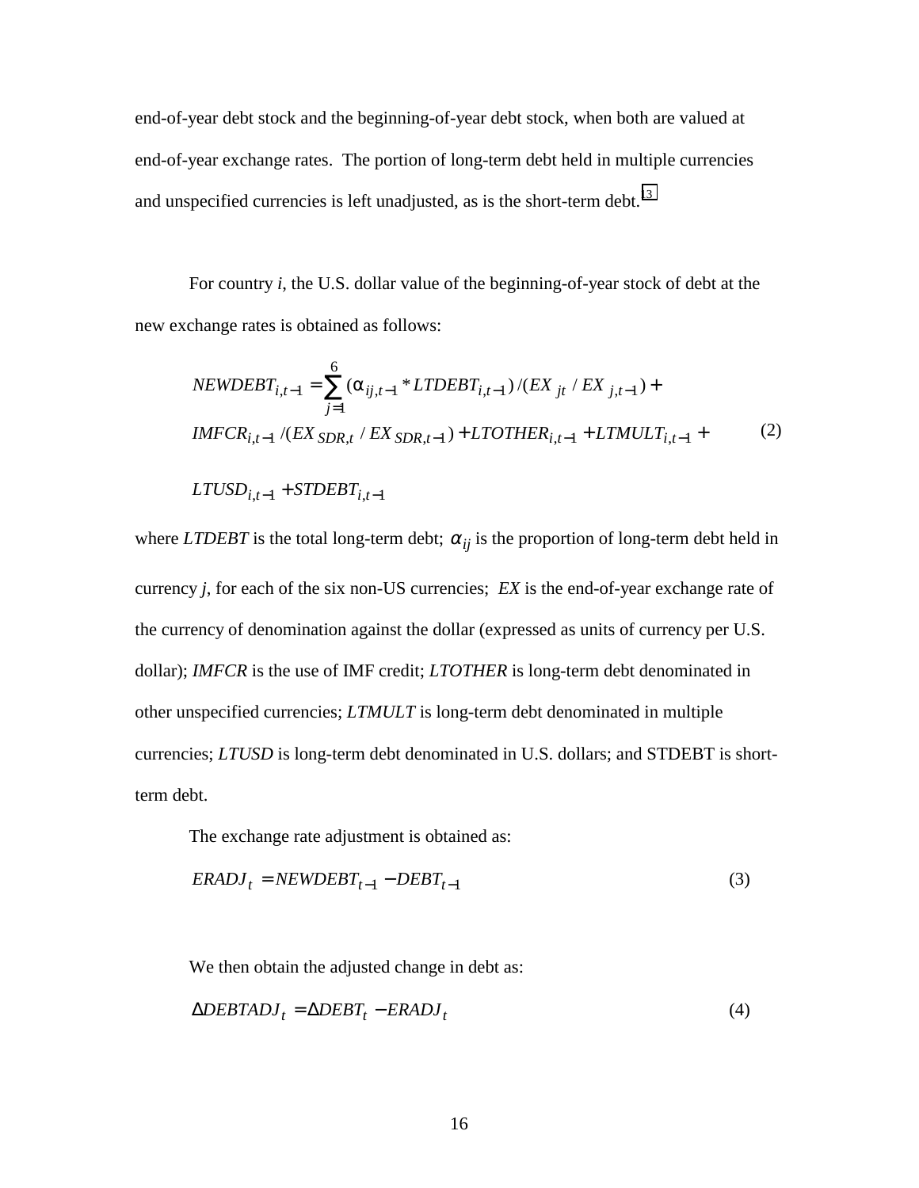end-of-year debt stock and the beginning-of-year debt stock, when both are valued at end-of-year exchange rates. The portion of long-term debt held in multiple currencies and unspecified currencies is left unadjusted, as is the short-term debt.[13]

For country *i*, the U.S. dollar value of the beginning-of-year stock of debt at the new exchange rates is obtained as follows:

$$NEWDEBT_{i,t-1} = \sum_{j=1}^{6} (\alpha_{ij,t-1} * LTDEBT_{i,t-1}) / (EX_{jt} / EX_{j,t-1}) + IMFCR_{i,t-1} / (EX_{SDR,t} / EX_{SDR,t-1}) + LTOTHER_{i,t-1} + LTMULT_{i,t-1} + LTUSD_{i,t-1} + STDEBT_{i,t-1} \quad (2)$$

where *LTDEBT* is the total long-term debt; $\alpha_{ij}$ is the proportion of long-term debt held in currency *j*, for each of the six non-US currencies; *EX* is the end-of-year exchange rate of the currency of denomination against the dollar (expressed as units of currency per U.S. dollar); *IMFCR* is the use of IMF credit; *LTOTHER* is long-term debt denominated in other unspecified currencies; *LTMULT* is long-term debt denominated in multiple currencies; *LTUSD* is long-term debt denominated in U.S. dollars; and STDEBT is short-term debt.

The exchange rate adjustment is obtained as:

$$ERADJ_t = NEWDEBT_{t-1} - DEBT_{t-1} \quad (3)$$

We then obtain the adjusted change in debt as:

$$\Delta DEBTADJ_t = \Delta DEBT_t - ERADJ_t \quad (4)$$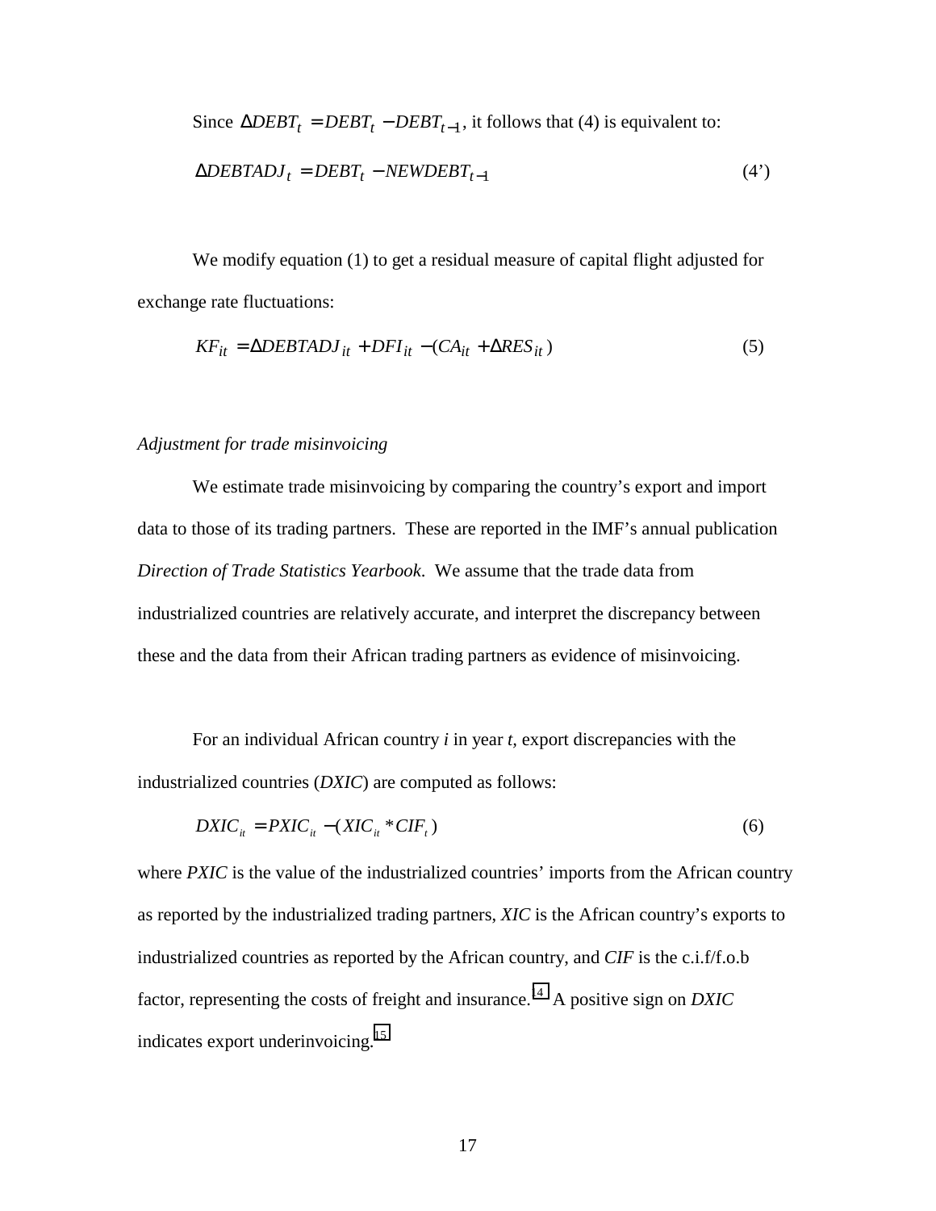Since $\Delta DEBT_t = DEBT_t - DEBT_{t-1}$, it follows that (4) is equivalent to:

$$\Delta DEBTADJ_t = DEBT_t - NEWDEBT_{t-1} \quad (4')$$

We modify equation (1) to get a residual measure of capital flight adjusted for exchange rate fluctuations:

$$KF_{it} = \Delta DEBTADJ_{it} + DFI_{it} - (CA_{it} + \Delta RES_{it}) \quad (5)$$

*Adjustment for trade misinvoicing*

We estimate trade misinvoicing by comparing the country's export and import data to those of its trading partners. These are reported in the IMF's annual publication *Direction of Trade Statistics Yearbook*. We assume that the trade data from industrialized countries are relatively accurate, and interpret the discrepancy between these and the data from their African trading partners as evidence of misinvoicing.

For an individual African country *i* in year *t*, export discrepancies with the industrialized countries (*DXIC*) are computed as follows:

$$DXIC_{it} = PXIC_{it} - (XIC_{it} * CIF_t) \quad (6)$$

where *PXIC* is the value of the industrialized countries' imports from the African country as reported by the industrialized trading partners, *XIC* is the African country's exports to industrialized countries as reported by the African country, and *CIF* is the c.i.f/f.o.b factor, representing the costs of freight and insurance.[14] A positive sign on *DXIC* indicates export underinvoicing.[15]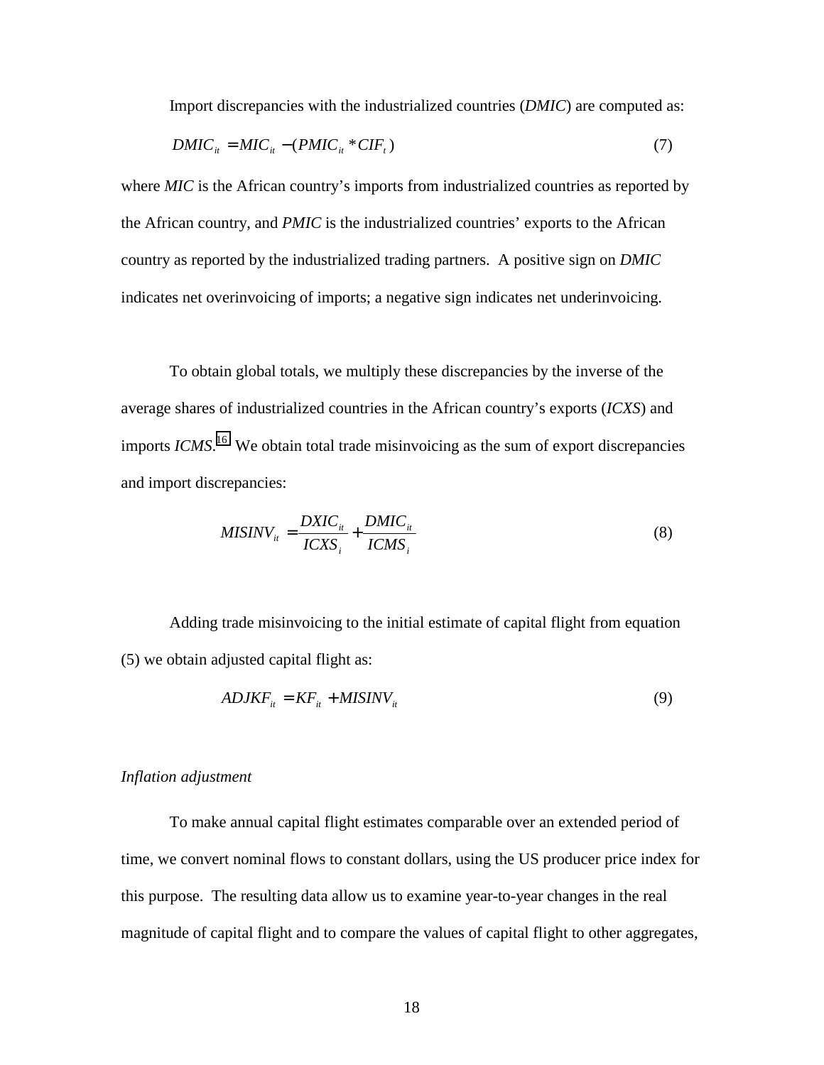Import discrepancies with the industrialized countries (*DMIC*) are computed as:

$$DMIC_{it} = MIC_{it} - (PMIC_{it} * CIF_t) \tag{7}$$

where *MIC* is the African country's imports from industrialized countries as reported by the African country, and *PMIC* is the industrialized countries' exports to the African country as reported by the industrialized trading partners. A positive sign on *DMIC* indicates net overinvoicing of imports; a negative sign indicates net underinvoicing.

To obtain global totals, we multiply these discrepancies by the inverse of the average shares of industrialized countries in the African country's exports (*ICXS*) and imports *ICMS*.[16] We obtain total trade misinvoicing as the sum of export discrepancies and import discrepancies:

$$MISINV_{it} = \frac{DXIC_{it}}{ICXS_i} + \frac{DMIC_{it}}{ICMS_i} \tag{8}$$

Adding trade misinvoicing to the initial estimate of capital flight from equation (5) we obtain adjusted capital flight as:

$$ADJKF_{it} = KF_{it} + MISINV_{it} \tag{9}$$

*Inflation adjustment*

To make annual capital flight estimates comparable over an extended period of time, we convert nominal flows to constant dollars, using the US producer price index for this purpose. The resulting data allow us to examine year-to-year changes in the real magnitude of capital flight and to compare the values of capital flight to other aggregates,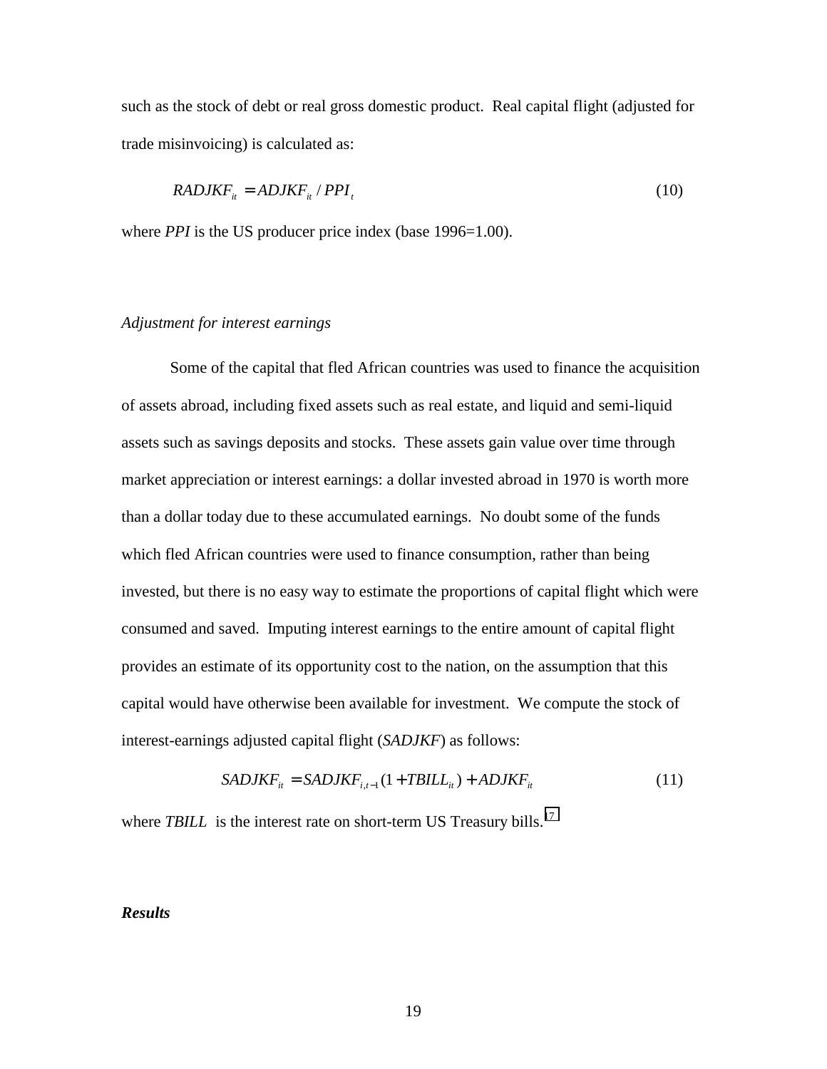such as the stock of debt or real gross domestic product. Real capital flight (adjusted for trade misinvoicing) is calculated as:

$$RADJKF_{it} = ADJKF_{it} / PPI_t \tag{10}$$

where *PPI* is the US producer price index (base 1996=1.00).

*Adjustment for interest earnings*

Some of the capital that fled African countries was used to finance the acquisition of assets abroad, including fixed assets such as real estate, and liquid and semi-liquid assets such as savings deposits and stocks. These assets gain value over time through market appreciation or interest earnings: a dollar invested abroad in 1970 is worth more than a dollar today due to these accumulated earnings. No doubt some of the funds which fled African countries were used to finance consumption, rather than being invested, but there is no easy way to estimate the proportions of capital flight which were consumed and saved. Imputing interest earnings to the entire amount of capital flight provides an estimate of its opportunity cost to the nation, on the assumption that this capital would have otherwise been available for investment. We compute the stock of interest-earnings adjusted capital flight (*SADJKF*) as follows:

$$SADJKF_{it} = SADJKF_{i,t-1}(1 + TBILL_{it}) + ADJKF_{it} \tag{11}$$

where *TBILL* is the interest rate on short-term US Treasury bills.[17]

***Results***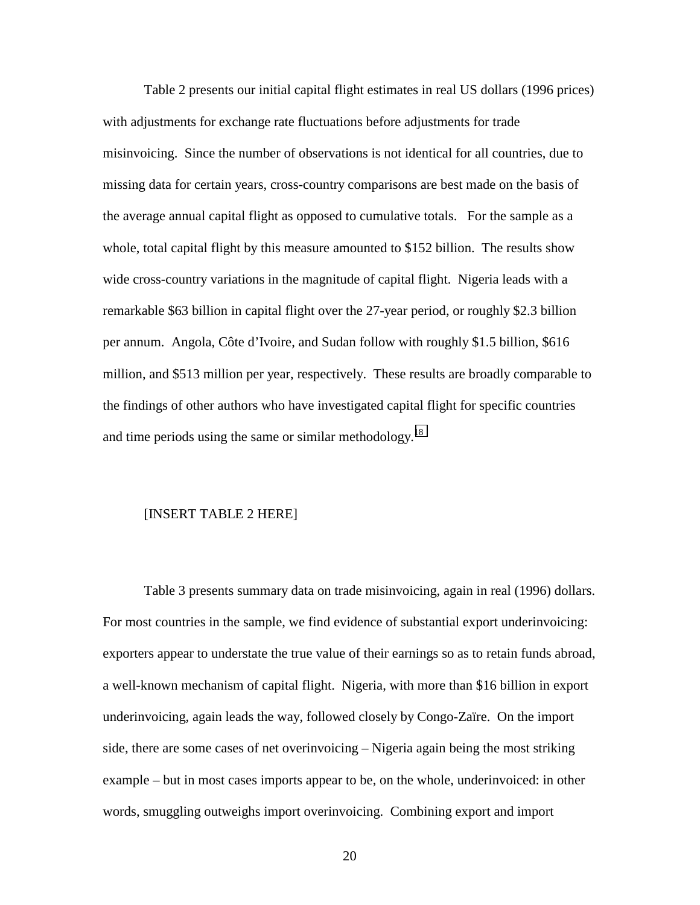Table 2 presents our initial capital flight estimates in real US dollars (1996 prices) with adjustments for exchange rate fluctuations before adjustments for trade misinvoicing. Since the number of observations is not identical for all countries, due to missing data for certain years, cross-country comparisons are best made on the basis of the average annual capital flight as opposed to cumulative totals. For the sample as a whole, total capital flight by this measure amounted to $152 billion. The results show wide cross-country variations in the magnitude of capital flight. Nigeria leads with a remarkable $63 billion in capital flight over the 27-year period, or roughly $2.3 billion per annum. Angola, Côte d'Ivoire, and Sudan follow with roughly $1.5 billion, $616 million, and $513 million per year, respectively. These results are broadly comparable to the findings of other authors who have investigated capital flight for specific countries and time periods using the same or similar methodology.[18]

[INSERT TABLE 2 HERE]

Table 3 presents summary data on trade misinvoicing, again in real (1996) dollars. For most countries in the sample, we find evidence of substantial export underinvoicing: exporters appear to understate the true value of their earnings so as to retain funds abroad, a well-known mechanism of capital flight. Nigeria, with more than $16 billion in export underinvoicing, again leads the way, followed closely by Congo-Zaïre. On the import side, there are some cases of net overinvoicing – Nigeria again being the most striking example – but in most cases imports appear to be, on the whole, underinvoiced: in other words, smuggling outweighs import overinvoicing. Combining export and import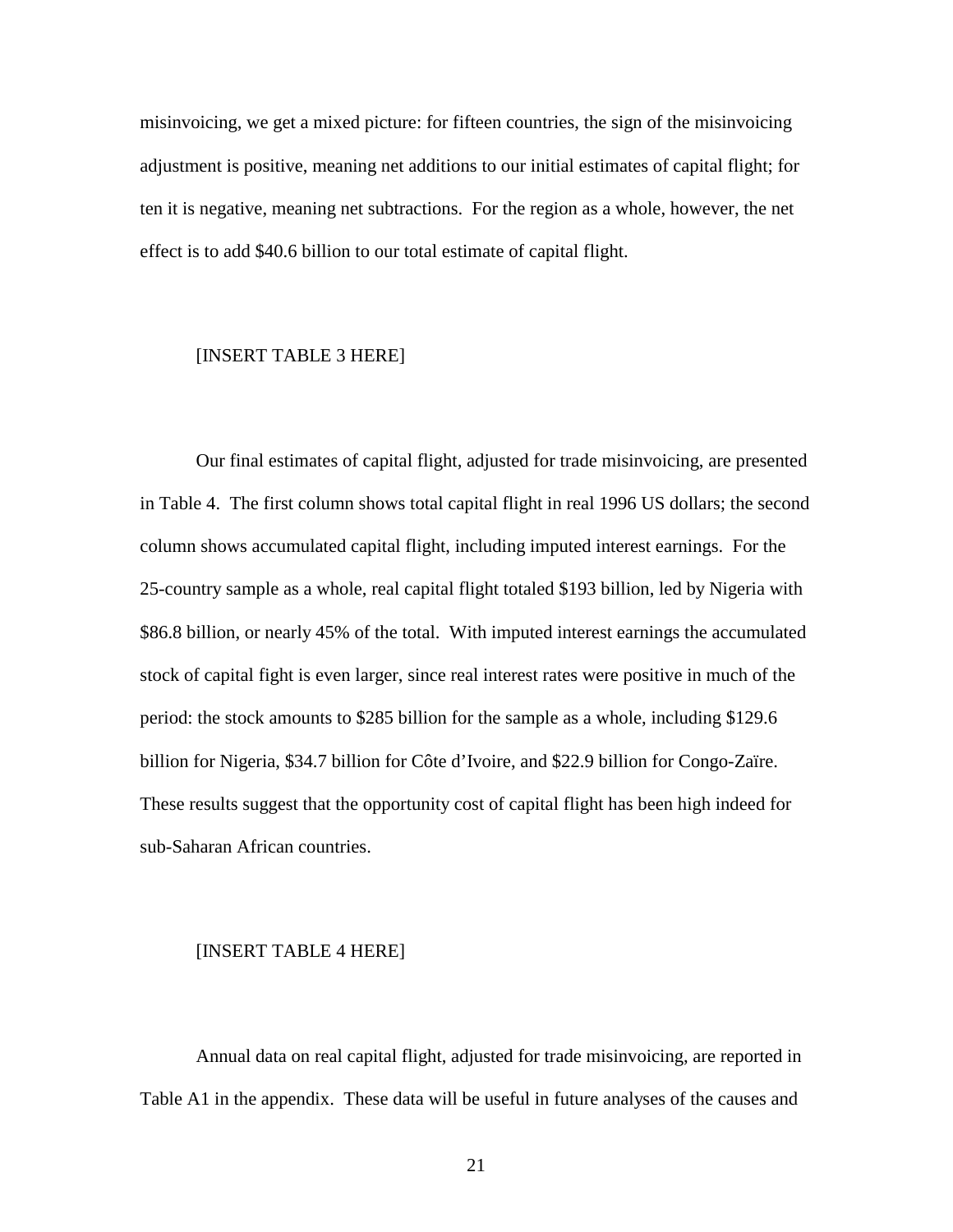misinvoicing, we get a mixed picture: for fifteen countries, the sign of the misinvoicing adjustment is positive, meaning net additions to our initial estimates of capital flight; for ten it is negative, meaning net subtractions. For the region as a whole, however, the net effect is to add $40.6 billion to our total estimate of capital flight.

[INSERT TABLE 3 HERE]

Our final estimates of capital flight, adjusted for trade misinvoicing, are presented in Table 4. The first column shows total capital flight in real 1996 US dollars; the second column shows accumulated capital flight, including imputed interest earnings. For the 25-country sample as a whole, real capital flight totaled $193 billion, led by Nigeria with $86.8 billion, or nearly 45% of the total. With imputed interest earnings the accumulated stock of capital fight is even larger, since real interest rates were positive in much of the period: the stock amounts to $285 billion for the sample as a whole, including $129.6 billion for Nigeria, $34.7 billion for Côte d'Ivoire, and $22.9 billion for Congo-Zaïre. These results suggest that the opportunity cost of capital flight has been high indeed for sub-Saharan African countries.

[INSERT TABLE 4 HERE]

Annual data on real capital flight, adjusted for trade misinvoicing, are reported in Table A1 in the appendix. These data will be useful in future analyses of the causes and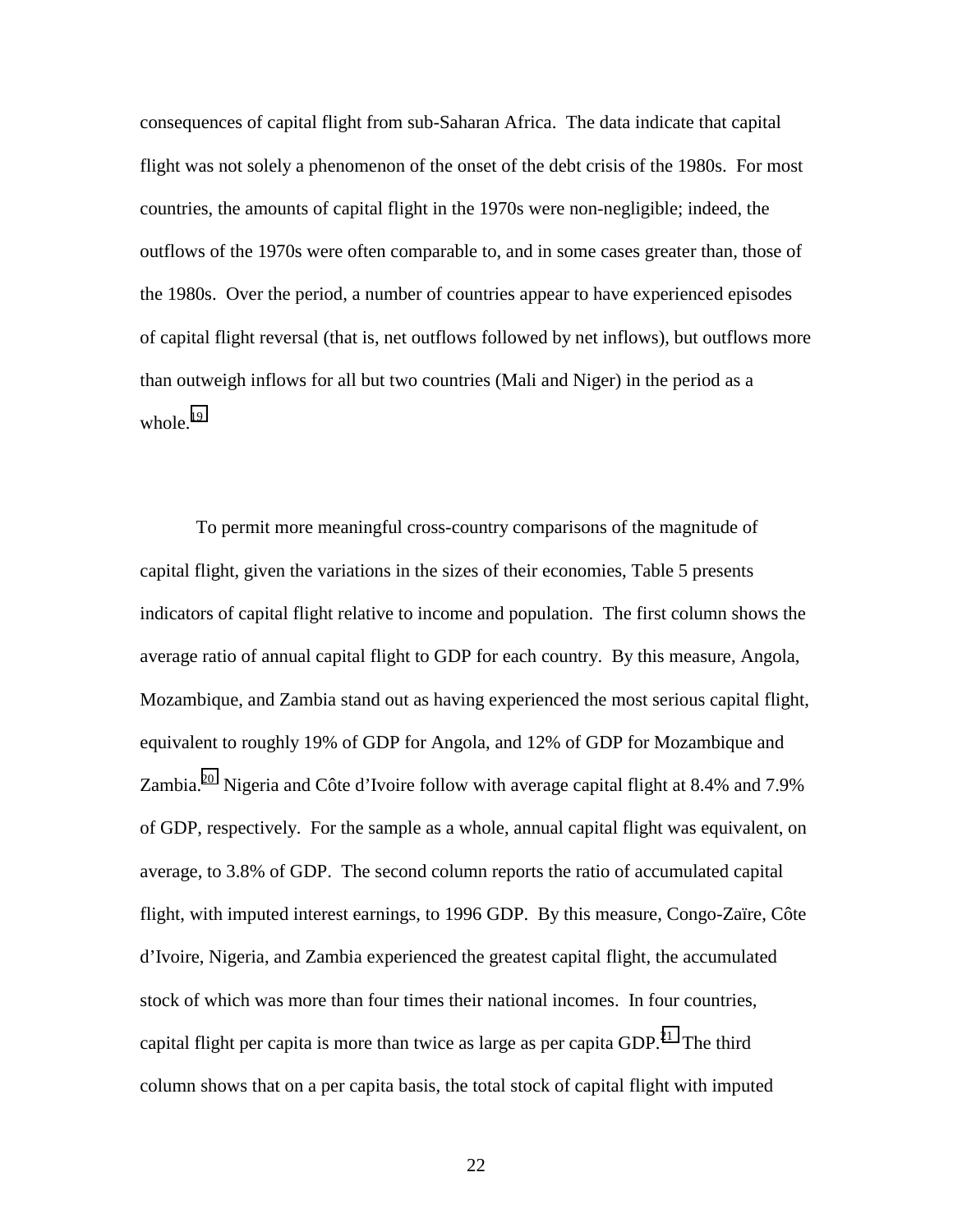consequences of capital flight from sub-Saharan Africa. The data indicate that capital flight was not solely a phenomenon of the onset of the debt crisis of the 1980s. For most countries, the amounts of capital flight in the 1970s were non-negligible; indeed, the outflows of the 1970s were often comparable to, and in some cases greater than, those of the 1980s. Over the period, a number of countries appear to have experienced episodes of capital flight reversal (that is, net outflows followed by net inflows), but outflows more than outweigh inflows for all but two countries (Mali and Niger) in the period as a whole.[19]

To permit more meaningful cross-country comparisons of the magnitude of capital flight, given the variations in the sizes of their economies, Table 5 presents indicators of capital flight relative to income and population. The first column shows the average ratio of annual capital flight to GDP for each country. By this measure, Angola, Mozambique, and Zambia stand out as having experienced the most serious capital flight, equivalent to roughly 19% of GDP for Angola, and 12% of GDP for Mozambique and Zambia.[20] Nigeria and Côte d'Ivoire follow with average capital flight at 8.4% and 7.9% of GDP, respectively. For the sample as a whole, annual capital flight was equivalent, on average, to 3.8% of GDP. The second column reports the ratio of accumulated capital flight, with imputed interest earnings, to 1996 GDP. By this measure, Congo-Zaïre, Côte d'Ivoire, Nigeria, and Zambia experienced the greatest capital flight, the accumulated stock of which was more than four times their national incomes. In four countries, capital flight per capita is more than twice as large as per capita GDP.[21] The third column shows that on a per capita basis, the total stock of capital flight with imputed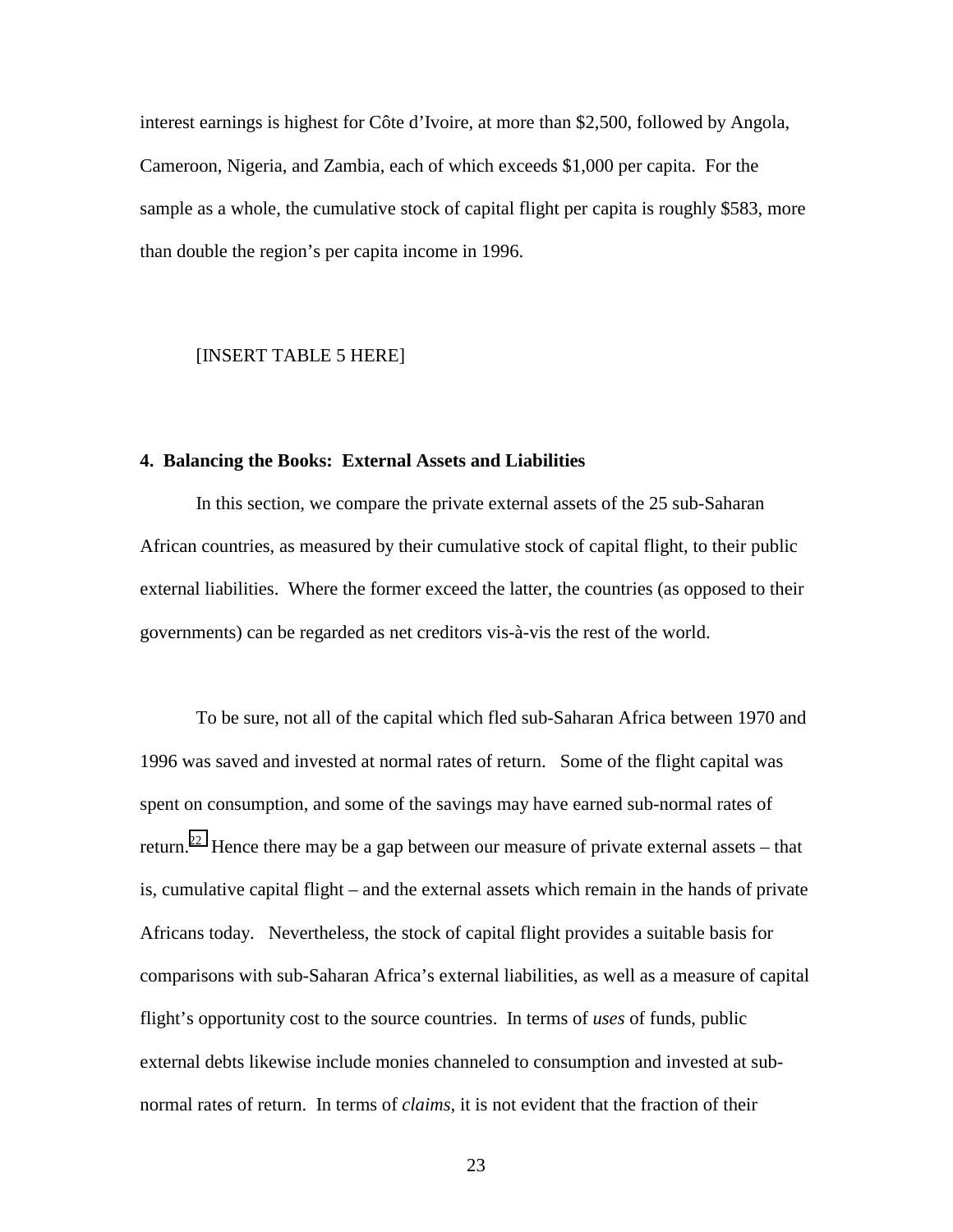interest earnings is highest for Côte d'Ivoire, at more than $2,500, followed by Angola, Cameroon, Nigeria, and Zambia, each of which exceeds $1,000 per capita. For the sample as a whole, the cumulative stock of capital flight per capita is roughly $583, more than double the region's per capita income in 1996.

[INSERT TABLE 5 HERE]

## 4. Balancing the Books: External Assets and Liabilities

In this section, we compare the private external assets of the 25 sub-Saharan African countries, as measured by their cumulative stock of capital flight, to their public external liabilities. Where the former exceed the latter, the countries (as opposed to their governments) can be regarded as net creditors vis-à-vis the rest of the world.

To be sure, not all of the capital which fled sub-Saharan Africa between 1970 and 1996 was saved and invested at normal rates of return. Some of the flight capital was spent on consumption, and some of the savings may have earned sub-normal rates of return.[22] Hence there may be a gap between our measure of private external assets – that is, cumulative capital flight – and the external assets which remain in the hands of private Africans today. Nevertheless, the stock of capital flight provides a suitable basis for comparisons with sub-Saharan Africa's external liabilities, as well as a measure of capital flight's opportunity cost to the source countries. In terms of *uses* of funds, public external debts likewise include monies channeled to consumption and invested at sub-normal rates of return. In terms of *claims*, it is not evident that the fraction of their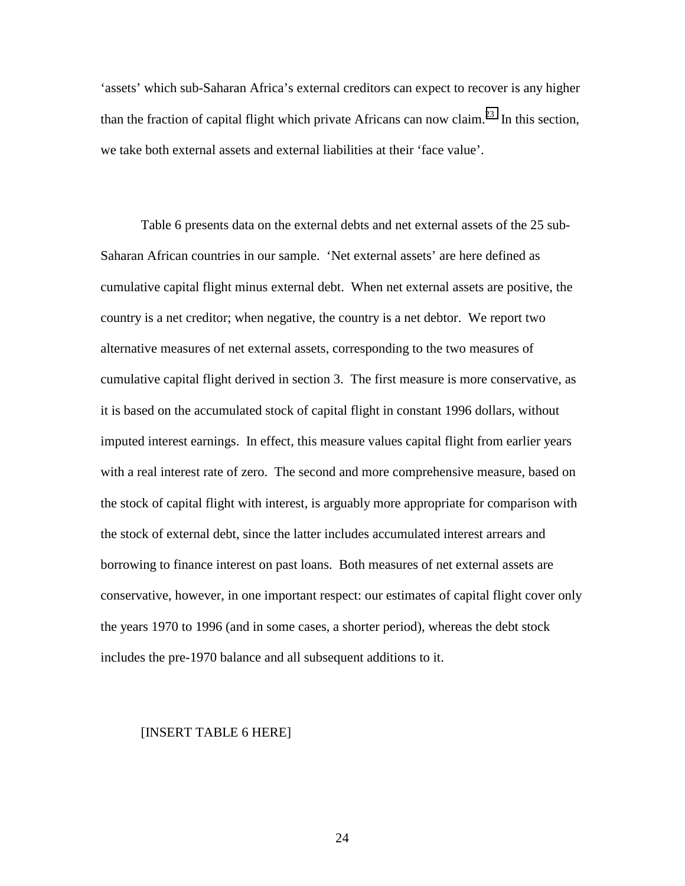'assets' which sub-Saharan Africa's external creditors can expect to recover is any higher than the fraction of capital flight which private Africans can now claim.[23] In this section, we take both external assets and external liabilities at their 'face value'.

Table 6 presents data on the external debts and net external assets of the 25 sub-Saharan African countries in our sample. 'Net external assets' are here defined as cumulative capital flight minus external debt. When net external assets are positive, the country is a net creditor; when negative, the country is a net debtor. We report two alternative measures of net external assets, corresponding to the two measures of cumulative capital flight derived in section 3. The first measure is more conservative, as it is based on the accumulated stock of capital flight in constant 1996 dollars, without imputed interest earnings. In effect, this measure values capital flight from earlier years with a real interest rate of zero. The second and more comprehensive measure, based on the stock of capital flight with interest, is arguably more appropriate for comparison with the stock of external debt, since the latter includes accumulated interest arrears and borrowing to finance interest on past loans. Both measures of net external assets are conservative, however, in one important respect: our estimates of capital flight cover only the years 1970 to 1996 (and in some cases, a shorter period), whereas the debt stock includes the pre-1970 balance and all subsequent additions to it.

[INSERT TABLE 6 HERE]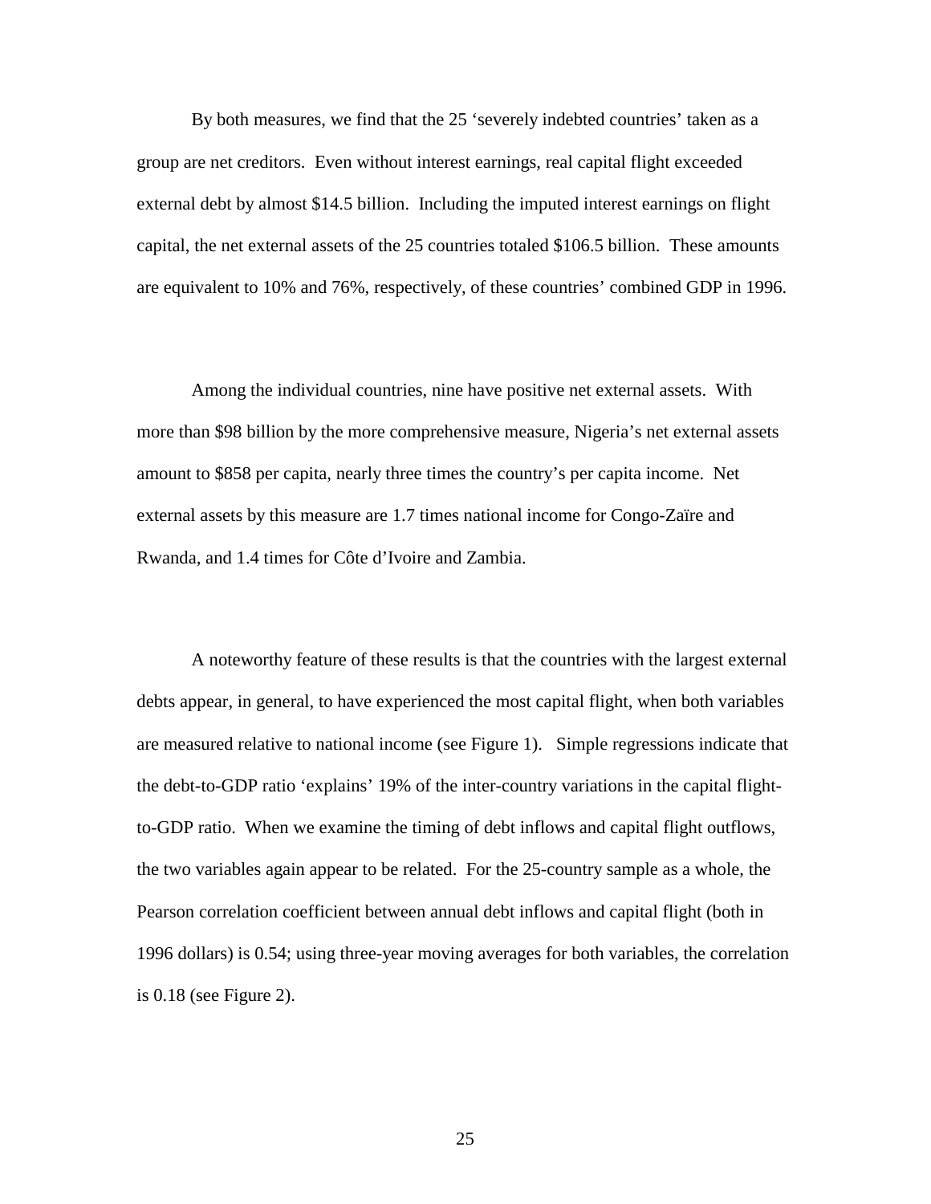By both measures, we find that the 25 'severely indebted countries' taken as a group are net creditors. Even without interest earnings, real capital flight exceeded external debt by almost $14.5 billion. Including the imputed interest earnings on flight capital, the net external assets of the 25 countries totaled $106.5 billion. These amounts are equivalent to 10% and 76%, respectively, of these countries' combined GDP in 1996.

Among the individual countries, nine have positive net external assets. With more than $98 billion by the more comprehensive measure, Nigeria's net external assets amount to $858 per capita, nearly three times the country's per capita income. Net external assets by this measure are 1.7 times national income for Congo-Zaïre and Rwanda, and 1.4 times for Côte d'Ivoire and Zambia.

A noteworthy feature of these results is that the countries with the largest external debts appear, in general, to have experienced the most capital flight, when both variables are measured relative to national income (see Figure 1). Simple regressions indicate that the debt-to-GDP ratio 'explains' 19% of the inter-country variations in the capital flight-to-GDP ratio. When we examine the timing of debt inflows and capital flight outflows, the two variables again appear to be related. For the 25-country sample as a whole, the Pearson correlation coefficient between annual debt inflows and capital flight (both in 1996 dollars) is 0.54; using three-year moving averages for both variables, the correlation is 0.18 (see Figure 2).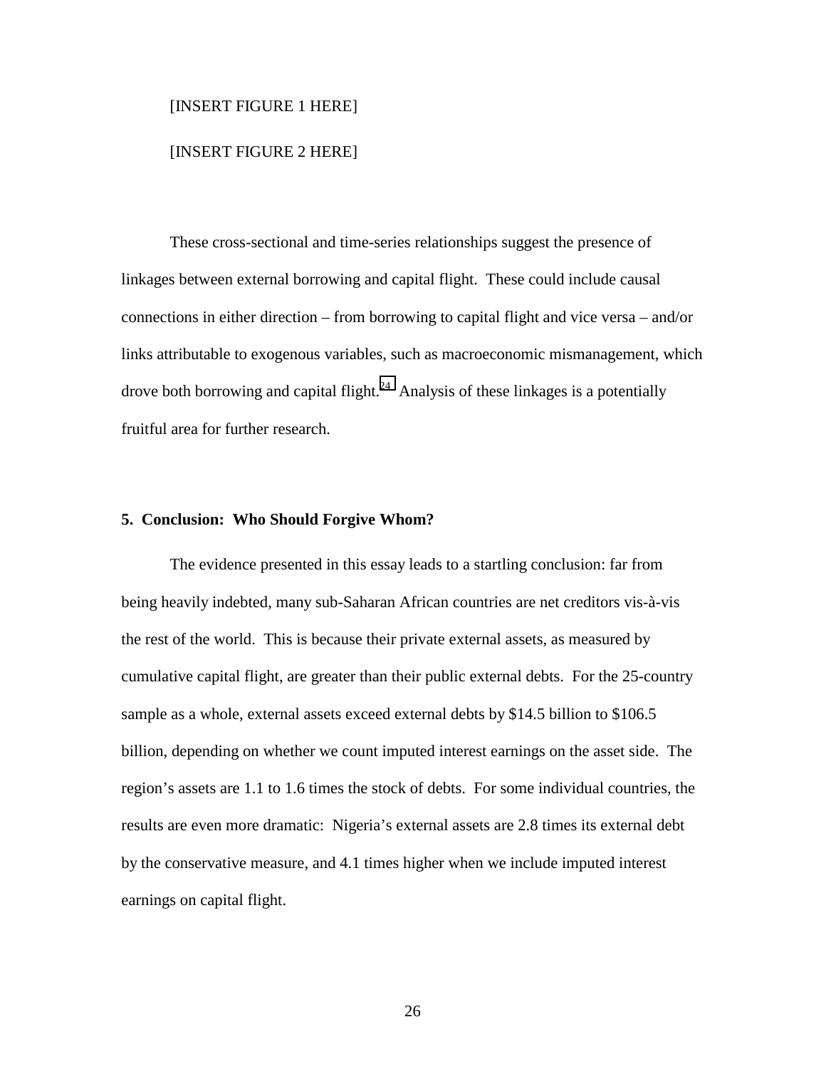[INSERT FIGURE 1 HERE]

[INSERT FIGURE 2 HERE]

These cross-sectional and time-series relationships suggest the presence of linkages between external borrowing and capital flight. These could include causal connections in either direction – from borrowing to capital flight and vice versa – and/or links attributable to exogenous variables, such as macroeconomic mismanagement, which drove both borrowing and capital flight.[24] Analysis of these linkages is a potentially fruitful area for further research.

## 5. Conclusion: Who Should Forgive Whom?

The evidence presented in this essay leads to a startling conclusion: far from being heavily indebted, many sub-Saharan African countries are net creditors vis-à-vis the rest of the world. This is because their private external assets, as measured by cumulative capital flight, are greater than their public external debts. For the 25-country sample as a whole, external assets exceed external debts by $14.5 billion to $106.5 billion, depending on whether we count imputed interest earnings on the asset side. The region's assets are 1.1 to 1.6 times the stock of debts. For some individual countries, the results are even more dramatic: Nigeria's external assets are 2.8 times its external debt by the conservative measure, and 4.1 times higher when we include imputed interest earnings on capital flight.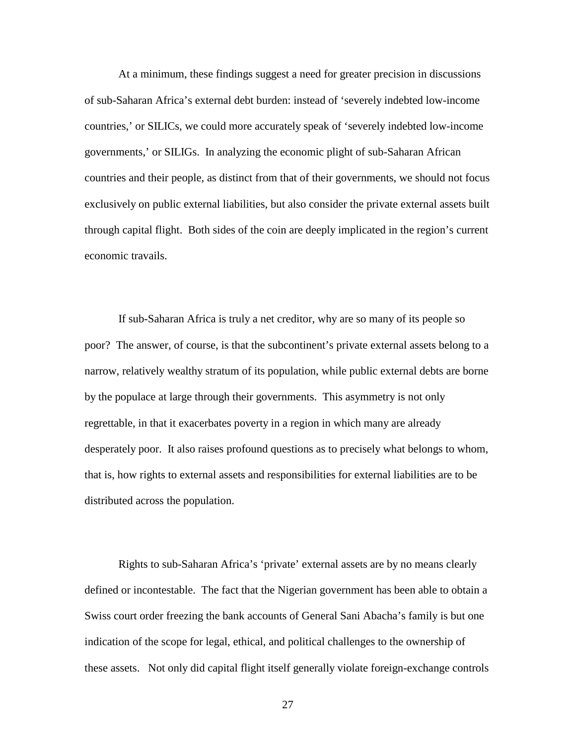At a minimum, these findings suggest a need for greater precision in discussions of sub-Saharan Africa's external debt burden: instead of 'severely indebted low-income countries,' or SILICs, we could more accurately speak of 'severely indebted low-income governments,' or SILIGs. In analyzing the economic plight of sub-Saharan African countries and their people, as distinct from that of their governments, we should not focus exclusively on public external liabilities, but also consider the private external assets built through capital flight. Both sides of the coin are deeply implicated in the region's current economic travails.

If sub-Saharan Africa is truly a net creditor, why are so many of its people so poor? The answer, of course, is that the subcontinent's private external assets belong to a narrow, relatively wealthy stratum of its population, while public external debts are borne by the populace at large through their governments. This asymmetry is not only regrettable, in that it exacerbates poverty in a region in which many are already desperately poor. It also raises profound questions as to precisely what belongs to whom, that is, how rights to external assets and responsibilities for external liabilities are to be distributed across the population.

Rights to sub-Saharan Africa's 'private' external assets are by no means clearly defined or incontestable. The fact that the Nigerian government has been able to obtain a Swiss court order freezing the bank accounts of General Sani Abacha's family is but one indication of the scope for legal, ethical, and political challenges to the ownership of these assets. Not only did capital flight itself generally violate foreign-exchange controls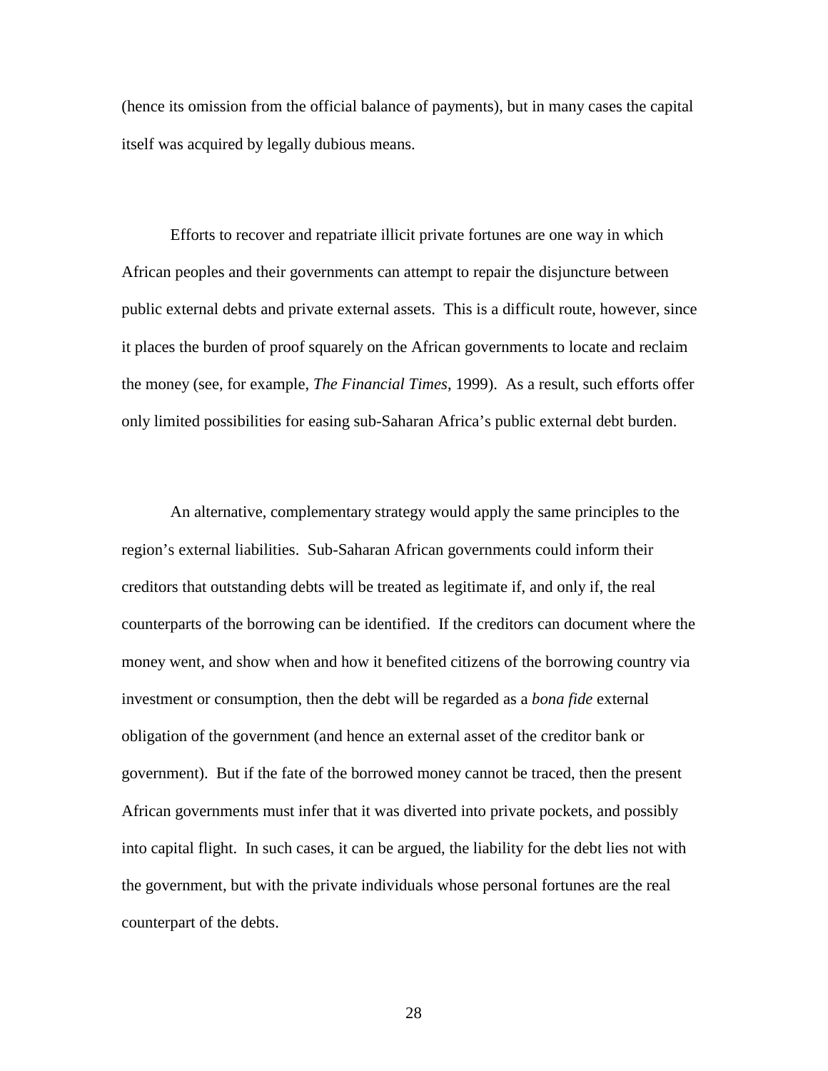(hence its omission from the official balance of payments), but in many cases the capital itself was acquired by legally dubious means.

Efforts to recover and repatriate illicit private fortunes are one way in which African peoples and their governments can attempt to repair the disjuncture between public external debts and private external assets. This is a difficult route, however, since it places the burden of proof squarely on the African governments to locate and reclaim the money (see, for example, *The Financial Times*, 1999). As a result, such efforts offer only limited possibilities for easing sub-Saharan Africa's public external debt burden.

An alternative, complementary strategy would apply the same principles to the region's external liabilities. Sub-Saharan African governments could inform their creditors that outstanding debts will be treated as legitimate if, and only if, the real counterparts of the borrowing can be identified. If the creditors can document where the money went, and show when and how it benefited citizens of the borrowing country via investment or consumption, then the debt will be regarded as a *bona fide* external obligation of the government (and hence an external asset of the creditor bank or government). But if the fate of the borrowed money cannot be traced, then the present African governments must infer that it was diverted into private pockets, and possibly into capital flight. In such cases, it can be argued, the liability for the debt lies not with the government, but with the private individuals whose personal fortunes are the real counterpart of the debts.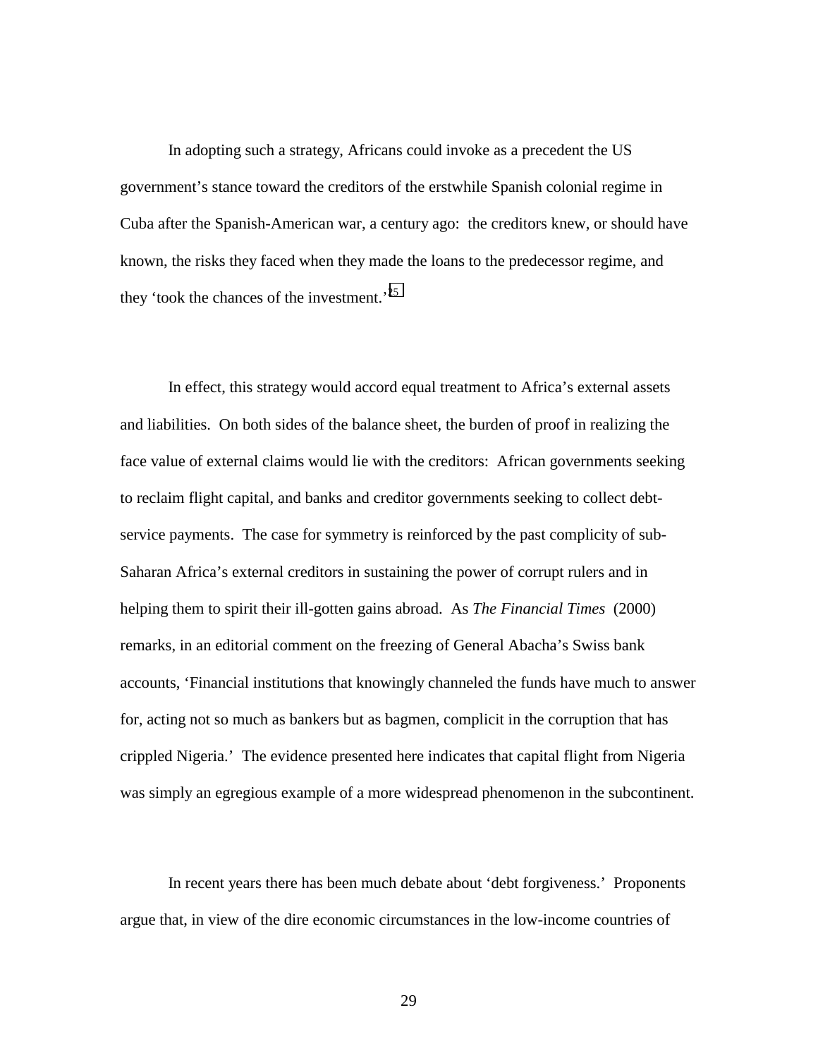In adopting such a strategy, Africans could invoke as a precedent the US government's stance toward the creditors of the erstwhile Spanish colonial regime in Cuba after the Spanish-American war, a century ago: the creditors knew, or should have known, the risks they faced when they made the loans to the predecessor regime, and they 'took the chances of the investment.'[25]

In effect, this strategy would accord equal treatment to Africa's external assets and liabilities. On both sides of the balance sheet, the burden of proof in realizing the face value of external claims would lie with the creditors: African governments seeking to reclaim flight capital, and banks and creditor governments seeking to collect debt-service payments. The case for symmetry is reinforced by the past complicity of sub-Saharan Africa's external creditors in sustaining the power of corrupt rulers and in helping them to spirit their ill-gotten gains abroad. As *The Financial Times* (2000) remarks, in an editorial comment on the freezing of General Abacha's Swiss bank accounts, 'Financial institutions that knowingly channeled the funds have much to answer for, acting not so much as bankers but as bagmen, complicit in the corruption that has crippled Nigeria.' The evidence presented here indicates that capital flight from Nigeria was simply an egregious example of a more widespread phenomenon in the subcontinent.

In recent years there has been much debate about 'debt forgiveness.' Proponents argue that, in view of the dire economic circumstances in the low-income countries of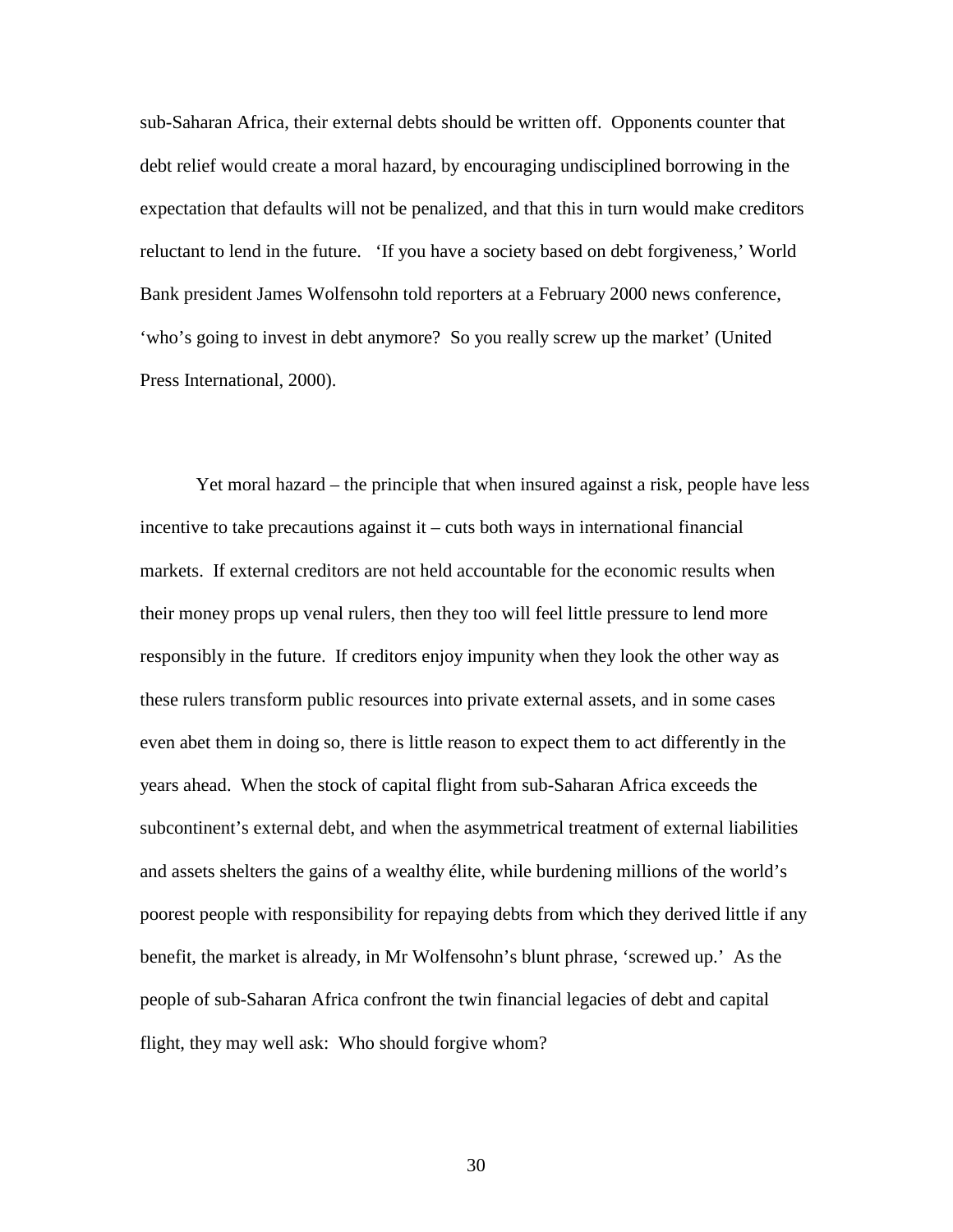sub-Saharan Africa, their external debts should be written off. Opponents counter that debt relief would create a moral hazard, by encouraging undisciplined borrowing in the expectation that defaults will not be penalized, and that this in turn would make creditors reluctant to lend in the future. 'If you have a society based on debt forgiveness,' World Bank president James Wolfensohn told reporters at a February 2000 news conference, 'who's going to invest in debt anymore? So you really screw up the market' (United Press International, 2000).

Yet moral hazard – the principle that when insured against a risk, people have less incentive to take precautions against it – cuts both ways in international financial markets. If external creditors are not held accountable for the economic results when their money props up venal rulers, then they too will feel little pressure to lend more responsibly in the future. If creditors enjoy impunity when they look the other way as these rulers transform public resources into private external assets, and in some cases even abet them in doing so, there is little reason to expect them to act differently in the years ahead. When the stock of capital flight from sub-Saharan Africa exceeds the subcontinent's external debt, and when the asymmetrical treatment of external liabilities and assets shelters the gains of a wealthy élite, while burdening millions of the world's poorest people with responsibility for repaying debts from which they derived little if any benefit, the market is already, in Mr Wolfensohn's blunt phrase, 'screwed up.' As the people of sub-Saharan Africa confront the twin financial legacies of debt and capital flight, they may well ask: Who should forgive whom?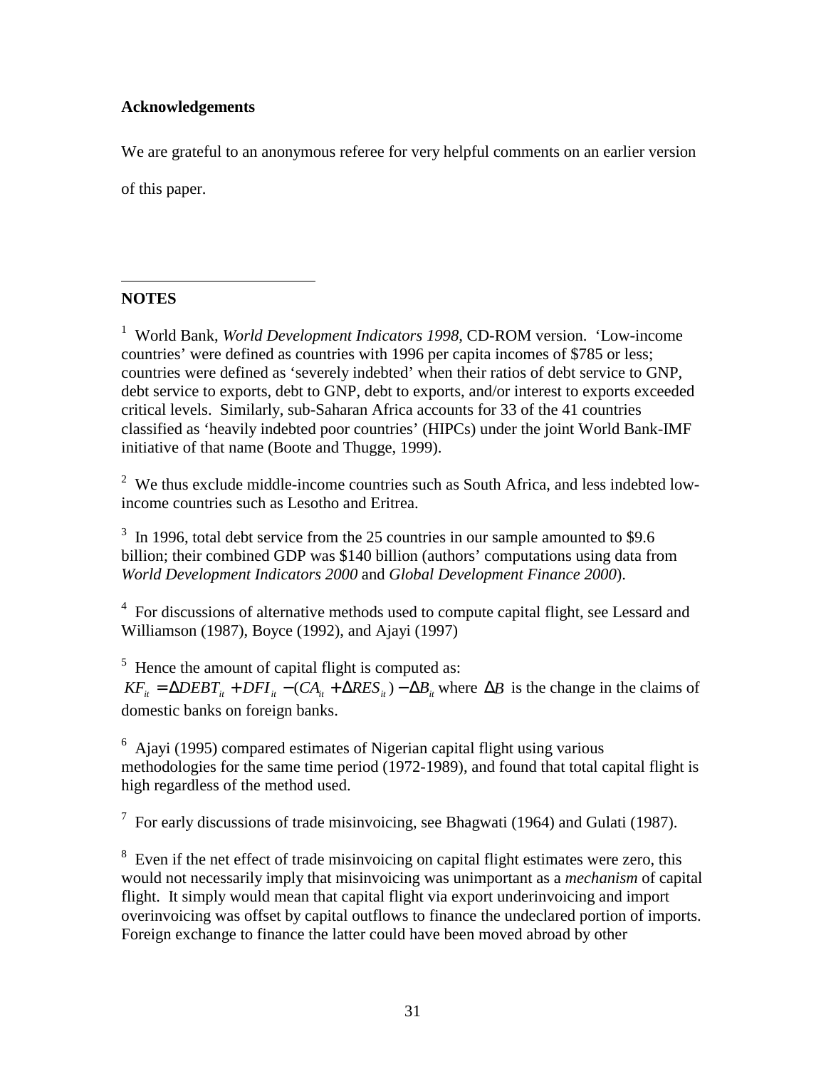## Acknowledgements

We are grateful to an anonymous referee for very helpful comments on an earlier version of this paper.

---

## NOTES

[1] World Bank, *World Development Indicators 1998*, CD-ROM version. 'Low-income countries' were defined as countries with 1996 per capita incomes of $785 or less; countries were defined as 'severely indebted' when their ratios of debt service to GNP, debt service to exports, debt to GNP, debt to exports, and/or interest to exports exceeded critical levels. Similarly, sub-Saharan Africa accounts for 33 of the 41 countries classified as 'heavily indebted poor countries' (HIPCs) under the joint World Bank-IMF initiative of that name (Boote and Thugge, 1999).

[2] We thus exclude middle-income countries such as South Africa, and less indebted low-income countries such as Lesotho and Eritrea.

[3] In 1996, total debt service from the 25 countries in our sample amounted to $9.6 billion; their combined GDP was $140 billion (authors' computations using data from *World Development Indicators 2000* and *Global Development Finance 2000*).

[4] For discussions of alternative methods used to compute capital flight, see Lessard and Williamson (1987), Boyce (1992), and Ajayi (1997)

[5] Hence the amount of capital flight is computed as: $KF_{it} = \Delta DEBT_{it} + DFI_{it} - (CA_{it} + \Delta RES_{it}) - \Delta B_{it}$ where $\Delta B$ is the change in the claims of domestic banks on foreign banks.

[6] Ajayi (1995) compared estimates of Nigerian capital flight using various methodologies for the same time period (1972-1989), and found that total capital flight is high regardless of the method used.

[7] For early discussions of trade misinvoicing, see Bhagwati (1964) and Gulati (1987).

[8] Even if the net effect of trade misinvoicing on capital flight estimates were zero, this would not necessarily imply that misinvoicing was unimportant as a *mechanism* of capital flight. It simply would mean that capital flight via export underinvoicing and import overinvoicing was offset by capital outflows to finance the undeclared portion of imports. Foreign exchange to finance the latter could have been moved abroad by other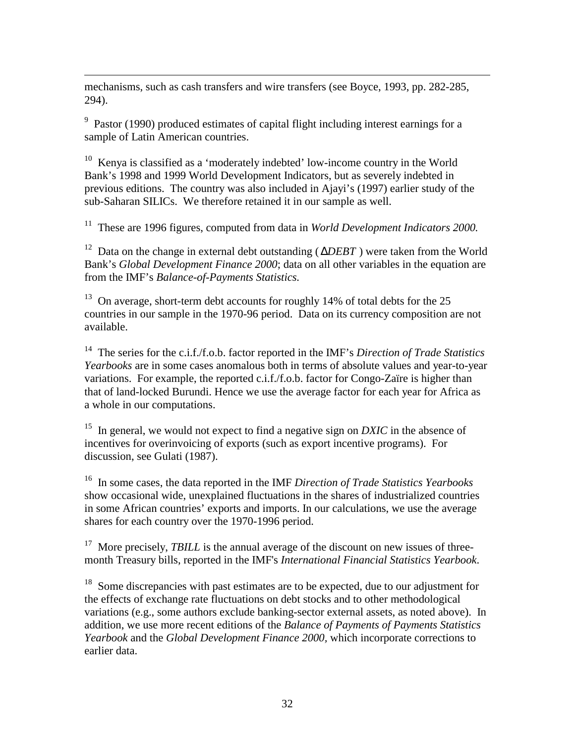mechanisms, such as cash transfers and wire transfers (see Boyce, 1993, pp. 282-285, 294).

[9] Pastor (1990) produced estimates of capital flight including interest earnings for a sample of Latin American countries.

[10] Kenya is classified as a 'moderately indebted' low-income country in the World Bank's 1998 and 1999 World Development Indicators, but as severely indebted in previous editions. The country was also included in Ajayi's (1997) earlier study of the sub-Saharan SILICs. We therefore retained it in our sample as well.

[11] These are 1996 figures, computed from data in *World Development Indicators 2000.*

[12] Data on the change in external debt outstanding ($\Delta DEBT$) were taken from the World Bank's *Global Development Finance 2000*; data on all other variables in the equation are from the IMF's *Balance-of-Payments Statistics.*

[13] On average, short-term debt accounts for roughly 14% of total debts for the 25 countries in our sample in the 1970-96 period. Data on its currency composition are not available.

[14] The series for the c.i.f./f.o.b. factor reported in the IMF's *Direction of Trade Statistics Yearbooks* are in some cases anomalous both in terms of absolute values and year-to-year variations. For example, the reported c.i.f./f.o.b. factor for Congo-Zaïre is higher than that of land-locked Burundi. Hence we use the average factor for each year for Africa as a whole in our computations.

[15] In general, we would not expect to find a negative sign on *DXIC* in the absence of incentives for overinvoicing of exports (such as export incentive programs). For discussion, see Gulati (1987).

[16] In some cases, the data reported in the IMF *Direction of Trade Statistics Yearbooks* show occasional wide, unexplained fluctuations in the shares of industrialized countries in some African countries' exports and imports. In our calculations, we use the average shares for each country over the 1970-1996 period.

[17] More precisely, *TBILL* is the annual average of the discount on new issues of three-month Treasury bills, reported in the IMF's *International Financial Statistics Yearbook*.

[18] Some discrepancies with past estimates are to be expected, due to our adjustment for the effects of exchange rate fluctuations on debt stocks and to other methodological variations (e.g., some authors exclude banking-sector external assets, as noted above). In addition, we use more recent editions of the *Balance of Payments of Payments Statistics Yearbook* and the *Global Development Finance 2000*, which incorporate corrections to earlier data.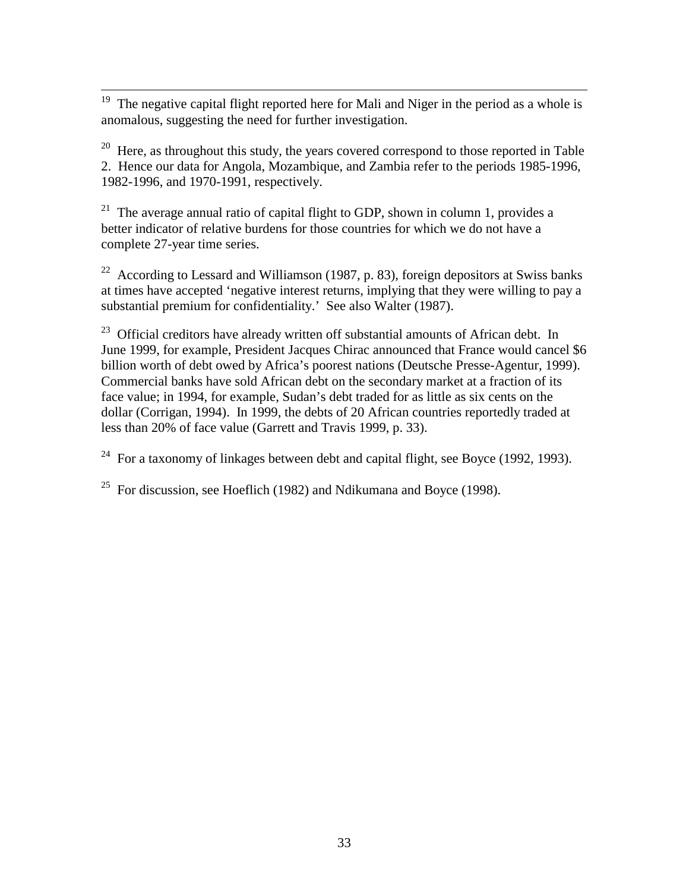[19] The negative capital flight reported here for Mali and Niger in the period as a whole is anomalous, suggesting the need for further investigation.

[20] Here, as throughout this study, the years covered correspond to those reported in Table 2. Hence our data for Angola, Mozambique, and Zambia refer to the periods 1985-1996, 1982-1996, and 1970-1991, respectively.

[21] The average annual ratio of capital flight to GDP, shown in column 1, provides a better indicator of relative burdens for those countries for which we do not have a complete 27-year time series.

[22] According to Lessard and Williamson (1987, p. 83), foreign depositors at Swiss banks at times have accepted 'negative interest returns, implying that they were willing to pay a substantial premium for confidentiality.' See also Walter (1987).

[23] Official creditors have already written off substantial amounts of African debt. In June 1999, for example, President Jacques Chirac announced that France would cancel $6 billion worth of debt owed by Africa's poorest nations (Deutsche Presse-Agentur, 1999). Commercial banks have sold African debt on the secondary market at a fraction of its face value; in 1994, for example, Sudan's debt traded for as little as six cents on the dollar (Corrigan, 1994). In 1999, the debts of 20 African countries reportedly traded at less than 20% of face value (Garrett and Travis 1999, p. 33).

[24] For a taxonomy of linkages between debt and capital flight, see Boyce (1992, 1993).

[25] For discussion, see Hoeflich (1982) and Ndikumana and Boyce (1998).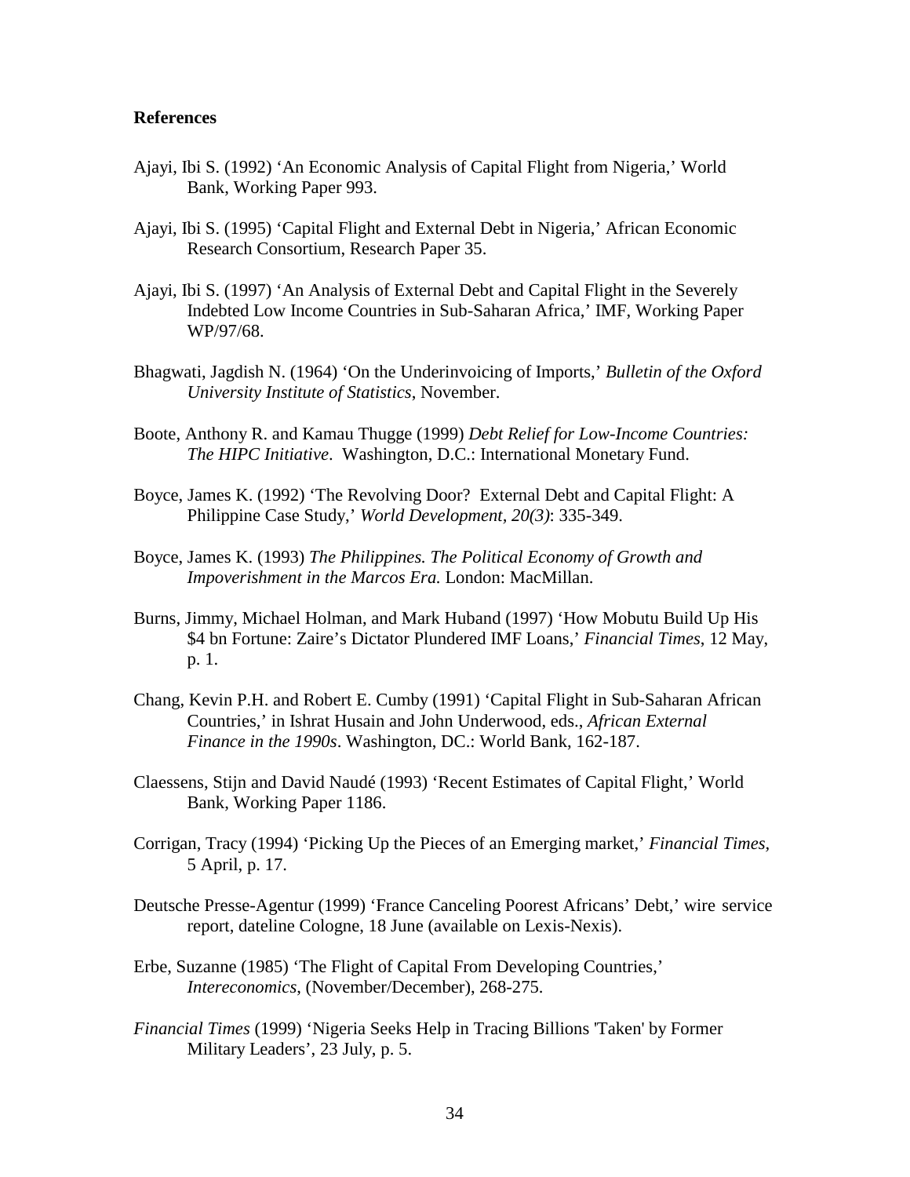**References**

Ajayi, Ibi S. (1992) 'An Economic Analysis of Capital Flight from Nigeria,' World Bank, Working Paper 993.

Ajayi, Ibi S. (1995) 'Capital Flight and External Debt in Nigeria,' African Economic Research Consortium, Research Paper 35.

Ajayi, Ibi S. (1997) 'An Analysis of External Debt and Capital Flight in the Severely Indebted Low Income Countries in Sub-Saharan Africa,' IMF, Working Paper WP/97/68.

Bhagwati, Jagdish N. (1964) 'On the Underinvoicing of Imports,' *Bulletin of the Oxford University Institute of Statistics*, November.

Boote, Anthony R. and Kamau Thugge (1999) *Debt Relief for Low-Income Countries: The HIPC Initiative*. Washington, D.C.: International Monetary Fund.

Boyce, James K. (1992) 'The Revolving Door? External Debt and Capital Flight: A Philippine Case Study,' *World Development, 20(3)*: 335-349.

Boyce, James K. (1993) *The Philippines. The Political Economy of Growth and Impoverishment in the Marcos Era.* London: MacMillan.

Burns, Jimmy, Michael Holman, and Mark Huband (1997) 'How Mobutu Build Up His \$4 bn Fortune: Zaire's Dictator Plundered IMF Loans,' *Financial Times*, 12 May, p. 1.

Chang, Kevin P.H. and Robert E. Cumby (1991) 'Capital Flight in Sub-Saharan African Countries,' in Ishrat Husain and John Underwood, eds., *African External Finance in the 1990s*. Washington, DC.: World Bank, 162-187.

Claessens, Stijn and David Naudé (1993) 'Recent Estimates of Capital Flight,' World Bank, Working Paper 1186.

Corrigan, Tracy (1994) 'Picking Up the Pieces of an Emerging market,' *Financial Times*, 5 April, p. 17.

Deutsche Presse-Agentur (1999) 'France Canceling Poorest Africans' Debt,' wire service report, dateline Cologne, 18 June (available on Lexis-Nexis).

Erbe, Suzanne (1985) 'The Flight of Capital From Developing Countries,' *Intereconomics*, (November/December), 268-275.

*Financial Times* (1999) 'Nigeria Seeks Help in Tracing Billions 'Taken' by Former Military Leaders', 23 July, p. 5.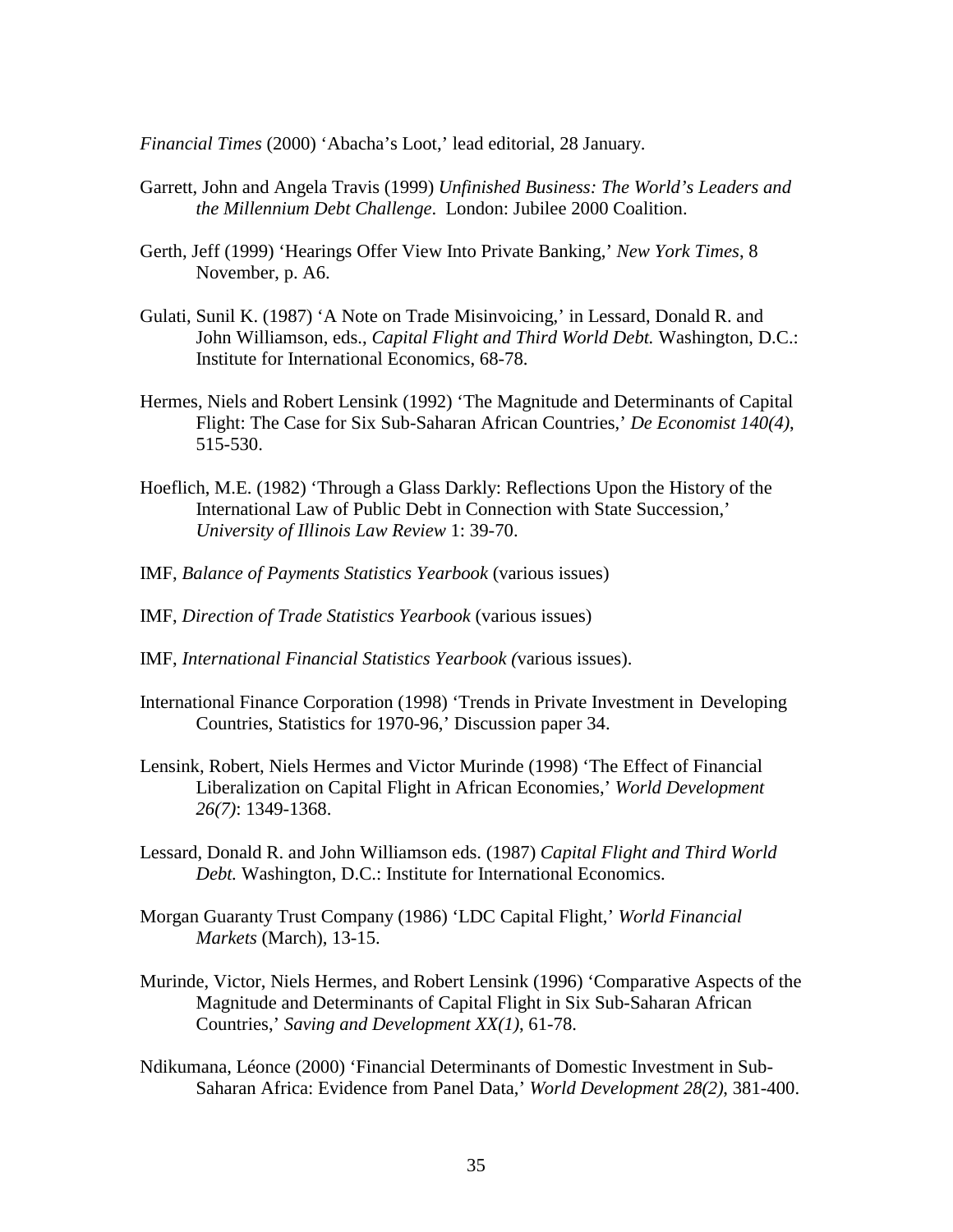*Financial Times* (2000) ‘Abacha’s Loot,’ lead editorial, 28 January.

Garrett, John and Angela Travis (1999) *Unfinished Business: The World’s Leaders and the Millennium Debt Challenge*. London: Jubilee 2000 Coalition.

Gerth, Jeff (1999) ‘Hearings Offer View Into Private Banking,’ *New York Times*, 8 November, p. A6.

Gulati, Sunil K. (1987) ‘A Note on Trade Misinvoicing,’ in Lessard, Donald R. and John Williamson, eds., *Capital Flight and Third World Debt.* Washington, D.C.: Institute for International Economics, 68-78.

Hermes, Niels and Robert Lensink (1992) ‘The Magnitude and Determinants of Capital Flight: The Case for Six Sub-Saharan African Countries,’ *De Economist 140(4)*, 515-530.

Hoeflich, M.E. (1982) ‘Through a Glass Darkly: Reflections Upon the History of the International Law of Public Debt in Connection with State Succession,’ *University of Illinois Law Review* 1: 39-70.

IMF, *Balance of Payments Statistics Yearbook* (various issues)

IMF, *Direction of Trade Statistics Yearbook* (various issues)

IMF, *International Financial Statistics Yearbook (*various issues).

International Finance Corporation (1998) ‘Trends in Private Investment in Developing Countries, Statistics for 1970-96,’ Discussion paper 34.

Lensink, Robert, Niels Hermes and Victor Murinde (1998) ‘The Effect of Financial Liberalization on Capital Flight in African Economies,’ *World Development 26(7)*: 1349-1368.

Lessard, Donald R. and John Williamson eds. (1987) *Capital Flight and Third World Debt.* Washington, D.C.: Institute for International Economics.

Morgan Guaranty Trust Company (1986) ‘LDC Capital Flight,’ *World Financial Markets* (March), 13-15.

Murinde, Victor, Niels Hermes, and Robert Lensink (1996) ‘Comparative Aspects of the Magnitude and Determinants of Capital Flight in Six Sub-Saharan African Countries,’ *Saving and Development XX(1)*, 61-78.

Ndikumana, Léonce (2000) ‘Financial Determinants of Domestic Investment in Sub-Saharan Africa: Evidence from Panel Data,’ *World Development 28(2)*, 381-400.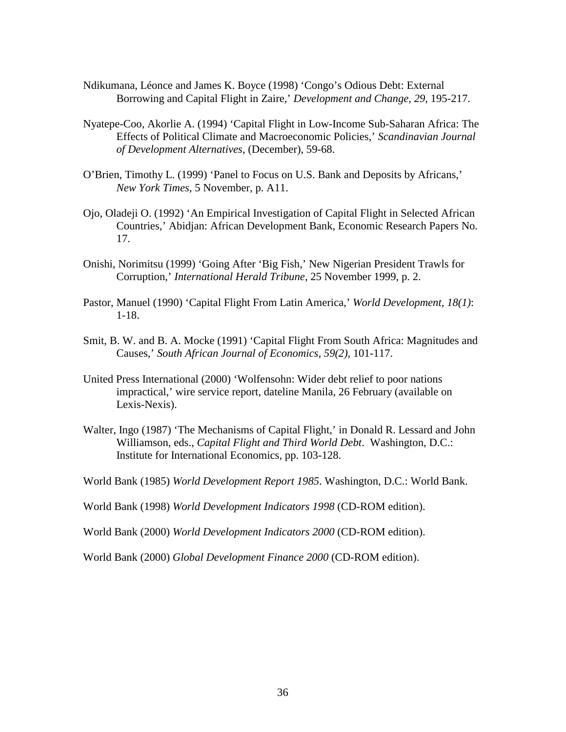Ndikumana, Léonce and James K. Boyce (1998) ‘Congo’s Odious Debt: External Borrowing and Capital Flight in Zaire,’ *Development and Change, 29*, 195-217.

Nyatepe-Coo, Akorlie A. (1994) ‘Capital Flight in Low-Income Sub-Saharan Africa: The Effects of Political Climate and Macroeconomic Policies,’ *Scandinavian Journal of Development Alternatives*, (December), 59-68.

O’Brien, Timothy L. (1999) ‘Panel to Focus on U.S. Bank and Deposits by Africans,’ *New York Times*, 5 November, p. A11.

Ojo, Oladeji O. (1992) ‘An Empirical Investigation of Capital Flight in Selected African Countries,’ Abidjan: African Development Bank, Economic Research Papers No. 17.

Onishi, Norimitsu (1999) ‘Going After ‘Big Fish,’ New Nigerian President Trawls for Corruption,’ *International Herald Tribune*, 25 November 1999, p. 2.

Pastor, Manuel (1990) ‘Capital Flight From Latin America,’ *World Development, 18(1)*: 1-18.

Smit, B. W. and B. A. Mocke (1991) ‘Capital Flight From South Africa: Magnitudes and Causes,’ *South African Journal of Economics, 59(2)*, 101-117.

United Press International (2000) ‘Wolfensohn: Wider debt relief to poor nations impractical,’ wire service report, dateline Manila, 26 February (available on Lexis-Nexis).

Walter, Ingo (1987) ‘The Mechanisms of Capital Flight,’ in Donald R. Lessard and John Williamson, eds., *Capital Flight and Third World Debt*. Washington, D.C.: Institute for International Economics, pp. 103-128.

World Bank (1985) *World Development Report 1985*. Washington, D.C.: World Bank.

World Bank (1998) *World Development Indicators 1998* (CD-ROM edition).

World Bank (2000) *World Development Indicators 2000* (CD-ROM edition).

World Bank (2000) *Global Development Finance 2000* (CD-ROM edition).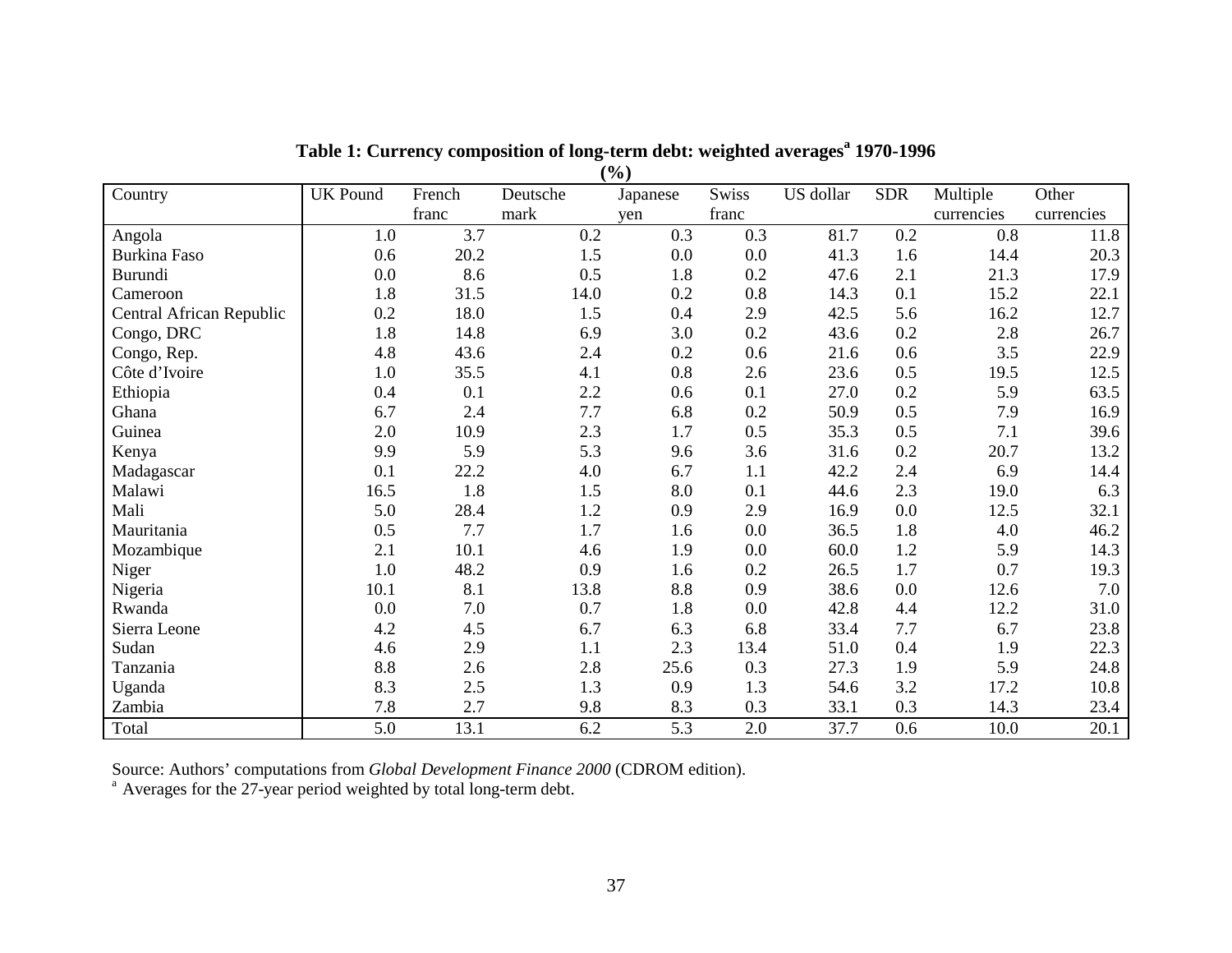**Table 1: Currency composition of long-term debt: weighted averages[a] 1970-1996**
**(%)**

| Country | UK Pound | French franc | Deutsche mark | Japanese yen | Swiss franc | US dollar | SDR | Multiple currencies | Other currencies |
|---|---|---|---|---|---|---|---|---|---|
| Angola | 1.0 | 3.7 | 0.2 | 0.3 | 0.3 | 81.7 | 0.2 | 0.8 | 11.8 |
| Burkina Faso | 0.6 | 20.2 | 1.5 | 0.0 | 0.0 | 41.3 | 1.6 | 14.4 | 20.3 |
| Burundi | 0.0 | 8.6 | 0.5 | 1.8 | 0.2 | 47.6 | 2.1 | 21.3 | 17.9 |
| Cameroon | 1.8 | 31.5 | 14.0 | 0.2 | 0.8 | 14.3 | 0.1 | 15.2 | 22.1 |
| Central African Republic | 0.2 | 18.0 | 1.5 | 0.4 | 2.9 | 42.5 | 5.6 | 16.2 | 12.7 |
| Congo, DRC | 1.8 | 14.8 | 6.9 | 3.0 | 0.2 | 43.6 | 0.2 | 2.8 | 26.7 |
| Congo, Rep. | 4.8 | 43.6 | 2.4 | 0.2 | 0.6 | 21.6 | 0.6 | 3.5 | 22.9 |
| Côte d'Ivoire | 1.0 | 35.5 | 4.1 | 0.8 | 2.6 | 23.6 | 0.5 | 19.5 | 12.5 |
| Ethiopia | 0.4 | 0.1 | 2.2 | 0.6 | 0.1 | 27.0 | 0.2 | 5.9 | 63.5 |
| Ghana | 6.7 | 2.4 | 7.7 | 6.8 | 0.2 | 50.9 | 0.5 | 7.9 | 16.9 |
| Guinea | 2.0 | 10.9 | 2.3 | 1.7 | 0.5 | 35.3 | 0.5 | 7.1 | 39.6 |
| Kenya | 9.9 | 5.9 | 5.3 | 9.6 | 3.6 | 31.6 | 0.2 | 20.7 | 13.2 |
| Madagascar | 0.1 | 22.2 | 4.0 | 6.7 | 1.1 | 42.2 | 2.4 | 6.9 | 14.4 |
| Malawi | 16.5 | 1.8 | 1.5 | 8.0 | 0.1 | 44.6 | 2.3 | 19.0 | 6.3 |
| Mali | 5.0 | 28.4 | 1.2 | 0.9 | 2.9 | 16.9 | 0.0 | 12.5 | 32.1 |
| Mauritania | 0.5 | 7.7 | 1.7 | 1.6 | 0.0 | 36.5 | 1.8 | 4.0 | 46.2 |
| Mozambique | 2.1 | 10.1 | 4.6 | 1.9 | 0.0 | 60.0 | 1.2 | 5.9 | 14.3 |
| Niger | 1.0 | 48.2 | 0.9 | 1.6 | 0.2 | 26.5 | 1.7 | 0.7 | 19.3 |
| Nigeria | 10.1 | 8.1 | 13.8 | 8.8 | 0.9 | 38.6 | 0.0 | 12.6 | 7.0 |
| Rwanda | 0.0 | 7.0 | 0.7 | 1.8 | 0.0 | 42.8 | 4.4 | 12.2 | 31.0 |
| Sierra Leone | 4.2 | 4.5 | 6.7 | 6.3 | 6.8 | 33.4 | 7.7 | 6.7 | 23.8 |
| Sudan | 4.6 | 2.9 | 1.1 | 2.3 | 13.4 | 51.0 | 0.4 | 1.9 | 22.3 |
| Tanzania | 8.8 | 2.6 | 2.8 | 25.6 | 0.3 | 27.3 | 1.9 | 5.9 | 24.8 |
| Uganda | 8.3 | 2.5 | 1.3 | 0.9 | 1.3 | 54.6 | 3.2 | 17.2 | 10.8 |
| Zambia | 7.8 | 2.7 | 9.8 | 8.3 | 0.3 | 33.1 | 0.3 | 14.3 | 23.4 |
| Total | 5.0 | 13.1 | 6.2 | 5.3 | 2.0 | 37.7 | 0.6 | 10.0 | 20.1 |

Source: Authors' computations from *Global Development Finance 2000* (CDROM edition).
[a] Averages for the 27-year period weighted by total long-term debt.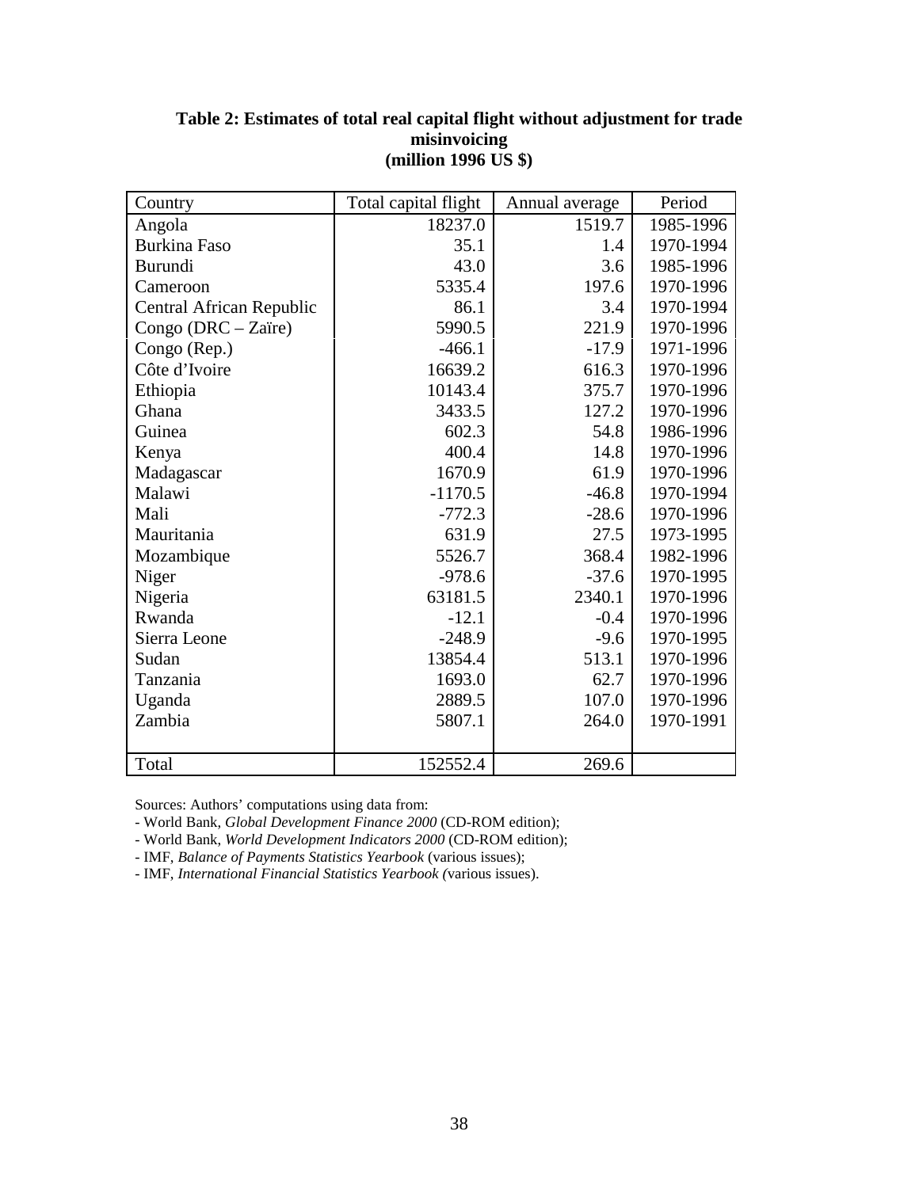**Table 2: Estimates of total real capital flight without adjustment for trade misinvoicing (million 1996 US $)**

| Country | Total capital flight | Annual average | Period |
|---|---|---|---|
| Angola | 18237.0 | 1519.7 | 1985-1996 |
| Burkina Faso | 35.1 | 1.4 | 1970-1994 |
| Burundi | 43.0 | 3.6 | 1985-1996 |
| Cameroon | 5335.4 | 197.6 | 1970-1996 |
| Central African Republic | 86.1 | 3.4 | 1970-1994 |
| Congo (DRC – Zaïre) | 5990.5 | 221.9 | 1970-1996 |
| Congo (Rep.) | -466.1 | -17.9 | 1971-1996 |
| Côte d'Ivoire | 16639.2 | 616.3 | 1970-1996 |
| Ethiopia | 10143.4 | 375.7 | 1970-1996 |
| Ghana | 3433.5 | 127.2 | 1970-1996 |
| Guinea | 602.3 | 54.8 | 1986-1996 |
| Kenya | 400.4 | 14.8 | 1970-1996 |
| Madagascar | 1670.9 | 61.9 | 1970-1996 |
| Malawi | -1170.5 | -46.8 | 1970-1994 |
| Mali | -772.3 | -28.6 | 1970-1996 |
| Mauritania | 631.9 | 27.5 | 1973-1995 |
| Mozambique | 5526.7 | 368.4 | 1982-1996 |
| Niger | -978.6 | -37.6 | 1970-1995 |
| Nigeria | 63181.5 | 2340.1 | 1970-1996 |
| Rwanda | -12.1 | -0.4 | 1970-1996 |
| Sierra Leone | -248.9 | -9.6 | 1970-1995 |
| Sudan | 13854.4 | 513.1 | 1970-1996 |
| Tanzania | 1693.0 | 62.7 | 1970-1996 |
| Uganda | 2889.5 | 107.0 | 1970-1996 |
| Zambia | 5807.1 | 264.0 | 1970-1991 |
| Total | 152552.4 | 269.6 | |

Sources: Authors' computations using data from:
- World Bank, *Global Development Finance 2000* (CD-ROM edition);
- World Bank, *World Development Indicators 2000* (CD-ROM edition);
- IMF, *Balance of Payments Statistics Yearbook* (various issues);
- IMF, *International Financial Statistics Yearbook (*various issues).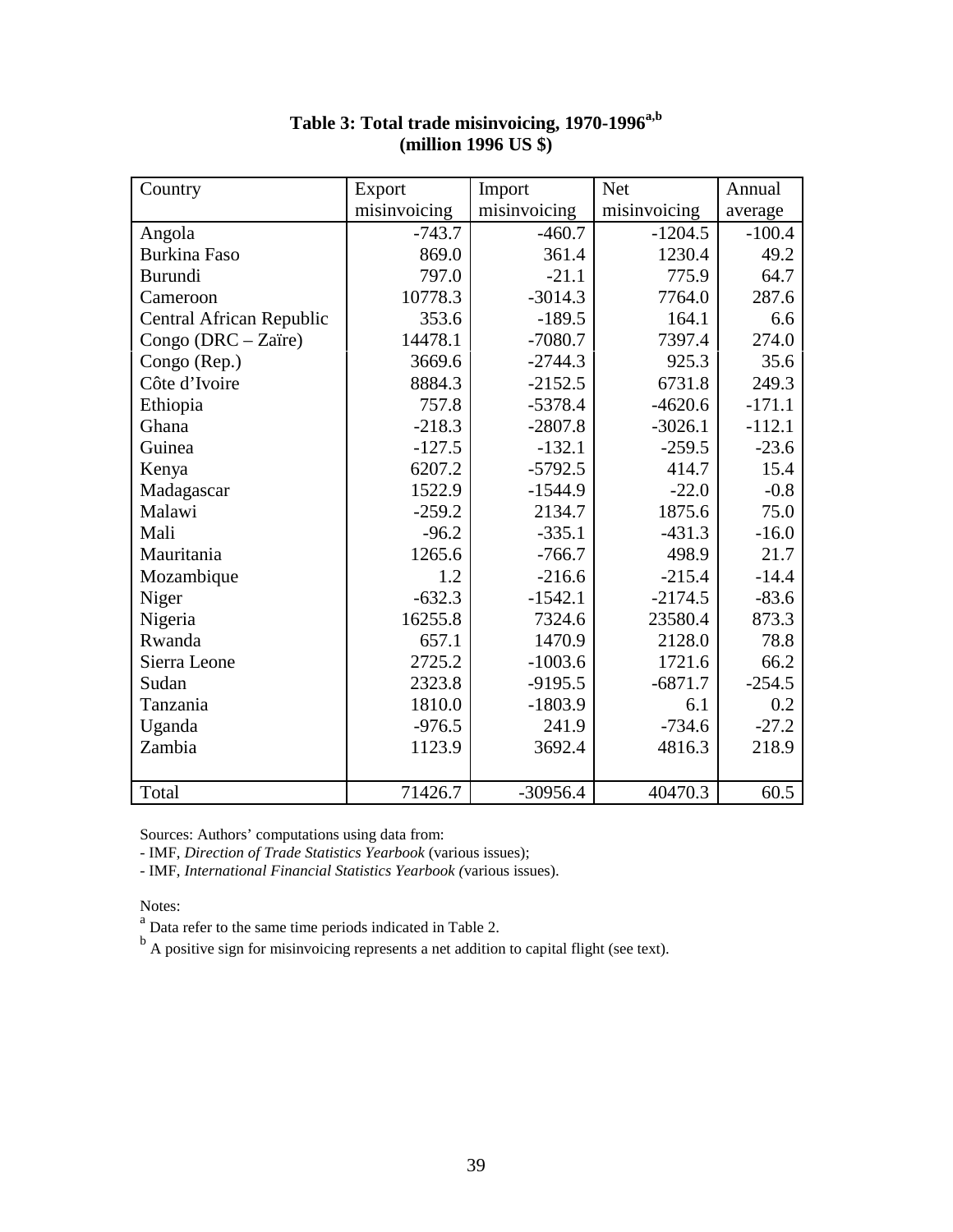**Table 3: Total trade misinvoicing, 1970-1996[a,b]**
**(million 1996 US $)**

| Country | Export misinvoicing | Import misinvoicing | Net misinvoicing | Annual average |
|---|---|---|---|---|
| Angola | -743.7 | -460.7 | -1204.5 | -100.4 |
| Burkina Faso | 869.0 | 361.4 | 1230.4 | 49.2 |
| Burundi | 797.0 | -21.1 | 775.9 | 64.7 |
| Cameroon | 10778.3 | -3014.3 | 7764.0 | 287.6 |
| Central African Republic | 353.6 | -189.5 | 164.1 | 6.6 |
| Congo (DRC – Zaïre) | 14478.1 | -7080.7 | 7397.4 | 274.0 |
| Congo (Rep.) | 3669.6 | -2744.3 | 925.3 | 35.6 |
| Côte d'Ivoire | 8884.3 | -2152.5 | 6731.8 | 249.3 |
| Ethiopia | 757.8 | -5378.4 | -4620.6 | -171.1 |
| Ghana | -218.3 | -2807.8 | -3026.1 | -112.1 |
| Guinea | -127.5 | -132.1 | -259.5 | -23.6 |
| Kenya | 6207.2 | -5792.5 | 414.7 | 15.4 |
| Madagascar | 1522.9 | -1544.9 | -22.0 | -0.8 |
| Malawi | -259.2 | 2134.7 | 1875.6 | 75.0 |
| Mali | -96.2 | -335.1 | -431.3 | -16.0 |
| Mauritania | 1265.6 | -766.7 | 498.9 | 21.7 |
| Mozambique | 1.2 | -216.6 | -215.4 | -14.4 |
| Niger | -632.3 | -1542.1 | -2174.5 | -83.6 |
| Nigeria | 16255.8 | 7324.6 | 23580.4 | 873.3 |
| Rwanda | 657.1 | 1470.9 | 2128.0 | 78.8 |
| Sierra Leone | 2725.2 | -1003.6 | 1721.6 | 66.2 |
| Sudan | 2323.8 | -9195.5 | -6871.7 | -254.5 |
| Tanzania | 1810.0 | -1803.9 | 6.1 | 0.2 |
| Uganda | -976.5 | 241.9 | -734.6 | -27.2 |
| Zambia | 1123.9 | 3692.4 | 4816.3 | 218.9 |
| Total | 71426.7 | -30956.4 | 40470.3 | 60.5 |

Sources: Authors' computations using data from:
- IMF, *Direction of Trade Statistics Yearbook* (various issues);
- IMF, *International Financial Statistics Yearbook (*various issues).

Notes:
[a] Data refer to the same time periods indicated in Table 2.
[b] A positive sign for misinvoicing represents a net addition to capital flight (see text).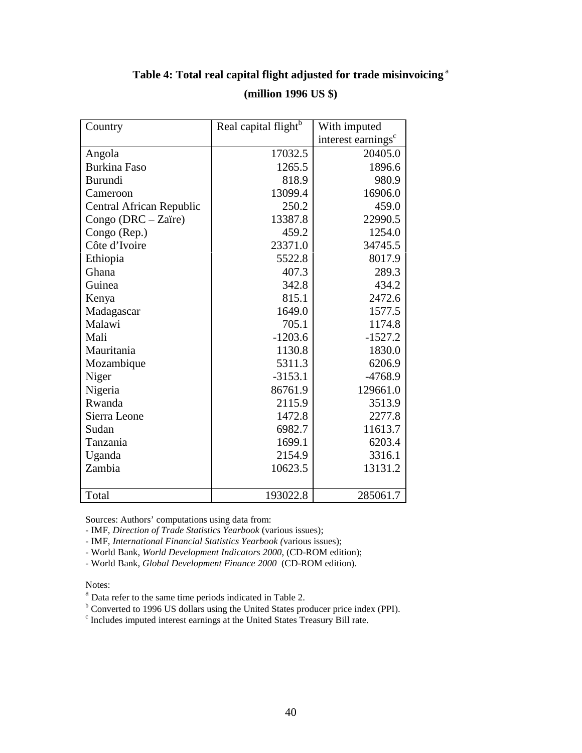**Table 4: Total real capital flight adjusted for trade misinvoicing [a]**

**(million 1996 US $)**

| Country | Real capital flight[b] | With imputed interest earnings[c] |
|---|---|---|
| Angola | 17032.5 | 20405.0 |
| Burkina Faso | 1265.5 | 1896.6 |
| Burundi | 818.9 | 980.9 |
| Cameroon | 13099.4 | 16906.0 |
| Central African Republic | 250.2 | 459.0 |
| Congo (DRC – Zaïre) | 13387.8 | 22990.5 |
| Congo (Rep.) | 459.2 | 1254.0 |
| Côte d'Ivoire | 23371.0 | 34745.5 |
| Ethiopia | 5522.8 | 8017.9 |
| Ghana | 407.3 | 289.3 |
| Guinea | 342.8 | 434.2 |
| Kenya | 815.1 | 2472.6 |
| Madagascar | 1649.0 | 1577.5 |
| Malawi | 705.1 | 1174.8 |
| Mali | -1203.6 | -1527.2 |
| Mauritania | 1130.8 | 1830.0 |
| Mozambique | 5311.3 | 6206.9 |
| Niger | -3153.1 | -4768.9 |
| Nigeria | 86761.9 | 129661.0 |
| Rwanda | 2115.9 | 3513.9 |
| Sierra Leone | 1472.8 | 2277.8 |
| Sudan | 6982.7 | 11613.7 |
| Tanzania | 1699.1 | 6203.4 |
| Uganda | 2154.9 | 3316.1 |
| Zambia | 10623.5 | 13131.2 |
| Total | 193022.8 | 285061.7 |

Sources: Authors' computations using data from:

- IMF, *Direction of Trade Statistics Yearbook* (various issues);
- IMF, *International Financial Statistics Yearbook (*various issues);
- World Bank, *World Development Indicators 2000*, (CD-ROM edition);
- World Bank, *Global Development Finance 2000* (CD-ROM edition).

Notes:

[a] Data refer to the same time periods indicated in Table 2.

[b] Converted to 1996 US dollars using the United States producer price index (PPI).

[c] Includes imputed interest earnings at the United States Treasury Bill rate.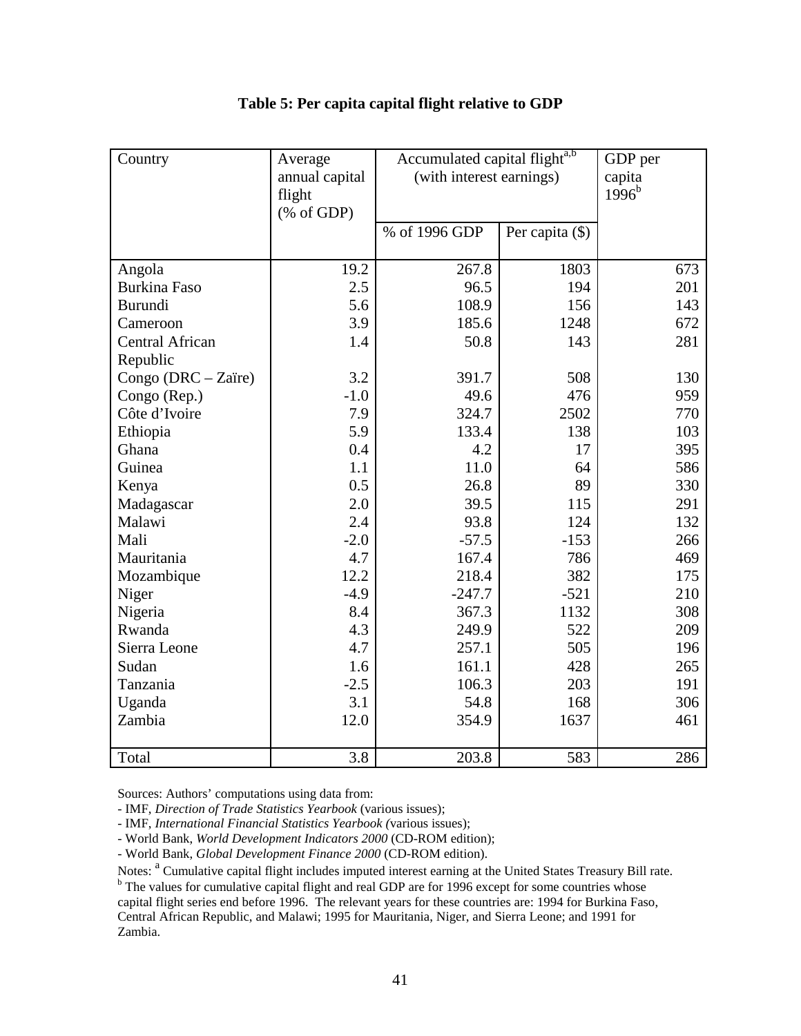**Table 5: Per capita capital flight relative to GDP**

| Country | Average annual capital flight (% of GDP) | Accumulated capital flight[a,b] (with interest earnings) | | GDP per capita 1996[b] |
|---|---|---|---|---|
| | | % of 1996 GDP | Per capita ($) | |
| Angola | 19.2 | 267.8 | 1803 | 673 |
| Burkina Faso | 2.5 | 96.5 | 194 | 201 |
| Burundi | 5.6 | 108.9 | 156 | 143 |
| Cameroon | 3.9 | 185.6 | 1248 | 672 |
| Central African Republic | 1.4 | 50.8 | 143 | 281 |
| Congo (DRC – Zaïre) | 3.2 | 391.7 | 508 | 130 |
| Congo (Rep.) | -1.0 | 49.6 | 476 | 959 |
| Côte d'Ivoire | 7.9 | 324.7 | 2502 | 770 |
| Ethiopia | 5.9 | 133.4 | 138 | 103 |
| Ghana | 0.4 | 4.2 | 17 | 395 |
| Guinea | 1.1 | 11.0 | 64 | 586 |
| Kenya | 0.5 | 26.8 | 89 | 330 |
| Madagascar | 2.0 | 39.5 | 115 | 291 |
| Malawi | 2.4 | 93.8 | 124 | 132 |
| Mali | -2.0 | -57.5 | -153 | 266 |
| Mauritania | 4.7 | 167.4 | 786 | 469 |
| Mozambique | 12.2 | 218.4 | 382 | 175 |
| Niger | -4.9 | -247.7 | -521 | 210 |
| Nigeria | 8.4 | 367.3 | 1132 | 308 |
| Rwanda | 4.3 | 249.9 | 522 | 209 |
| Sierra Leone | 4.7 | 257.1 | 505 | 196 |
| Sudan | 1.6 | 161.1 | 428 | 265 |
| Tanzania | -2.5 | 106.3 | 203 | 191 |
| Uganda | 3.1 | 54.8 | 168 | 306 |
| Zambia | 12.0 | 354.9 | 1637 | 461 |
| Total | 3.8 | 203.8 | 583 | 286 |

Sources: Authors' computations using data from:
- IMF, *Direction of Trade Statistics Yearbook* (various issues);
- IMF, *International Financial Statistics Yearbook (*various issues);
- World Bank, *World Development Indicators 2000* (CD-ROM edition);
- World Bank, *Global Development Finance 2000* (CD-ROM edition).

Notes: [a] Cumulative capital flight includes imputed interest earning at the United States Treasury Bill rate.
[b] The values for cumulative capital flight and real GDP are for 1996 except for some countries whose capital flight series end before 1996. The relevant years for these countries are: 1994 for Burkina Faso, Central African Republic, and Malawi; 1995 for Mauritania, Niger, and Sierra Leone; and 1991 for Zambia.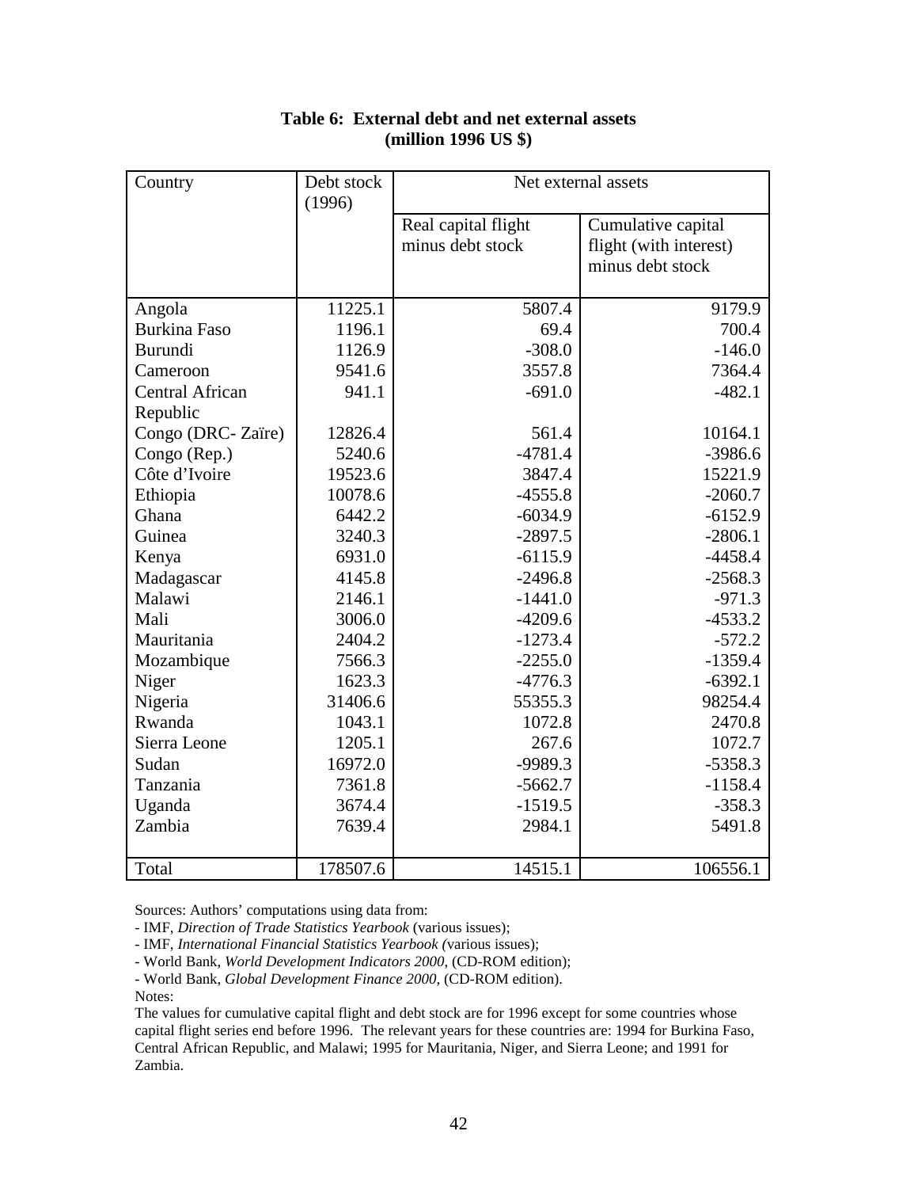**Table 6: External debt and net external assets (million 1996 US $)**

| Country | Debt stock (1996) | Net external assets | |
|---|---|---|---|
| | | Real capital flight minus debt stock | Cumulative capital flight (with interest) minus debt stock |
| Angola | 11225.1 | 5807.4 | 9179.9 |
| Burkina Faso | 1196.1 | 69.4 | 700.4 |
| Burundi | 1126.9 | -308.0 | -146.0 |
| Cameroon | 9541.6 | 3557.8 | 7364.4 |
| Central African Republic | 941.1 | -691.0 | -482.1 |
| Congo (DRC- Zaïre) | 12826.4 | 561.4 | 10164.1 |
| Congo (Rep.) | 5240.6 | -4781.4 | -3986.6 |
| Côte d'Ivoire | 19523.6 | 3847.4 | 15221.9 |
| Ethiopia | 10078.6 | -4555.8 | -2060.7 |
| Ghana | 6442.2 | -6034.9 | -6152.9 |
| Guinea | 3240.3 | -2897.5 | -2806.1 |
| Kenya | 6931.0 | -6115.9 | -4458.4 |
| Madagascar | 4145.8 | -2496.8 | -2568.3 |
| Malawi | 2146.1 | -1441.0 | -971.3 |
| Mali | 3006.0 | -4209.6 | -4533.2 |
| Mauritania | 2404.2 | -1273.4 | -572.2 |
| Mozambique | 7566.3 | -2255.0 | -1359.4 |
| Niger | 1623.3 | -4776.3 | -6392.1 |
| Nigeria | 31406.6 | 55355.3 | 98254.4 |
| Rwanda | 1043.1 | 1072.8 | 2470.8 |
| Sierra Leone | 1205.1 | 267.6 | 1072.7 |
| Sudan | 16972.0 | -9989.3 | -5358.3 |
| Tanzania | 7361.8 | -5662.7 | -1158.4 |
| Uganda | 3674.4 | -1519.5 | -358.3 |
| Zambia | 7639.4 | 2984.1 | 5491.8 |
| Total | 178507.6 | 14515.1 | 106556.1 |

Sources: Authors' computations using data from:
- IMF, *Direction of Trade Statistics Yearbook* (various issues);
- IMF, *International Financial Statistics Yearbook (*various issues);
- World Bank, *World Development Indicators 2000*, (CD-ROM edition);
- World Bank, *Global Development Finance 2000*, (CD-ROM edition).

Notes:
The values for cumulative capital flight and debt stock are for 1996 except for some countries whose capital flight series end before 1996. The relevant years for these countries are: 1994 for Burkina Faso, Central African Republic, and Malawi; 1995 for Mauritania, Niger, and Sierra Leone; and 1991 for Zambia.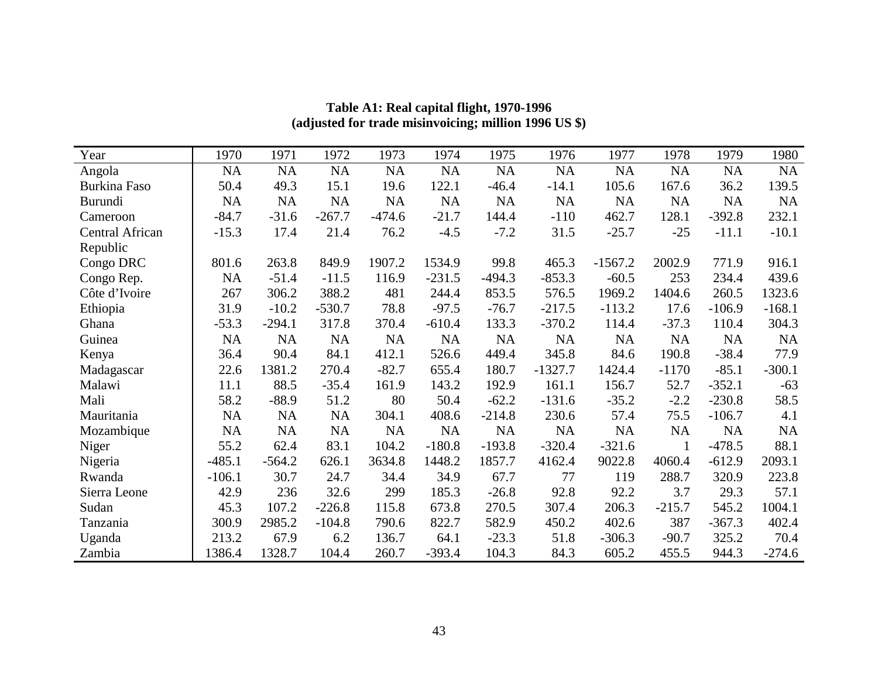**Table A1: Real capital flight, 1970-1996**
**(adjusted for trade misinvoicing; million 1996 US $)**

| Year | 1970 | 1971 | 1972 | 1973 | 1974 | 1975 | 1976 | 1977 | 1978 | 1979 | 1980 |
|---|---|---|---|---|---|---|---|---|---|---|---|
| Angola | NA | NA | NA | NA | NA | NA | NA | NA | NA | NA | NA |
| Burkina Faso | 50.4 | 49.3 | 15.1 | 19.6 | 122.1 | -46.4 | -14.1 | 105.6 | 167.6 | 36.2 | 139.5 |
| Burundi | NA | NA | NA | NA | NA | NA | NA | NA | NA | NA | NA |
| Cameroon | -84.7 | -31.6 | -267.7 | -474.6 | -21.7 | 144.4 | -110 | 462.7 | 128.1 | -392.8 | 232.1 |
| Central African Republic | -15.3 | 17.4 | 21.4 | 76.2 | -4.5 | -7.2 | 31.5 | -25.7 | -25 | -11.1 | -10.1 |
| Congo DRC | 801.6 | 263.8 | 849.9 | 1907.2 | 1534.9 | 99.8 | 465.3 | -1567.2 | 2002.9 | 771.9 | 916.1 |
| Congo Rep. | NA | -51.4 | -11.5 | 116.9 | -231.5 | -494.3 | -853.3 | -60.5 | 253 | 234.4 | 439.6 |
| Côte d'Ivoire | 267 | 306.2 | 388.2 | 481 | 244.4 | 853.5 | 576.5 | 1969.2 | 1404.6 | 260.5 | 1323.6 |
| Ethiopia | 31.9 | -10.2 | -530.7 | 78.8 | -97.5 | -76.7 | -217.5 | -113.2 | 17.6 | -106.9 | -168.1 |
| Ghana | -53.3 | -294.1 | 317.8 | 370.4 | -610.4 | 133.3 | -370.2 | 114.4 | -37.3 | 110.4 | 304.3 |
| Guinea | NA | NA | NA | NA | NA | NA | NA | NA | NA | NA | NA |
| Kenya | 36.4 | 90.4 | 84.1 | 412.1 | 526.6 | 449.4 | 345.8 | 84.6 | 190.8 | -38.4 | 77.9 |
| Madagascar | 22.6 | 1381.2 | 270.4 | -82.7 | 655.4 | 180.7 | -1327.7 | 1424.4 | -1170 | -85.1 | -300.1 |
| Malawi | 11.1 | 88.5 | -35.4 | 161.9 | 143.2 | 192.9 | 161.1 | 156.7 | 52.7 | -352.1 | -63 |
| Mali | 58.2 | -88.9 | 51.2 | 80 | 50.4 | -62.2 | -131.6 | -35.2 | -2.2 | -230.8 | 58.5 |
| Mauritania | NA | NA | NA | 304.1 | 408.6 | -214.8 | 230.6 | 57.4 | 75.5 | -106.7 | 4.1 |
| Mozambique | NA | NA | NA | NA | NA | NA | NA | NA | NA | NA | NA |
| Niger | 55.2 | 62.4 | 83.1 | 104.2 | -180.8 | -193.8 | -320.4 | -321.6 | 1 | -478.5 | 88.1 |
| Nigeria | -485.1 | -564.2 | 626.1 | 3634.8 | 1448.2 | 1857.7 | 4162.4 | 9022.8 | 4060.4 | -612.9 | 2093.1 |
| Rwanda | -106.1 | 30.7 | 24.7 | 34.4 | 34.9 | 67.7 | 77 | 119 | 288.7 | 320.9 | 223.8 |
| Sierra Leone | 42.9 | 236 | 32.6 | 299 | 185.3 | -26.8 | 92.8 | 92.2 | 3.7 | 29.3 | 57.1 |
| Sudan | 45.3 | 107.2 | -226.8 | 115.8 | 673.8 | 270.5 | 307.4 | 206.3 | -215.7 | 545.2 | 1004.1 |
| Tanzania | 300.9 | 2985.2 | -104.8 | 790.6 | 822.7 | 582.9 | 450.2 | 402.6 | 387 | -367.3 | 402.4 |
| Uganda | 213.2 | 67.9 | 6.2 | 136.7 | 64.1 | -23.3 | 51.8 | -306.3 | -90.7 | 325.2 | 70.4 |
| Zambia | 1386.4 | 1328.7 | 104.4 | 260.7 | -393.4 | 104.3 | 84.3 | 605.2 | 455.5 | 944.3 | -274.6 |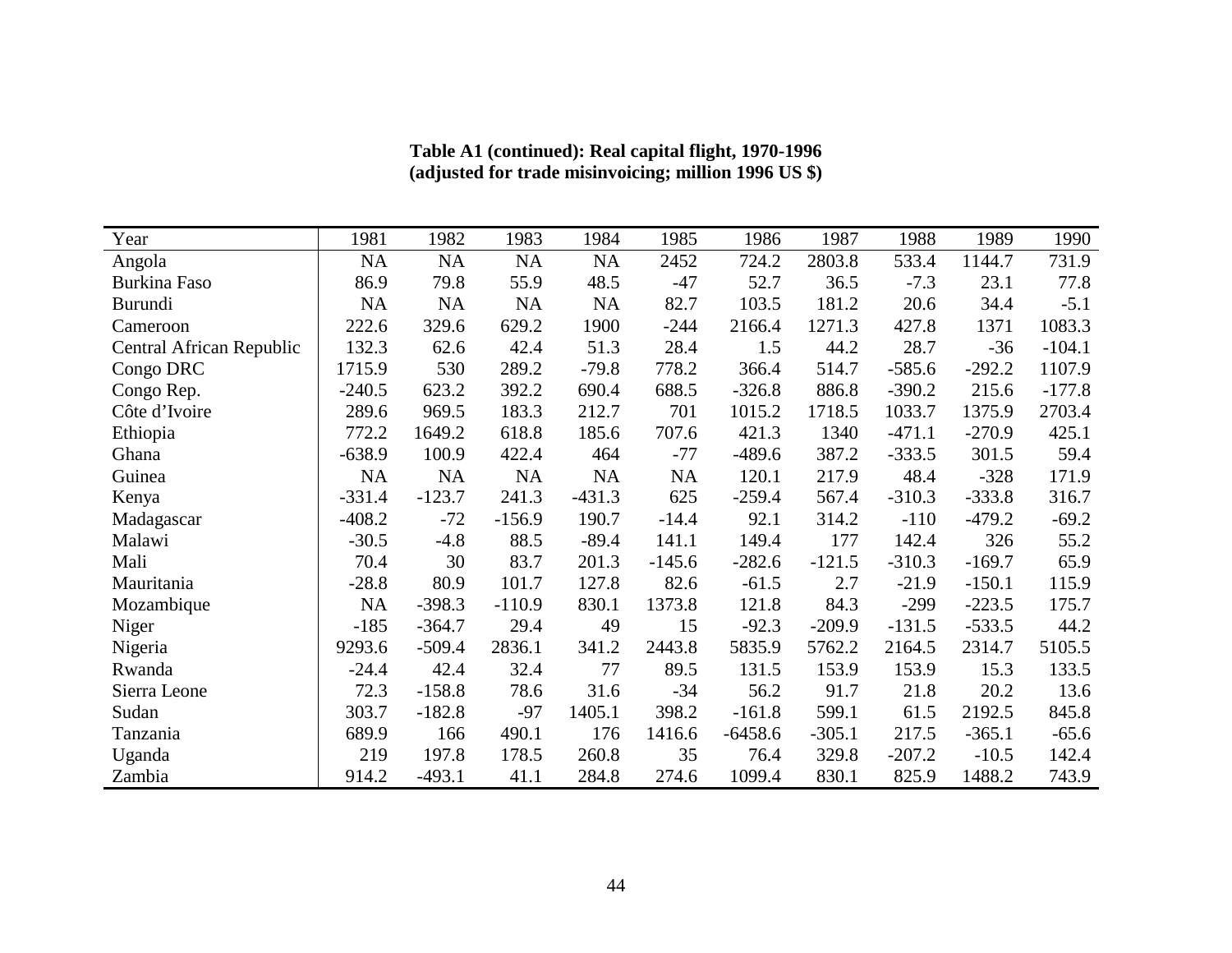**Table A1 (continued): Real capital flight, 1970-1996**
**(adjusted for trade misinvoicing; million 1996 US $)**

| Year | 1981 | 1982 | 1983 | 1984 | 1985 | 1986 | 1987 | 1988 | 1989 | 1990 |
|---|---|---|---|---|---|---|---|---|---|---|
| Angola | NA | NA | NA | NA | 2452 | 724.2 | 2803.8 | 533.4 | 1144.7 | 731.9 |
| Burkina Faso | 86.9 | 79.8 | 55.9 | 48.5 | -47 | 52.7 | 36.5 | -7.3 | 23.1 | 77.8 |
| Burundi | NA | NA | NA | NA | 82.7 | 103.5 | 181.2 | 20.6 | 34.4 | -5.1 |
| Cameroon | 222.6 | 329.6 | 629.2 | 1900 | -244 | 2166.4 | 1271.3 | 427.8 | 1371 | 1083.3 |
| Central African Republic | 132.3 | 62.6 | 42.4 | 51.3 | 28.4 | 1.5 | 44.2 | 28.7 | -36 | -104.1 |
| Congo DRC | 1715.9 | 530 | 289.2 | -79.8 | 778.2 | 366.4 | 514.7 | -585.6 | -292.2 | 1107.9 |
| Congo Rep. | -240.5 | 623.2 | 392.2 | 690.4 | 688.5 | -326.8 | 886.8 | -390.2 | 215.6 | -177.8 |
| Côte d'Ivoire | 289.6 | 969.5 | 183.3 | 212.7 | 701 | 1015.2 | 1718.5 | 1033.7 | 1375.9 | 2703.4 |
| Ethiopia | 772.2 | 1649.2 | 618.8 | 185.6 | 707.6 | 421.3 | 1340 | -471.1 | -270.9 | 425.1 |
| Ghana | -638.9 | 100.9 | 422.4 | 464 | -77 | -489.6 | 387.2 | -333.5 | 301.5 | 59.4 |
| Guinea | NA | NA | NA | NA | NA | 120.1 | 217.9 | 48.4 | -328 | 171.9 |
| Kenya | -331.4 | -123.7 | 241.3 | -431.3 | 625 | -259.4 | 567.4 | -310.3 | -333.8 | 316.7 |
| Madagascar | -408.2 | -72 | -156.9 | 190.7 | -14.4 | 92.1 | 314.2 | -110 | -479.2 | -69.2 |
| Malawi | -30.5 | -4.8 | 88.5 | -89.4 | 141.1 | 149.4 | 177 | 142.4 | 326 | 55.2 |
| Mali | 70.4 | 30 | 83.7 | 201.3 | -145.6 | -282.6 | -121.5 | -310.3 | -169.7 | 65.9 |
| Mauritania | -28.8 | 80.9 | 101.7 | 127.8 | 82.6 | -61.5 | 2.7 | -21.9 | -150.1 | 115.9 |
| Mozambique | NA | -398.3 | -110.9 | 830.1 | 1373.8 | 121.8 | 84.3 | -299 | -223.5 | 175.7 |
| Niger | -185 | -364.7 | 29.4 | 49 | 15 | -92.3 | -209.9 | -131.5 | -533.5 | 44.2 |
| Nigeria | 9293.6 | -509.4 | 2836.1 | 341.2 | 2443.8 | 5835.9 | 5762.2 | 2164.5 | 2314.7 | 5105.5 |
| Rwanda | -24.4 | 42.4 | 32.4 | 77 | 89.5 | 131.5 | 153.9 | 153.9 | 15.3 | 133.5 |
| Sierra Leone | 72.3 | -158.8 | 78.6 | 31.6 | -34 | 56.2 | 91.7 | 21.8 | 20.2 | 13.6 |
| Sudan | 303.7 | -182.8 | -97 | 1405.1 | 398.2 | -161.8 | 599.1 | 61.5 | 2192.5 | 845.8 |
| Tanzania | 689.9 | 166 | 490.1 | 176 | 1416.6 | -6458.6 | -305.1 | 217.5 | -365.1 | -65.6 |
| Uganda | 219 | 197.8 | 178.5 | 260.8 | 35 | 76.4 | 329.8 | -207.2 | -10.5 | 142.4 |
| Zambia | 914.2 | -493.1 | 41.1 | 284.8 | 274.6 | 1099.4 | 830.1 | 825.9 | 1488.2 | 743.9 |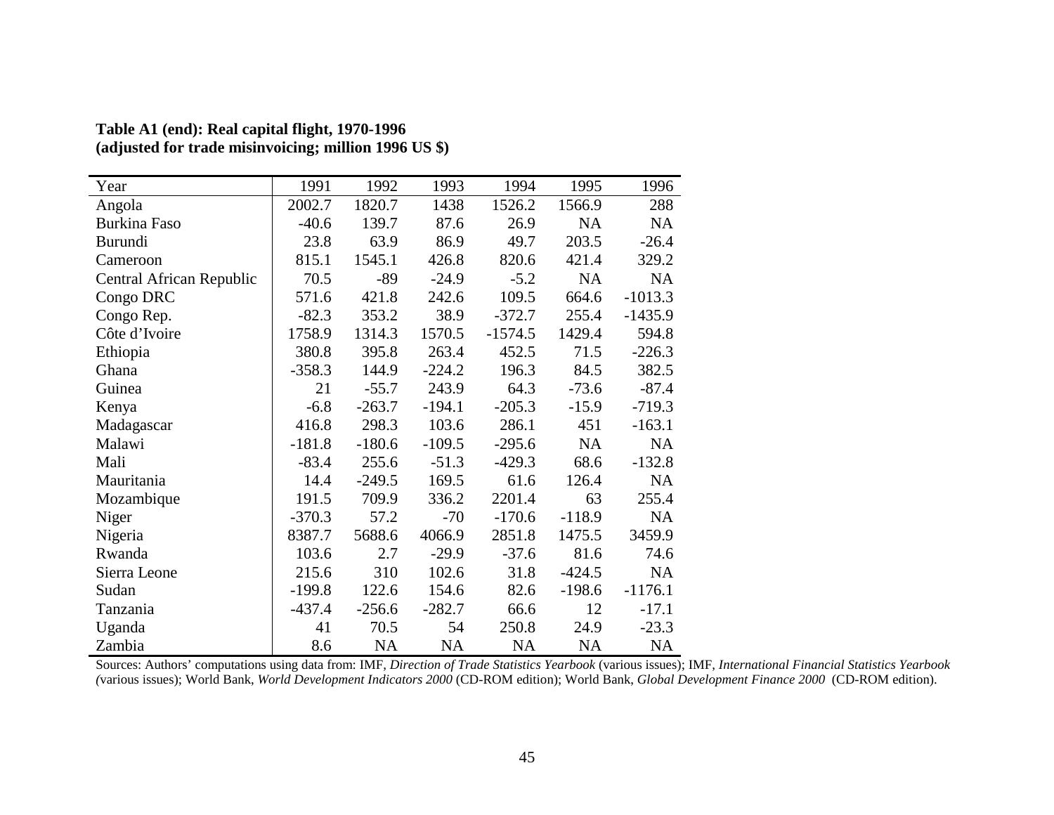**Table A1 (end): Real capital flight, 1970-1996**
**(adjusted for trade misinvoicing; million 1996 US $)**

| Year | 1991 | 1992 | 1993 | 1994 | 1995 | 1996 |
|---|---|---|---|---|---|---|
| Angola | 2002.7 | 1820.7 | 1438 | 1526.2 | 1566.9 | 288 |
| Burkina Faso | -40.6 | 139.7 | 87.6 | 26.9 | NA | NA |
| Burundi | 23.8 | 63.9 | 86.9 | 49.7 | 203.5 | -26.4 |
| Cameroon | 815.1 | 1545.1 | 426.8 | 820.6 | 421.4 | 329.2 |
| Central African Republic | 70.5 | -89 | -24.9 | -5.2 | NA | NA |
| Congo DRC | 571.6 | 421.8 | 242.6 | 109.5 | 664.6 | -1013.3 |
| Congo Rep. | -82.3 | 353.2 | 38.9 | -372.7 | 255.4 | -1435.9 |
| Côte d'Ivoire | 1758.9 | 1314.3 | 1570.5 | -1574.5 | 1429.4 | 594.8 |
| Ethiopia | 380.8 | 395.8 | 263.4 | 452.5 | 71.5 | -226.3 |
| Ghana | -358.3 | 144.9 | -224.2 | 196.3 | 84.5 | 382.5 |
| Guinea | 21 | -55.7 | 243.9 | 64.3 | -73.6 | -87.4 |
| Kenya | -6.8 | -263.7 | -194.1 | -205.3 | -15.9 | -719.3 |
| Madagascar | 416.8 | 298.3 | 103.6 | 286.1 | 451 | -163.1 |
| Malawi | -181.8 | -180.6 | -109.5 | -295.6 | NA | NA |
| Mali | -83.4 | 255.6 | -51.3 | -429.3 | 68.6 | -132.8 |
| Mauritania | 14.4 | -249.5 | 169.5 | 61.6 | 126.4 | NA |
| Mozambique | 191.5 | 709.9 | 336.2 | 2201.4 | 63 | 255.4 |
| Niger | -370.3 | 57.2 | -70 | -170.6 | -118.9 | NA |
| Nigeria | 8387.7 | 5688.6 | 4066.9 | 2851.8 | 1475.5 | 3459.9 |
| Rwanda | 103.6 | 2.7 | -29.9 | -37.6 | 81.6 | 74.6 |
| Sierra Leone | 215.6 | 310 | 102.6 | 31.8 | -424.5 | NA |
| Sudan | -199.8 | 122.6 | 154.6 | 82.6 | -198.6 | -1176.1 |
| Tanzania | -437.4 | -256.6 | -282.7 | 66.6 | 12 | -17.1 |
| Uganda | 41 | 70.5 | 54 | 250.8 | 24.9 | -23.3 |
| Zambia | 8.6 | NA | NA | NA | NA | NA |

Sources: Authors' computations using data from: IMF, *Direction of Trade Statistics Yearbook* (various issues); IMF, *International Financial Statistics Yearbook (*various issues); World Bank, *World Development Indicators 2000* (CD-ROM edition); World Bank, *Global Development Finance 2000* (CD-ROM edition).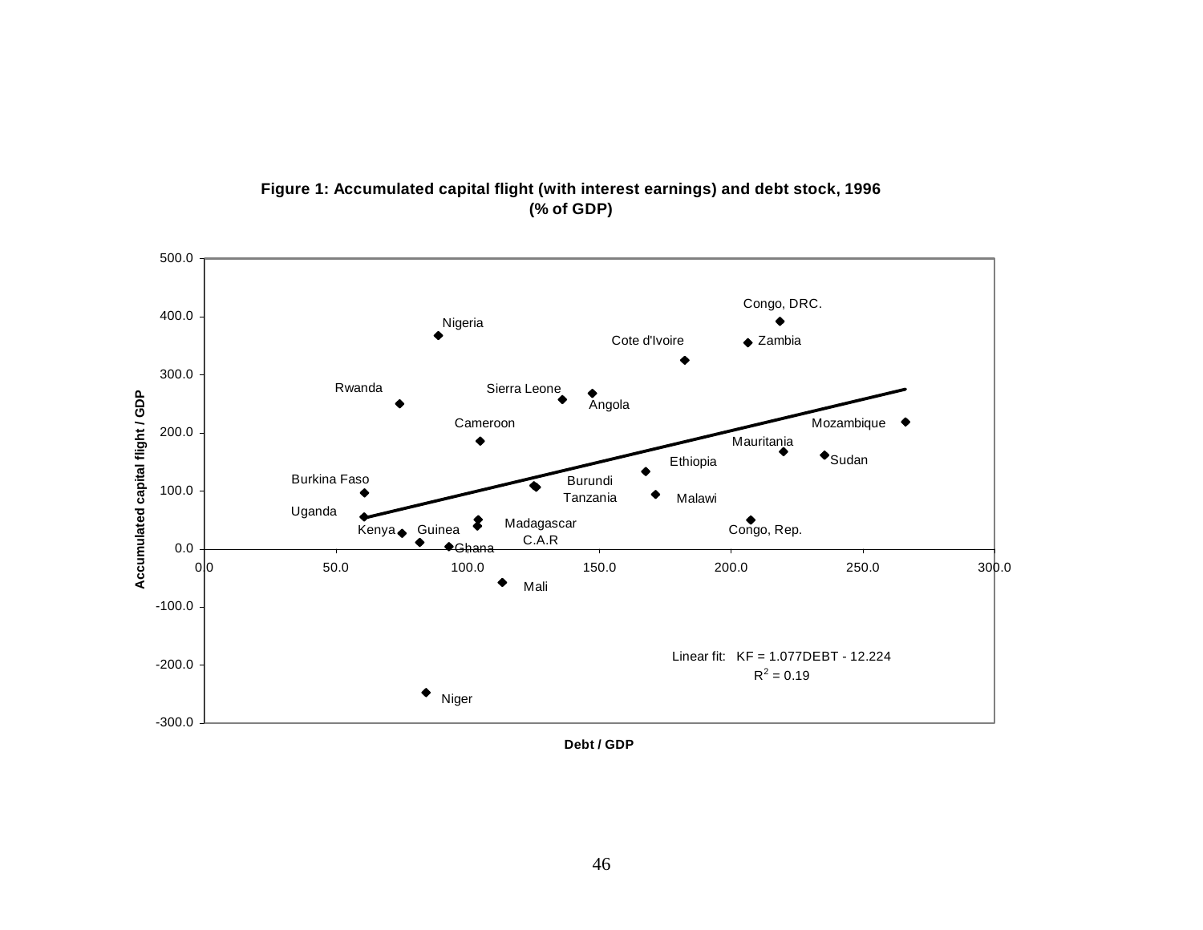**Figure 1: Accumulated capital flight (with interest earnings) and debt stock, 1996 (% of GDP)**

Linear fit: KF = 1.077DEBT - 12.224

$R^2 = 0.19$

Accumulated capital flight / GDP

Debt / GDP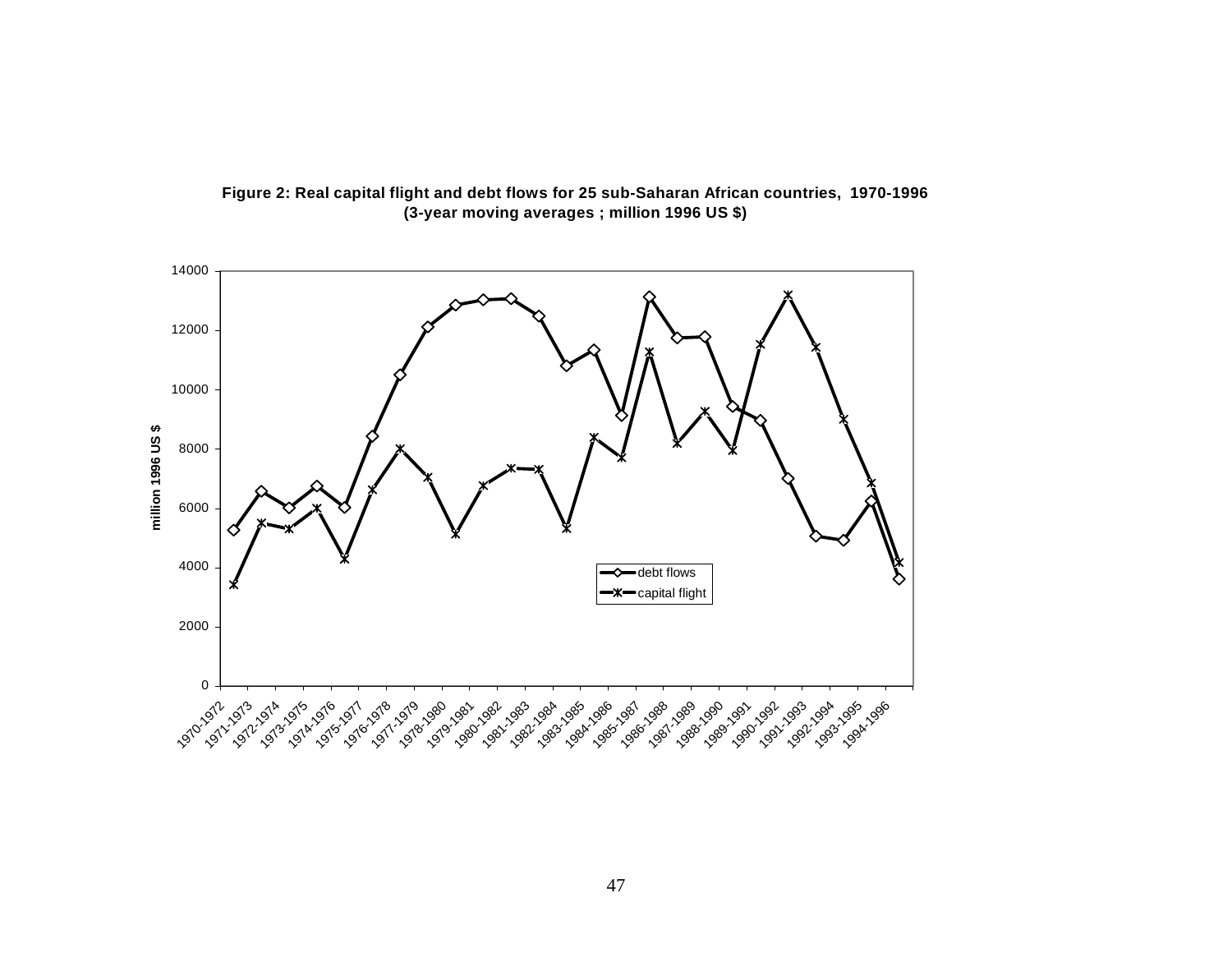**Figure 2: Real capital flight and debt flows for 25 sub-Saharan African countries, 1970-1996 (3-year moving averages ; million 1996 US $)**

million 1996 US $

14000
12000
10000
8000
6000
4000
2000
0

1970-1972
1971-1973
1972-1974
1973-1975
1974-1976
1975-1977
1976-1978
1977-1979
1978-1980
1979-1981
1980-1982
1981-1983
1982-1984
1983-1985
1984-1986
1985-1987
1986-1988
1987-1989
1988-1990
1989-1991
1990-1992
1991-1993
1992-1994
1993-1995
1994-1996

debt flows
capital flight